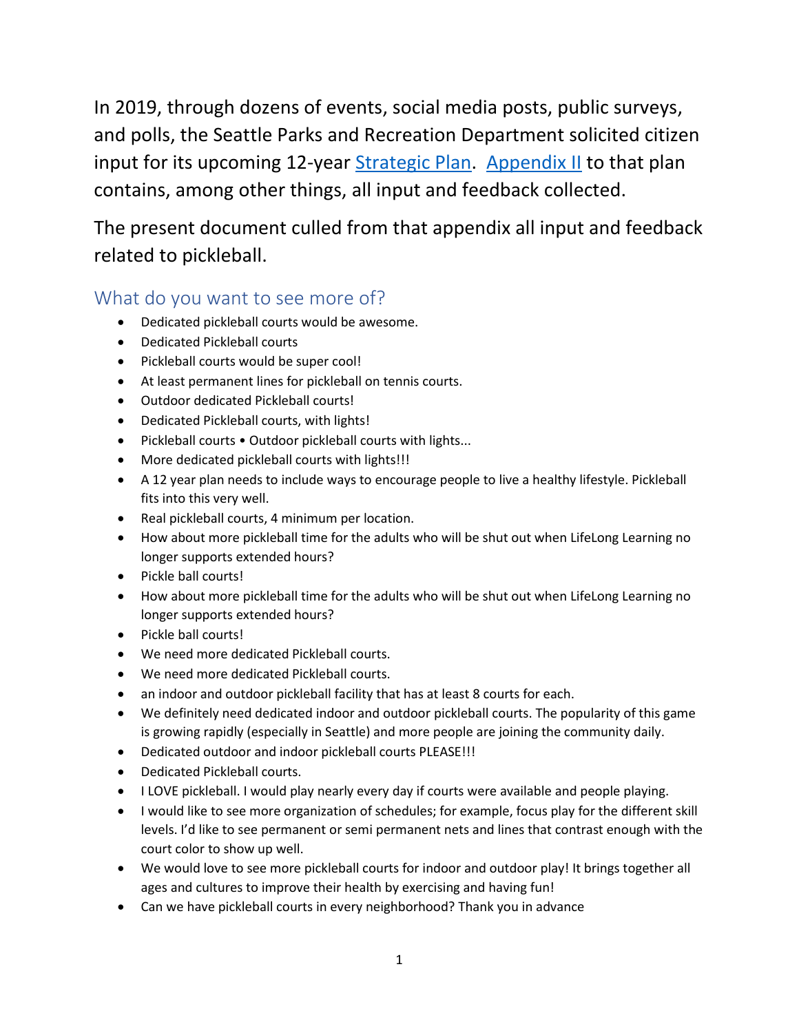In 2019, through dozens of events, social media posts, public surveys, and polls, the Seattle Parks and Recreation Department solicited citizen input for its upcoming 12-year Strategic Plan. Appendix II to that plan contains, among other things, all input and feedback collected.

The present document culled from that appendix all input and feedback related to pickleball.

## What do you want to see more of?

- Dedicated pickleball courts would be awesome.
- Dedicated Pickleball courts
- Pickleball courts would be super cool!
- At least permanent lines for pickleball on tennis courts.
- Outdoor dedicated Pickleball courts!
- Dedicated Pickleball courts, with lights!
- Pickleball courts • Outdoor pickleball courts with lights...
- More dedicated pickleball courts with lights!!!
- A 12 year plan needs to include ways to encourage people to live a healthy lifestyle. Pickleball fits into this very well.
- Real pickleball courts, 4 minimum per location.
- How about more pickleball time for the adults who will be shut out when LifeLong Learning no longer supports extended hours?
- Pickle ball courts!
- How about more pickleball time for the adults who will be shut out when LifeLong Learning no longer supports extended hours?
- Pickle ball courts!
- We need more dedicated Pickleball courts.
- We need more dedicated Pickleball courts.
- an indoor and outdoor pickleball facility that has at least 8 courts for each.
- We definitely need dedicated indoor and outdoor pickleball courts. The popularity of this game is growing rapidly (especially in Seattle) and more people are joining the community daily.
- Dedicated outdoor and indoor pickleball courts PLEASE!!!
- Dedicated Pickleball courts.
- I LOVE pickleball. I would play nearly every day if courts were available and people playing.
- I would like to see more organization of schedules; for example, focus play for the different skill levels. I'd like to see permanent or semi permanent nets and lines that contrast enough with the court color to show up well.
- We would love to see more pickleball courts for indoor and outdoor play! It brings together all ages and cultures to improve their health by exercising and having fun!
- Can we have pickleball courts in every neighborhood? Thank you in advance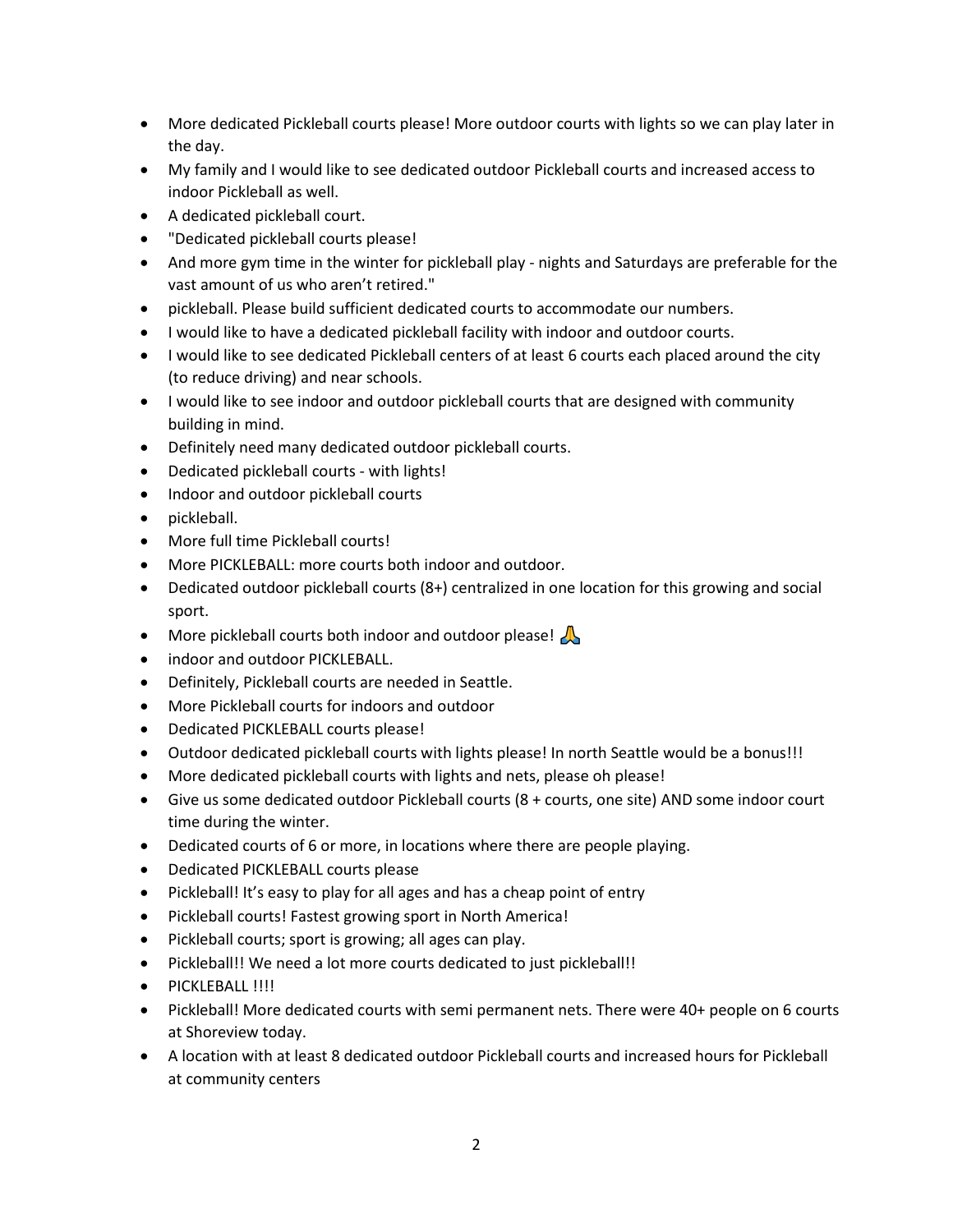- More dedicated Pickleball courts please! More outdoor courts with lights so we can play later in the day.
- My family and I would like to see dedicated outdoor Pickleball courts and increased access to indoor Pickleball as well.
- A dedicated pickleball court.
- "Dedicated pickleball courts please!
- And more gym time in the winter for pickleball play - nights and Saturdays are preferable for the vast amount of us who aren't retired."
- pickleball. Please build sufficient dedicated courts to accommodate our numbers.
- I would like to have a dedicated pickleball facility with indoor and outdoor courts.
- I would like to see dedicated Pickleball centers of at least 6 courts each placed around the city (to reduce driving) and near schools.
- I would like to see indoor and outdoor pickleball courts that are designed with community building in mind.
- Definitely need many dedicated outdoor pickleball courts.
- Dedicated pickleball courts - with lights!
- Indoor and outdoor pickleball courts
- pickleball.
- More full time Pickleball courts!
- More PICKLEBALL: more courts both indoor and outdoor.
- Dedicated outdoor pickleball courts (8+) centralized in one location for this growing and social sport.
- More pickleball courts both indoor and outdoor please! 🙏
- indoor and outdoor PICKLEBALL.
- Definitely, Pickleball courts are needed in Seattle.
- More Pickleball courts for indoors and outdoor
- Dedicated PICKLEBALL courts please!
- Outdoor dedicated pickleball courts with lights please! In north Seattle would be a bonus!!!
- More dedicated pickleball courts with lights and nets, please oh please!
- Give us some dedicated outdoor Pickleball courts (8 + courts, one site) AND some indoor court time during the winter.
- Dedicated courts of 6 or more, in locations where there are people playing.
- Dedicated PICKLEBALL courts please
- Pickleball! It's easy to play for all ages and has a cheap point of entry
- Pickleball courts! Fastest growing sport in North America!
- Pickleball courts; sport is growing; all ages can play.
- Pickleball!! We need a lot more courts dedicated to just pickleball!!
- PICKLEBALL !!!!
- Pickleball! More dedicated courts with semi permanent nets. There were 40+ people on 6 courts at Shoreview today.
- A location with at least 8 dedicated outdoor Pickleball courts and increased hours for Pickleball at community centers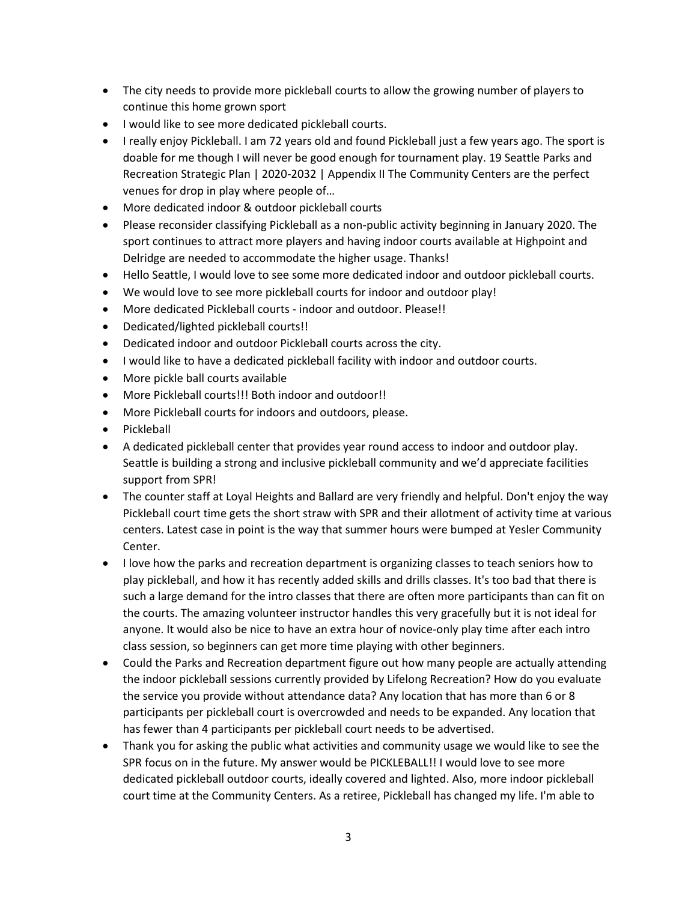- The city needs to provide more pickleball courts to allow the growing number of players to continue this home grown sport
- I would like to see more dedicated pickleball courts.
- I really enjoy Pickleball. I am 72 years old and found Pickleball just a few years ago. The sport is doable for me though I will never be good enough for tournament play. 19 Seattle Parks and Recreation Strategic Plan | 2020-2032 | Appendix II The Community Centers are the perfect venues for drop in play where people of…
- More dedicated indoor & outdoor pickleball courts
- Please reconsider classifying Pickleball as a non-public activity beginning in January 2020. The sport continues to attract more players and having indoor courts available at Highpoint and Delridge are needed to accommodate the higher usage. Thanks!
- Hello Seattle, I would love to see some more dedicated indoor and outdoor pickleball courts.
- We would love to see more pickleball courts for indoor and outdoor play!
- More dedicated Pickleball courts - indoor and outdoor. Please!!
- Dedicated/lighted pickleball courts!!
- Dedicated indoor and outdoor Pickleball courts across the city.
- I would like to have a dedicated pickleball facility with indoor and outdoor courts.
- More pickle ball courts available
- More Pickleball courts!!! Both indoor and outdoor!!
- More Pickleball courts for indoors and outdoors, please.
- Pickleball
- A dedicated pickleball center that provides year round access to indoor and outdoor play. Seattle is building a strong and inclusive pickleball community and we'd appreciate facilities support from SPR!
- The counter staff at Loyal Heights and Ballard are very friendly and helpful. Don't enjoy the way Pickleball court time gets the short straw with SPR and their allotment of activity time at various centers. Latest case in point is the way that summer hours were bumped at Yesler Community Center.
- I love how the parks and recreation department is organizing classes to teach seniors how to play pickleball, and how it has recently added skills and drills classes. It's too bad that there is such a large demand for the intro classes that there are often more participants than can fit on the courts. The amazing volunteer instructor handles this very gracefully but it is not ideal for anyone. It would also be nice to have an extra hour of novice-only play time after each intro class session, so beginners can get more time playing with other beginners.
- Could the Parks and Recreation department figure out how many people are actually attending the indoor pickleball sessions currently provided by Lifelong Recreation? How do you evaluate the service you provide without attendance data? Any location that has more than 6 or 8 participants per pickleball court is overcrowded and needs to be expanded. Any location that has fewer than 4 participants per pickleball court needs to be advertised.
- Thank you for asking the public what activities and community usage we would like to see the SPR focus on in the future. My answer would be PICKLEBALL!! I would love to see more dedicated pickleball outdoor courts, ideally covered and lighted. Also, more indoor pickleball court time at the Community Centers. As a retiree, Pickleball has changed my life. I'm able to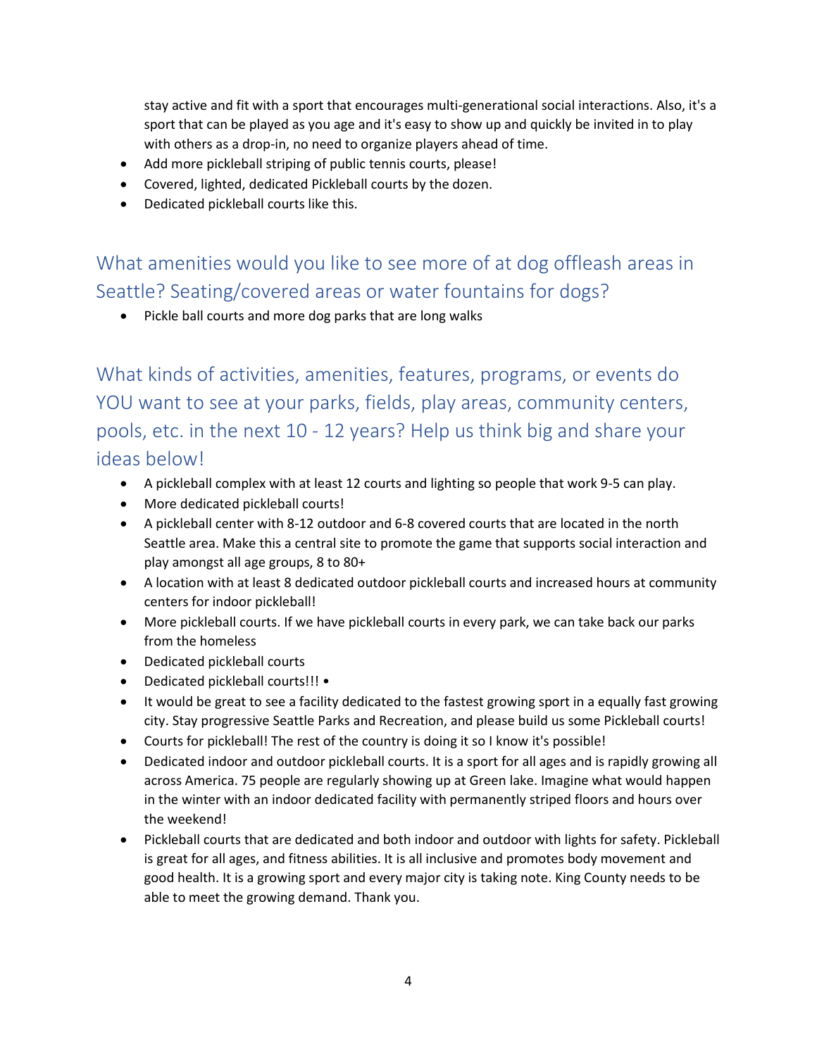stay active and fit with a sport that encourages multi-generational social interactions. Also, it's a sport that can be played as you age and it's easy to show up and quickly be invited in to play with others as a drop-in, no need to organize players ahead of time.

- Add more pickleball striping of public tennis courts, please!
- Covered, lighted, dedicated Pickleball courts by the dozen.
- Dedicated pickleball courts like this.

## What amenities would you like to see more of at dog offleash areas in Seattle? Seating/covered areas or water fountains for dogs?

- Pickle ball courts and more dog parks that are long walks

## What kinds of activities, amenities, features, programs, or events do YOU want to see at your parks, fields, play areas, community centers, pools, etc. in the next 10 - 12 years? Help us think big and share your ideas below!

- A pickleball complex with at least 12 courts and lighting so people that work 9-5 can play.
- More dedicated pickleball courts!
- A pickleball center with 8-12 outdoor and 6-8 covered courts that are located in the north Seattle area. Make this a central site to promote the game that supports social interaction and play amongst all age groups, 8 to 80+
- A location with at least 8 dedicated outdoor pickleball courts and increased hours at community centers for indoor pickleball!
- More pickleball courts. If we have pickleball courts in every park, we can take back our parks from the homeless
- Dedicated pickleball courts
- Dedicated pickleball courts!!! •
- It would be great to see a facility dedicated to the fastest growing sport in a equally fast growing city. Stay progressive Seattle Parks and Recreation, and please build us some Pickleball courts!
- Courts for pickleball! The rest of the country is doing it so I know it's possible!
- Dedicated indoor and outdoor pickleball courts. It is a sport for all ages and is rapidly growing all across America. 75 people are regularly showing up at Green lake. Imagine what would happen in the winter with an indoor dedicated facility with permanently striped floors and hours over the weekend!
- Pickleball courts that are dedicated and both indoor and outdoor with lights for safety. Pickleball is great for all ages, and fitness abilities. It is all inclusive and promotes body movement and good health. It is a growing sport and every major city is taking note. King County needs to be able to meet the growing demand. Thank you.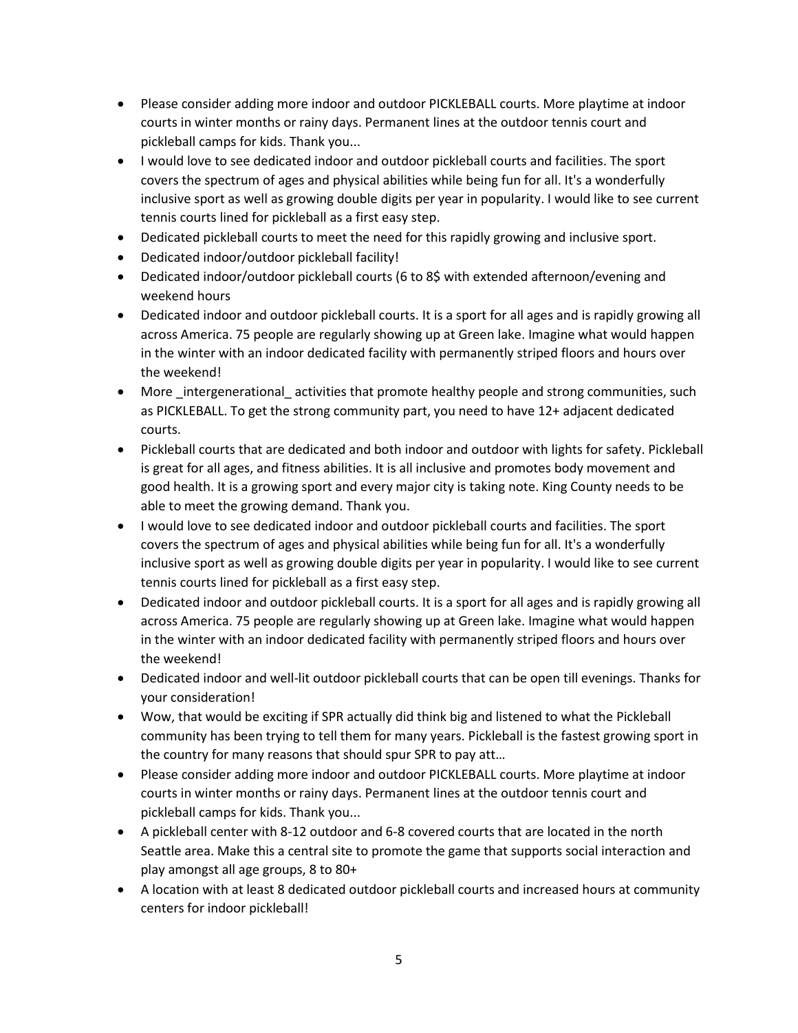- Please consider adding more indoor and outdoor PICKLEBALL courts. More playtime at indoor courts in winter months or rainy days. Permanent lines at the outdoor tennis court and pickleball camps for kids. Thank you...
- I would love to see dedicated indoor and outdoor pickleball courts and facilities. The sport covers the spectrum of ages and physical abilities while being fun for all. It's a wonderfully inclusive sport as well as growing double digits per year in popularity. I would like to see current tennis courts lined for pickleball as a first easy step.
- Dedicated pickleball courts to meet the need for this rapidly growing and inclusive sport.
- Dedicated indoor/outdoor pickleball facility!
- Dedicated indoor/outdoor pickleball courts (6 to 8$ with extended afternoon/evening and weekend hours
- Dedicated indoor and outdoor pickleball courts. It is a sport for all ages and is rapidly growing all across America. 75 people are regularly showing up at Green lake. Imagine what would happen in the winter with an indoor dedicated facility with permanently striped floors and hours over the weekend!
- More _intergenerational_ activities that promote healthy people and strong communities, such as PICKLEBALL. To get the strong community part, you need to have 12+ adjacent dedicated courts.
- Pickleball courts that are dedicated and both indoor and outdoor with lights for safety. Pickleball is great for all ages, and fitness abilities. It is all inclusive and promotes body movement and good health. It is a growing sport and every major city is taking note. King County needs to be able to meet the growing demand. Thank you.
- I would love to see dedicated indoor and outdoor pickleball courts and facilities. The sport covers the spectrum of ages and physical abilities while being fun for all. It's a wonderfully inclusive sport as well as growing double digits per year in popularity. I would like to see current tennis courts lined for pickleball as a first easy step.
- Dedicated indoor and outdoor pickleball courts. It is a sport for all ages and is rapidly growing all across America. 75 people are regularly showing up at Green lake. Imagine what would happen in the winter with an indoor dedicated facility with permanently striped floors and hours over the weekend!
- Dedicated indoor and well-lit outdoor pickleball courts that can be open till evenings. Thanks for your consideration!
- Wow, that would be exciting if SPR actually did think big and listened to what the Pickleball community has been trying to tell them for many years. Pickleball is the fastest growing sport in the country for many reasons that should spur SPR to pay att…
- Please consider adding more indoor and outdoor PICKLEBALL courts. More playtime at indoor courts in winter months or rainy days. Permanent lines at the outdoor tennis court and pickleball camps for kids. Thank you...
- A pickleball center with 8-12 outdoor and 6-8 covered courts that are located in the north Seattle area. Make this a central site to promote the game that supports social interaction and play amongst all age groups, 8 to 80+
- A location with at least 8 dedicated outdoor pickleball courts and increased hours at community centers for indoor pickleball!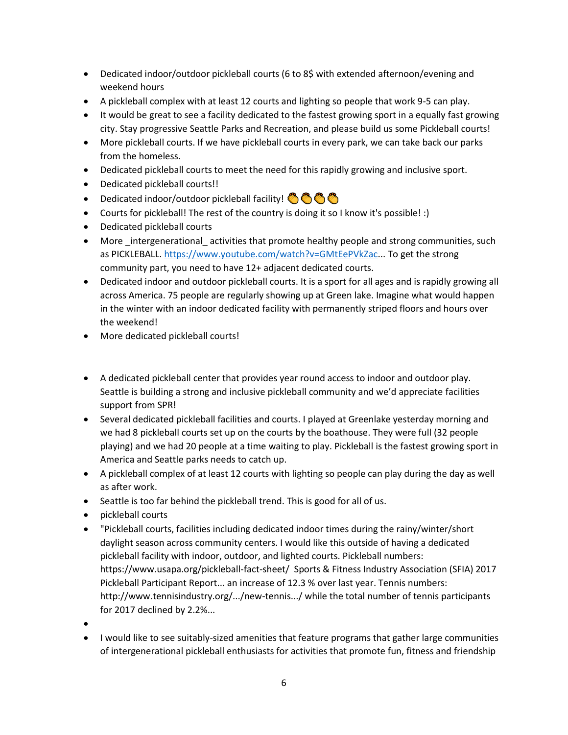- Dedicated indoor/outdoor pickleball courts (6 to 8$ with extended afternoon/evening and weekend hours
- A pickleball complex with at least 12 courts and lighting so people that work 9-5 can play.
- It would be great to see a facility dedicated to the fastest growing sport in a equally fast growing city. Stay progressive Seattle Parks and Recreation, and please build us some Pickleball courts!
- More pickleball courts. If we have pickleball courts in every park, we can take back our parks from the homeless.
- Dedicated pickleball courts to meet the need for this rapidly growing and inclusive sport.
- Dedicated pickleball courts!!
- Dedicated indoor/outdoor pickleball facility! 👏👏👏👏
- Courts for pickleball! The rest of the country is doing it so I know it's possible! :)
- Dedicated pickleball courts
- More _intergenerational_ activities that promote healthy people and strong communities, such as PICKLEBALL. https://www.youtube.com/watch?v=GMtEePVkZac... To get the strong community part, you need to have 12+ adjacent dedicated courts.
- Dedicated indoor and outdoor pickleball courts. It is a sport for all ages and is rapidly growing all across America. 75 people are regularly showing up at Green lake. Imagine what would happen in the winter with an indoor dedicated facility with permanently striped floors and hours over the weekend!
- More dedicated pickleball courts!

- A dedicated pickleball center that provides year round access to indoor and outdoor play. Seattle is building a strong and inclusive pickleball community and we'd appreciate facilities support from SPR!
- Several dedicated pickleball facilities and courts. I played at Greenlake yesterday morning and we had 8 pickleball courts set up on the courts by the boathouse. They were full (32 people playing) and we had 20 people at a time waiting to play. Pickleball is the fastest growing sport in America and Seattle parks needs to catch up.
- A pickleball complex of at least 12 courts with lighting so people can play during the day as well as after work.
- Seattle is too far behind the pickleball trend. This is good for all of us.
- pickleball courts
- "Pickleball courts, facilities including dedicated indoor times during the rainy/winter/short daylight season across community centers. I would like this outside of having a dedicated pickleball facility with indoor, outdoor, and lighted courts. Pickleball numbers: https://www.usapa.org/pickleball-fact-sheet/ Sports & Fitness Industry Association (SFIA) 2017 Pickleball Participant Report... an increase of 12.3 % over last year. Tennis numbers: http://www.tennisindustry.org/.../new-tennis.../ while the total number of tennis participants for 2017 declined by 2.2%...
- 
- I would like to see suitably-sized amenities that feature programs that gather large communities of intergenerational pickleball enthusiasts for activities that promote fun, fitness and friendship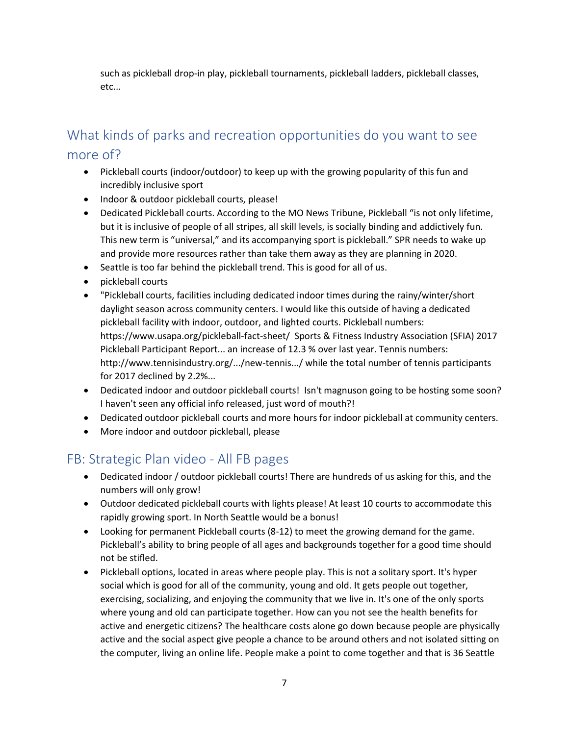such as pickleball drop-in play, pickleball tournaments, pickleball ladders, pickleball classes, etc...

## What kinds of parks and recreation opportunities do you want to see more of?

- Pickleball courts (indoor/outdoor) to keep up with the growing popularity of this fun and incredibly inclusive sport
- Indoor & outdoor pickleball courts, please!
- Dedicated Pickleball courts. According to the MO News Tribune, Pickleball "is not only lifetime, but it is inclusive of people of all stripes, all skill levels, is socially binding and addictively fun. This new term is "universal," and its accompanying sport is pickleball." SPR needs to wake up and provide more resources rather than take them away as they are planning in 2020.
- Seattle is too far behind the pickleball trend. This is good for all of us.
- pickleball courts
- "Pickleball courts, facilities including dedicated indoor times during the rainy/winter/short daylight season across community centers. I would like this outside of having a dedicated pickleball facility with indoor, outdoor, and lighted courts. Pickleball numbers: https://www.usapa.org/pickleball-fact-sheet/ Sports & Fitness Industry Association (SFIA) 2017 Pickleball Participant Report... an increase of 12.3 % over last year. Tennis numbers: http://www.tennisindustry.org/.../new-tennis.../ while the total number of tennis participants for 2017 declined by 2.2%...
- Dedicated indoor and outdoor pickleball courts! Isn't magnuson going to be hosting some soon? I haven't seen any official info released, just word of mouth?!
- Dedicated outdoor pickleball courts and more hours for indoor pickleball at community centers.
- More indoor and outdoor pickleball, please

## FB: Strategic Plan video - All FB pages

- Dedicated indoor / outdoor pickleball courts! There are hundreds of us asking for this, and the numbers will only grow!
- Outdoor dedicated pickleball courts with lights please! At least 10 courts to accommodate this rapidly growing sport. In North Seattle would be a bonus!
- Looking for permanent Pickleball courts (8-12) to meet the growing demand for the game. Pickleball's ability to bring people of all ages and backgrounds together for a good time should not be stifled.
- Pickleball options, located in areas where people play. This is not a solitary sport. It's hyper social which is good for all of the community, young and old. It gets people out together, exercising, socializing, and enjoying the community that we live in. It's one of the only sports where young and old can participate together. How can you not see the health benefits for active and energetic citizens? The healthcare costs alone go down because people are physically active and the social aspect give people a chance to be around others and not isolated sitting on the computer, living an online life. People make a point to come together and that is 36 Seattle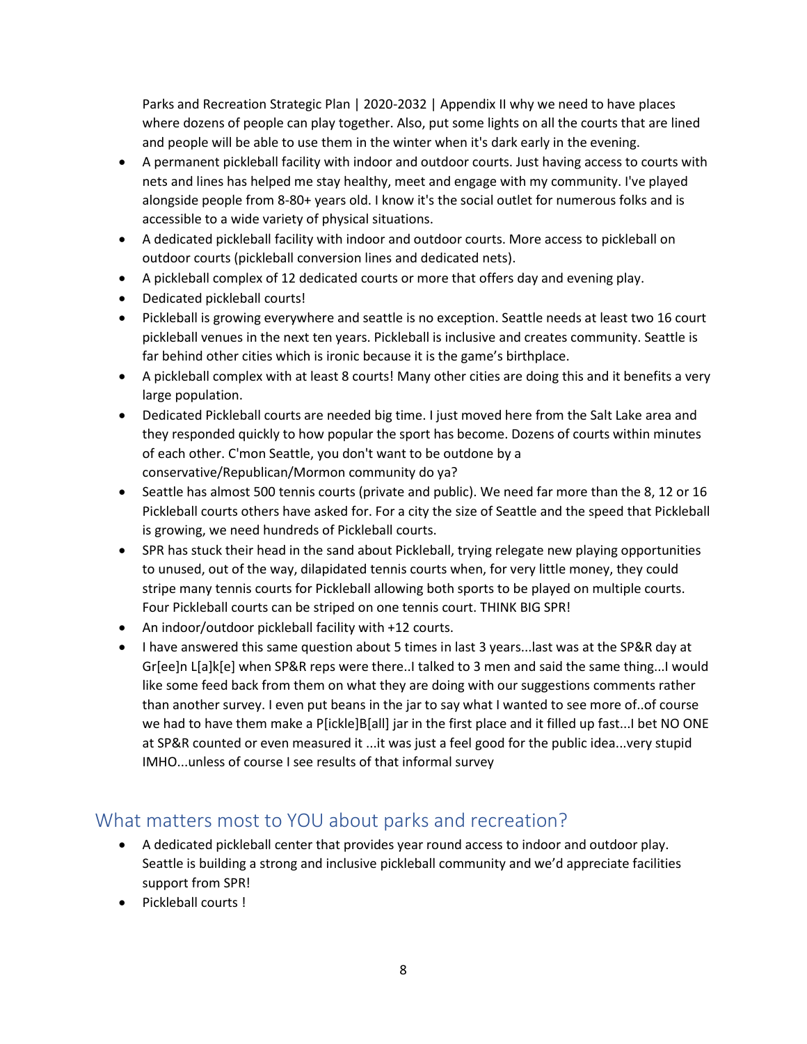why we need to have places where dozens of people can play together. Also, put some lights on all the courts that are lined and people will be able to use them in the winter when it's dark early in the evening.

- A permanent pickleball facility with indoor and outdoor courts. Just having access to courts with nets and lines has helped me stay healthy, meet and engage with my community. I've played alongside people from 8-80+ years old. I know it's the social outlet for numerous folks and is accessible to a wide variety of physical situations.
- A dedicated pickleball facility with indoor and outdoor courts. More access to pickleball on outdoor courts (pickleball conversion lines and dedicated nets).
- A pickleball complex of 12 dedicated courts or more that offers day and evening play.
- Dedicated pickleball courts!
- Pickleball is growing everywhere and seattle is no exception. Seattle needs at least two 16 court pickleball venues in the next ten years. Pickleball is inclusive and creates community. Seattle is far behind other cities which is ironic because it is the game's birthplace.
- A pickleball complex with at least 8 courts! Many other cities are doing this and it benefits a very large population.
- Dedicated Pickleball courts are needed big time. I just moved here from the Salt Lake area and they responded quickly to how popular the sport has become. Dozens of courts within minutes of each other. C'mon Seattle, you don't want to be outdone by a conservative/Republican/Mormon community do ya?
- Seattle has almost 500 tennis courts (private and public). We need far more than the 8, 12 or 16 Pickleball courts others have asked for. For a city the size of Seattle and the speed that Pickleball is growing, we need hundreds of Pickleball courts.
- SPR has stuck their head in the sand about Pickleball, trying relegate new playing opportunities to unused, out of the way, dilapidated tennis courts when, for very little money, they could stripe many tennis courts for Pickleball allowing both sports to be played on multiple courts. Four Pickleball courts can be striped on one tennis court. THINK BIG SPR!
- An indoor/outdoor pickleball facility with +12 courts.
- I have answered this same question about 5 times in last 3 years...last was at the SP&R day at Gr[ee]n L[a]k[e] when SP&R reps were there..I talked to 3 men and said the same thing...I would like some feed back from them on what they are doing with our suggestions comments rather than another survey. I even put beans in the jar to say what I wanted to see more of..of course we had to have them make a P[ickle]B[all] jar in the first place and it filled up fast...I bet NO ONE at SP&R counted or even measured it ...it was just a feel good for the public idea...very stupid IMHO...unless of course I see results of that informal survey

## What matters most to YOU about parks and recreation?

- A dedicated pickleball center that provides year round access to indoor and outdoor play. Seattle is building a strong and inclusive pickleball community and we'd appreciate facilities support from SPR!
- Pickleball courts !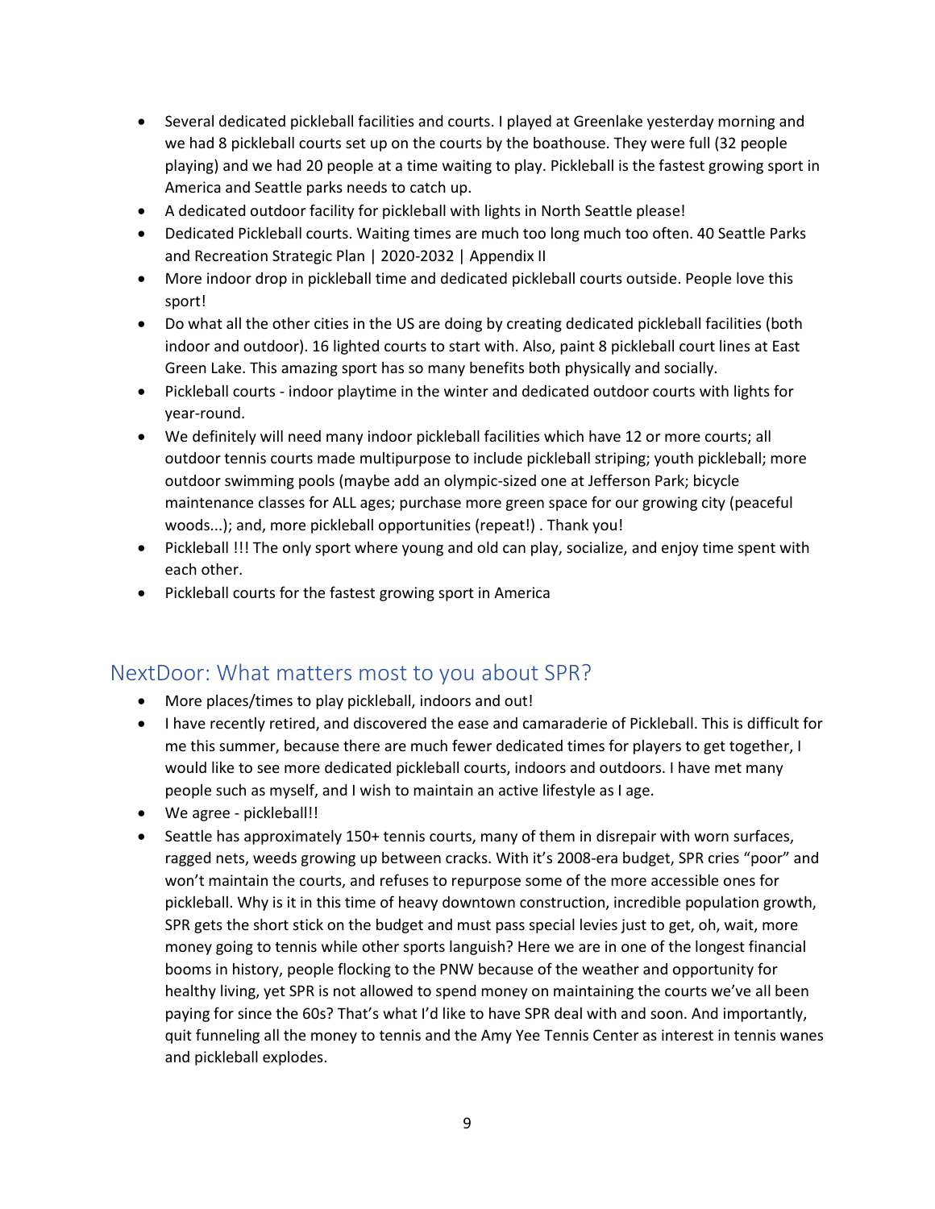- Several dedicated pickleball facilities and courts. I played at Greenlake yesterday morning and we had 8 pickleball courts set up on the courts by the boathouse. They were full (32 people playing) and we had 20 people at a time waiting to play. Pickleball is the fastest growing sport in America and Seattle parks needs to catch up.
- A dedicated outdoor facility for pickleball with lights in North Seattle please!
- Dedicated Pickleball courts. Waiting times are much too long much too often. 40 Seattle Parks and Recreation Strategic Plan | 2020-2032 | Appendix II
- More indoor drop in pickleball time and dedicated pickleball courts outside. People love this sport!
- Do what all the other cities in the US are doing by creating dedicated pickleball facilities (both indoor and outdoor). 16 lighted courts to start with. Also, paint 8 pickleball court lines at East Green Lake. This amazing sport has so many benefits both physically and socially.
- Pickleball courts - indoor playtime in the winter and dedicated outdoor courts with lights for year-round.
- We definitely will need many indoor pickleball facilities which have 12 or more courts; all outdoor tennis courts made multipurpose to include pickleball striping; youth pickleball; more outdoor swimming pools (maybe add an olympic-sized one at Jefferson Park; bicycle maintenance classes for ALL ages; purchase more green space for our growing city (peaceful woods...); and, more pickleball opportunities (repeat!) . Thank you!
- Pickleball !!! The only sport where young and old can play, socialize, and enjoy time spent with each other.
- Pickleball courts for the fastest growing sport in America

## NextDoor: What matters most to you about SPR?

- More places/times to play pickleball, indoors and out!
- I have recently retired, and discovered the ease and camaraderie of Pickleball. This is difficult for me this summer, because there are much fewer dedicated times for players to get together, I would like to see more dedicated pickleball courts, indoors and outdoors. I have met many people such as myself, and I wish to maintain an active lifestyle as I age.
- We agree - pickleball!!
- Seattle has approximately 150+ tennis courts, many of them in disrepair with worn surfaces, ragged nets, weeds growing up between cracks. With it's 2008-era budget, SPR cries "poor" and won't maintain the courts, and refuses to repurpose some of the more accessible ones for pickleball. Why is it in this time of heavy downtown construction, incredible population growth, SPR gets the short stick on the budget and must pass special levies just to get, oh, wait, more money going to tennis while other sports languish? Here we are in one of the longest financial booms in history, people flocking to the PNW because of the weather and opportunity for healthy living, yet SPR is not allowed to spend money on maintaining the courts we've all been paying for since the 60s? That's what I'd like to have SPR deal with and soon. And importantly, quit funneling all the money to tennis and the Amy Yee Tennis Center as interest in tennis wanes and pickleball explodes.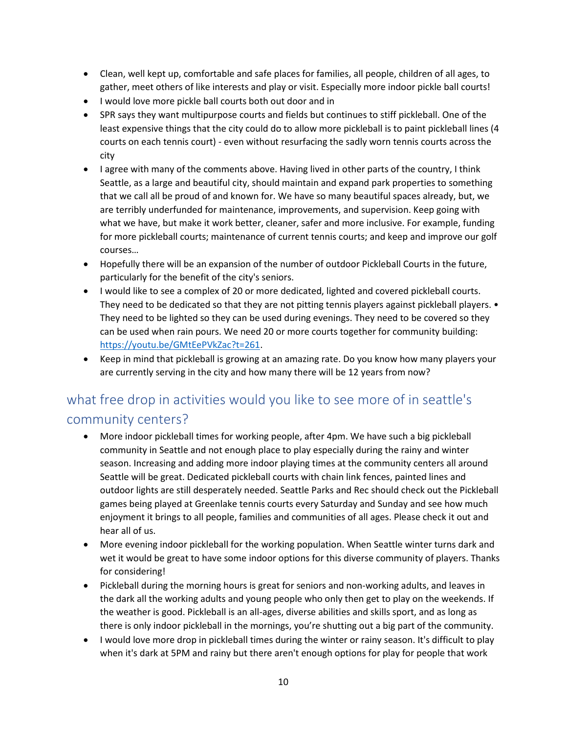- Clean, well kept up, comfortable and safe places for families, all people, children of all ages, to gather, meet others of like interests and play or visit. Especially more indoor pickle ball courts!
- I would love more pickle ball courts both out door and in
- SPR says they want multipurpose courts and fields but continues to stiff pickleball. One of the least expensive things that the city could do to allow more pickleball is to paint pickleball lines (4 courts on each tennis court) - even without resurfacing the sadly worn tennis courts across the city
- I agree with many of the comments above. Having lived in other parts of the country, I think Seattle, as a large and beautiful city, should maintain and expand park properties to something that we call all be proud of and known for. We have so many beautiful spaces already, but, we are terribly underfunded for maintenance, improvements, and supervision. Keep going with what we have, but make it work better, cleaner, safer and more inclusive. For example, funding for more pickleball courts; maintenance of current tennis courts; and keep and improve our golf courses…
- Hopefully there will be an expansion of the number of outdoor Pickleball Courts in the future, particularly for the benefit of the city's seniors.
- I would like to see a complex of 20 or more dedicated, lighted and covered pickleball courts. They need to be dedicated so that they are not pitting tennis players against pickleball players. • They need to be lighted so they can be used during evenings. They need to be covered so they can be used when rain pours. We need 20 or more courts together for community building: https://youtu.be/GMtEePVkZac?t=261.
- Keep in mind that pickleball is growing at an amazing rate. Do you know how many players your are currently serving in the city and how many there will be 12 years from now?

## what free drop in activities would you like to see more of in seattle's community centers?

- More indoor pickleball times for working people, after 4pm. We have such a big pickleball community in Seattle and not enough place to play especially during the rainy and winter season. Increasing and adding more indoor playing times at the community centers all around Seattle will be great. Dedicated pickleball courts with chain link fences, painted lines and outdoor lights are still desperately needed. Seattle Parks and Rec should check out the Pickleball games being played at Greenlake tennis courts every Saturday and Sunday and see how much enjoyment it brings to all people, families and communities of all ages. Please check it out and hear all of us.
- More evening indoor pickleball for the working population. When Seattle winter turns dark and wet it would be great to have some indoor options for this diverse community of players. Thanks for considering!
- Pickleball during the morning hours is great for seniors and non-working adults, and leaves in the dark all the working adults and young people who only then get to play on the weekends. If the weather is good. Pickleball is an all-ages, diverse abilities and skills sport, and as long as there is only indoor pickleball in the mornings, you're shutting out a big part of the community.
- I would love more drop in pickleball times during the winter or rainy season. It's difficult to play when it's dark at 5PM and rainy but there aren't enough options for play for people that work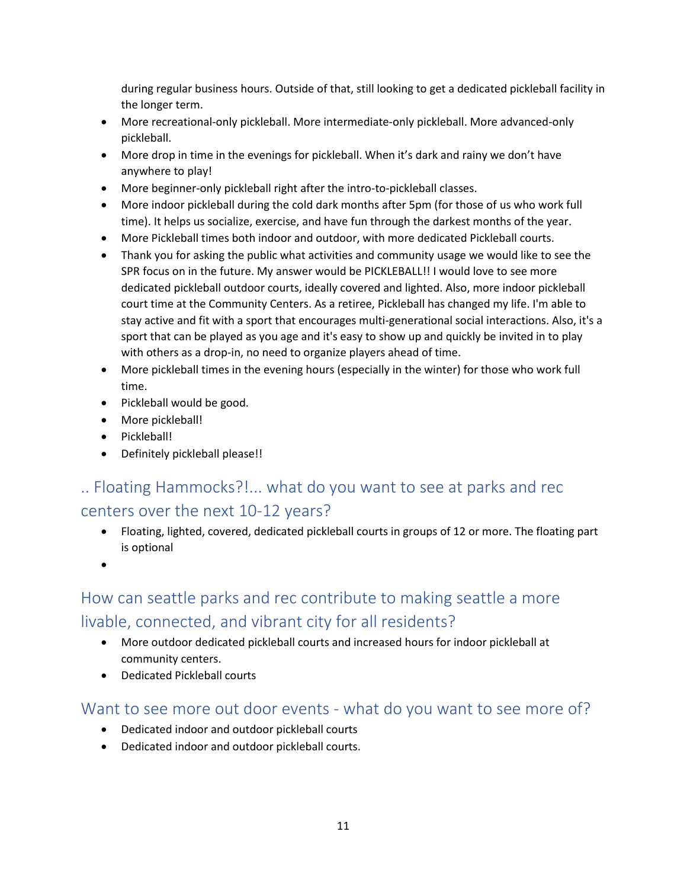during regular business hours. Outside of that, still looking to get a dedicated pickleball facility in the longer term.

- More recreational-only pickleball. More intermediate-only pickleball. More advanced-only pickleball.
- More drop in time in the evenings for pickleball. When it's dark and rainy we don't have anywhere to play!
- More beginner-only pickleball right after the intro-to-pickleball classes.
- More indoor pickleball during the cold dark months after 5pm (for those of us who work full time). It helps us socialize, exercise, and have fun through the darkest months of the year.
- More Pickleball times both indoor and outdoor, with more dedicated Pickleball courts.
- Thank you for asking the public what activities and community usage we would like to see the SPR focus on in the future. My answer would be PICKLEBALL!! I would love to see more dedicated pickleball outdoor courts, ideally covered and lighted. Also, more indoor pickleball court time at the Community Centers. As a retiree, Pickleball has changed my life. I'm able to stay active and fit with a sport that encourages multi-generational social interactions. Also, it's a sport that can be played as you age and it's easy to show up and quickly be invited in to play with others as a drop-in, no need to organize players ahead of time.
- More pickleball times in the evening hours (especially in the winter) for those who work full time.
- Pickleball would be good.
- More pickleball!
- Pickleball!
- Definitely pickleball please!!

## .. Floating Hammocks?!... what do you want to see at parks and rec centers over the next 10-12 years?

- Floating, lighted, covered, dedicated pickleball courts in groups of 12 or more. The floating part is optional

## How can seattle parks and rec contribute to making seattle a more livable, connected, and vibrant city for all residents?

- More outdoor dedicated pickleball courts and increased hours for indoor pickleball at community centers.
- Dedicated Pickleball courts

## Want to see more out door events - what do you want to see more of?

- Dedicated indoor and outdoor pickleball courts
- Dedicated indoor and outdoor pickleball courts.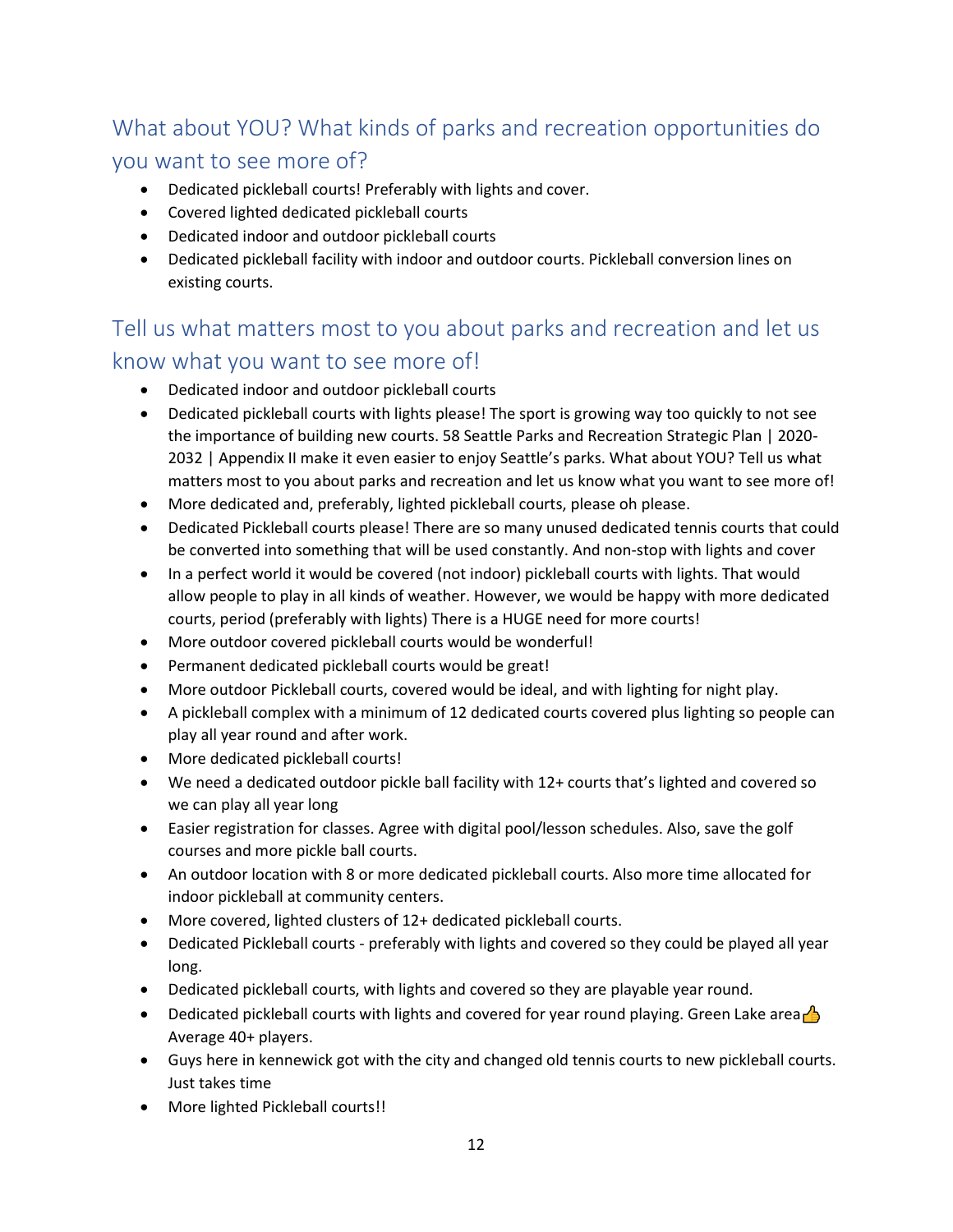## What about YOU? What kinds of parks and recreation opportunities do you want to see more of?

- Dedicated pickleball courts! Preferably with lights and cover.
- Covered lighted dedicated pickleball courts
- Dedicated indoor and outdoor pickleball courts
- Dedicated pickleball facility with indoor and outdoor courts. Pickleball conversion lines on existing courts.

## Tell us what matters most to you about parks and recreation and let us know what you want to see more of!

- Dedicated indoor and outdoor pickleball courts
- Dedicated pickleball courts with lights please! The sport is growing way too quickly to not see the importance of building new courts. 58 Seattle Parks and Recreation Strategic Plan | 2020-2032 | Appendix II make it even easier to enjoy Seattle's parks. What about YOU? Tell us what matters most to you about parks and recreation and let us know what you want to see more of!
- More dedicated and, preferably, lighted pickleball courts, please oh please.
- Dedicated Pickleball courts please! There are so many unused dedicated tennis courts that could be converted into something that will be used constantly. And non-stop with lights and cover
- In a perfect world it would be covered (not indoor) pickleball courts with lights. That would allow people to play in all kinds of weather. However, we would be happy with more dedicated courts, period (preferably with lights) There is a HUGE need for more courts!
- More outdoor covered pickleball courts would be wonderful!
- Permanent dedicated pickleball courts would be great!
- More outdoor Pickleball courts, covered would be ideal, and with lighting for night play.
- A pickleball complex with a minimum of 12 dedicated courts covered plus lighting so people can play all year round and after work.
- More dedicated pickleball courts!
- We need a dedicated outdoor pickle ball facility with 12+ courts that's lighted and covered so we can play all year long
- Easier registration for classes. Agree with digital pool/lesson schedules. Also, save the golf courses and more pickle ball courts.
- An outdoor location with 8 or more dedicated pickleball courts. Also more time allocated for indoor pickleball at community centers.
- More covered, lighted clusters of 12+ dedicated pickleball courts.
- Dedicated Pickleball courts - preferably with lights and covered so they could be played all year long.
- Dedicated pickleball courts, with lights and covered so they are playable year round.
- Dedicated pickleball courts with lights and covered for year round playing. Green Lake area👍 Average 40+ players.
- Guys here in kennewick got with the city and changed old tennis courts to new pickleball courts. Just takes time
- More lighted Pickleball courts!!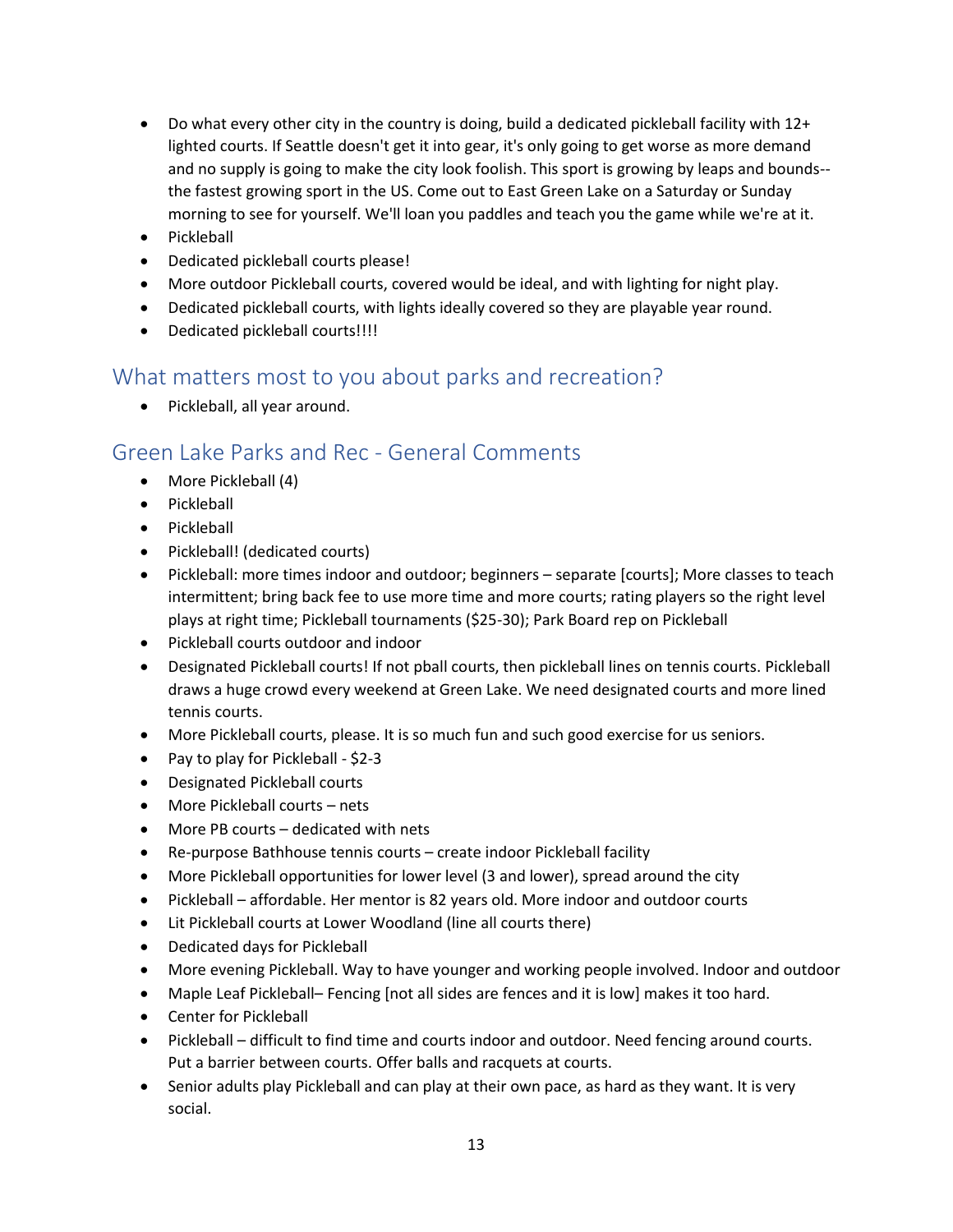- Do what every other city in the country is doing, build a dedicated pickleball facility with 12+ lighted courts. If Seattle doesn't get it into gear, it's only going to get worse as more demand and no supply is going to make the city look foolish. This sport is growing by leaps and bounds--the fastest growing sport in the US. Come out to East Green Lake on a Saturday or Sunday morning to see for yourself. We'll loan you paddles and teach you the game while we're at it.
- Pickleball
- Dedicated pickleball courts please!
- More outdoor Pickleball courts, covered would be ideal, and with lighting for night play.
- Dedicated pickleball courts, with lights ideally covered so they are playable year round.
- Dedicated pickleball courts!!!!

## What matters most to you about parks and recreation?

- Pickleball, all year around.

## Green Lake Parks and Rec - General Comments

- More Pickleball (4)
- Pickleball
- Pickleball
- Pickleball! (dedicated courts)
- Pickleball: more times indoor and outdoor; beginners – separate [courts]; More classes to teach intermittent; bring back fee to use more time and more courts; rating players so the right level plays at right time; Pickleball tournaments ($25-30); Park Board rep on Pickleball
- Pickleball courts outdoor and indoor
- Designated Pickleball courts! If not pball courts, then pickleball lines on tennis courts. Pickleball draws a huge crowd every weekend at Green Lake. We need designated courts and more lined tennis courts.
- More Pickleball courts, please. It is so much fun and such good exercise for us seniors.
- Pay to play for Pickleball - $2-3
- Designated Pickleball courts
- More Pickleball courts – nets
- More PB courts – dedicated with nets
- Re-purpose Bathhouse tennis courts – create indoor Pickleball facility
- More Pickleball opportunities for lower level (3 and lower), spread around the city
- Pickleball – affordable. Her mentor is 82 years old. More indoor and outdoor courts
- Lit Pickleball courts at Lower Woodland (line all courts there)
- Dedicated days for Pickleball
- More evening Pickleball. Way to have younger and working people involved. Indoor and outdoor
- Maple Leaf Pickleball– Fencing [not all sides are fences and it is low] makes it too hard.
- Center for Pickleball
- Pickleball – difficult to find time and courts indoor and outdoor. Need fencing around courts. Put a barrier between courts. Offer balls and racquets at courts.
- Senior adults play Pickleball and can play at their own pace, as hard as they want. It is very social.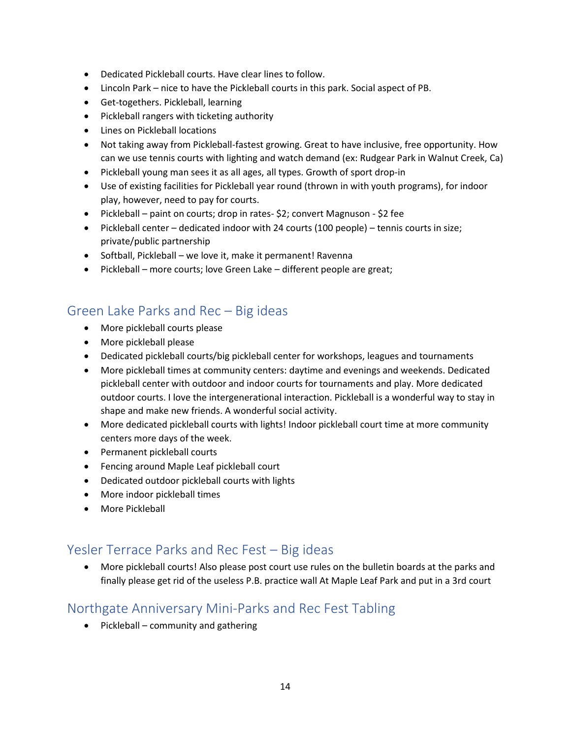- Dedicated Pickleball courts. Have clear lines to follow.
- Lincoln Park – nice to have the Pickleball courts in this park. Social aspect of PB.
- Get-togethers. Pickleball, learning
- Pickleball rangers with ticketing authority
- Lines on Pickleball locations
- Not taking away from Pickleball-fastest growing. Great to have inclusive, free opportunity. How can we use tennis courts with lighting and watch demand (ex: Rudgear Park in Walnut Creek, Ca)
- Pickleball young man sees it as all ages, all types. Growth of sport drop-in
- Use of existing facilities for Pickleball year round (thrown in with youth programs), for indoor play, however, need to pay for courts.
- Pickleball – paint on courts; drop in rates- $2; convert Magnuson - $2 fee
- Pickleball center – dedicated indoor with 24 courts (100 people) – tennis courts in size; private/public partnership
- Softball, Pickleball – we love it, make it permanent! Ravenna
- Pickleball – more courts; love Green Lake – different people are great;

## Green Lake Parks and Rec – Big ideas

- More pickleball courts please
- More pickleball please
- Dedicated pickleball courts/big pickleball center for workshops, leagues and tournaments
- More pickleball times at community centers: daytime and evenings and weekends. Dedicated pickleball center with outdoor and indoor courts for tournaments and play. More dedicated outdoor courts. I love the intergenerational interaction. Pickleball is a wonderful way to stay in shape and make new friends. A wonderful social activity.
- More dedicated pickleball courts with lights! Indoor pickleball court time at more community centers more days of the week.
- Permanent pickleball courts
- Fencing around Maple Leaf pickleball court
- Dedicated outdoor pickleball courts with lights
- More indoor pickleball times
- More Pickleball

## Yesler Terrace Parks and Rec Fest – Big ideas

- More pickleball courts! Also please post court use rules on the bulletin boards at the parks and finally please get rid of the useless P.B. practice wall At Maple Leaf Park and put in a 3rd court

## Northgate Anniversary Mini-Parks and Rec Fest Tabling

- Pickleball – community and gathering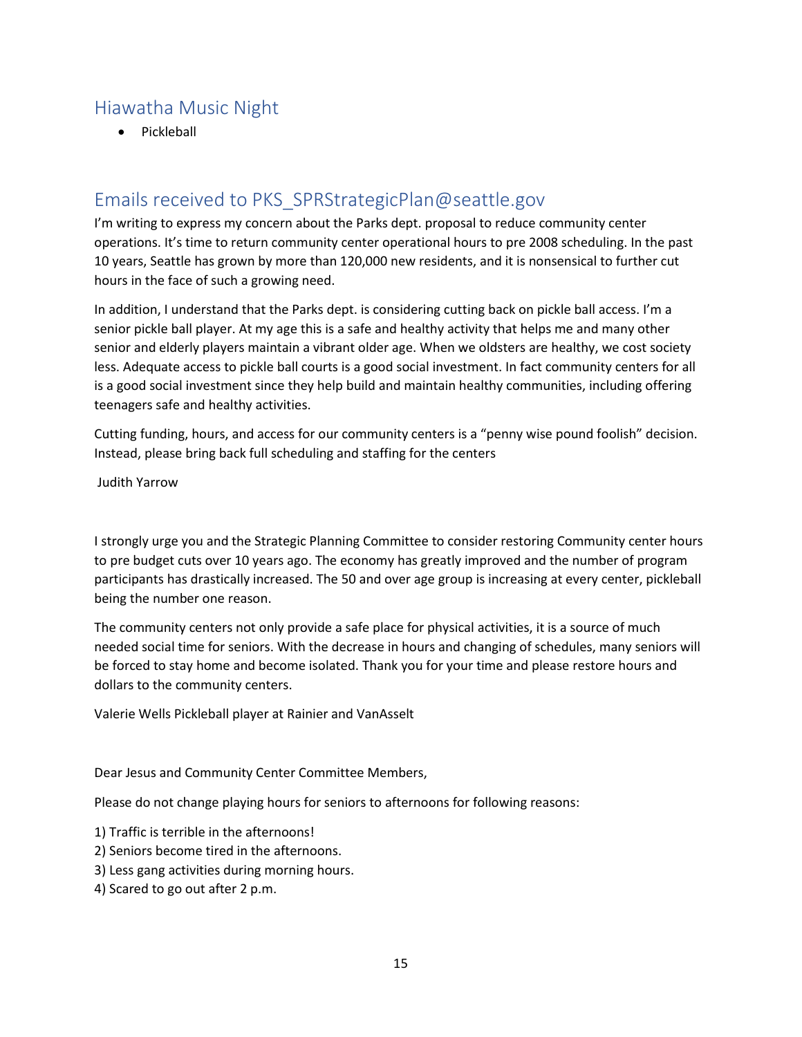## Hiawatha Music Night

- Pickleball

## Emails received to PKS_SPRStrategicPlan@seattle.gov

I'm writing to express my concern about the Parks dept. proposal to reduce community center operations. It's time to return community center operational hours to pre 2008 scheduling. In the past 10 years, Seattle has grown by more than 120,000 new residents, and it is nonsensical to further cut hours in the face of such a growing need.

In addition, I understand that the Parks dept. is considering cutting back on pickle ball access. I'm a senior pickle ball player. At my age this is a safe and healthy activity that helps me and many other senior and elderly players maintain a vibrant older age. When we oldsters are healthy, we cost society less. Adequate access to pickle ball courts is a good social investment. In fact community centers for all is a good social investment since they help build and maintain healthy communities, including offering teenagers safe and healthy activities.

Cutting funding, hours, and access for our community centers is a "penny wise pound foolish" decision. Instead, please bring back full scheduling and staffing for the centers

Judith Yarrow

I strongly urge you and the Strategic Planning Committee to consider restoring Community center hours to pre budget cuts over 10 years ago. The economy has greatly improved and the number of program participants has drastically increased. The 50 and over age group is increasing at every center, pickleball being the number one reason.

The community centers not only provide a safe place for physical activities, it is a source of much needed social time for seniors. With the decrease in hours and changing of schedules, many seniors will be forced to stay home and become isolated. Thank you for your time and please restore hours and dollars to the community centers.

Valerie Wells Pickleball player at Rainier and VanAsselt

Dear Jesus and Community Center Committee Members,

Please do not change playing hours for seniors to afternoons for following reasons:

1) Traffic is terrible in the afternoons!
2) Seniors become tired in the afternoons.
3) Less gang activities during morning hours.
4) Scared to go out after 2 p.m.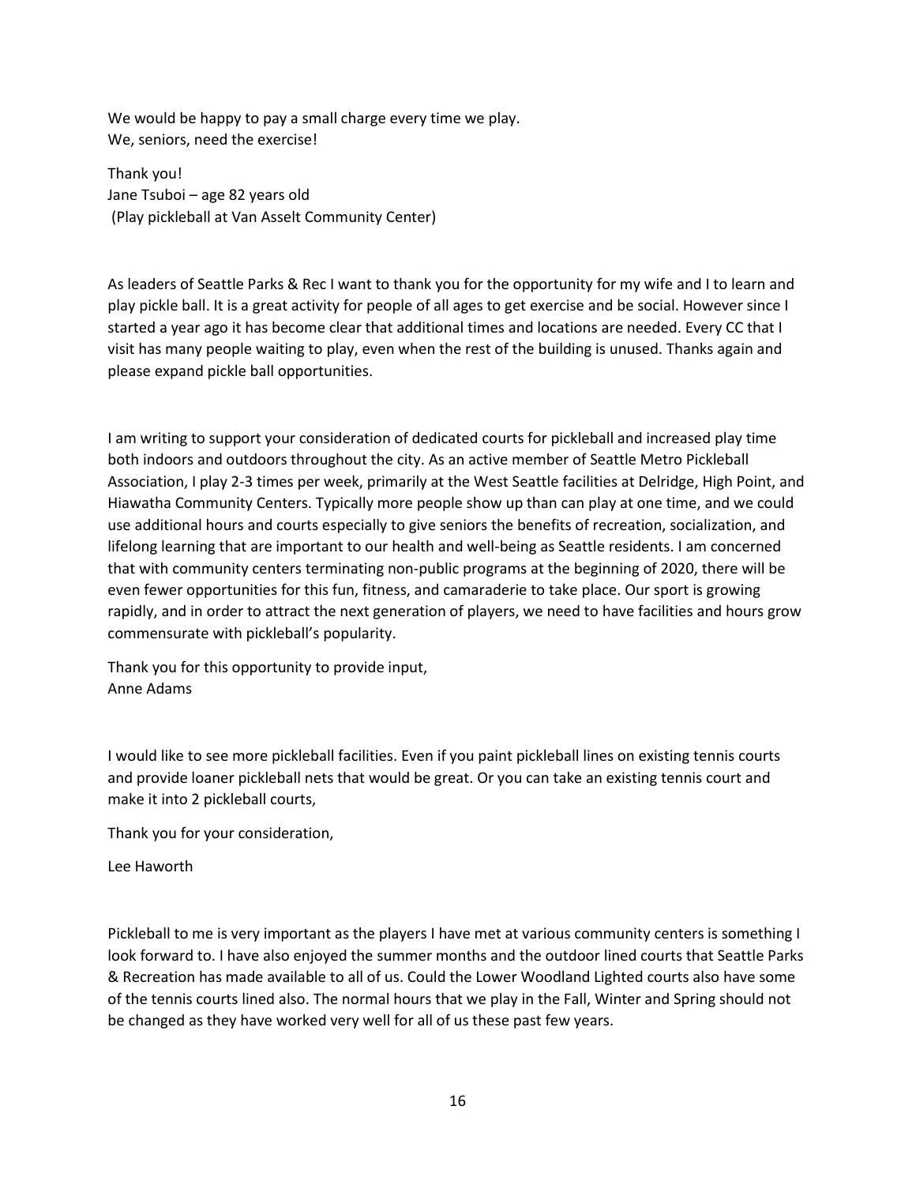We would be happy to pay a small charge every time we play.
We, seniors, need the exercise!

Thank you!
Jane Tsuboi – age 82 years old
(Play pickleball at Van Asselt Community Center)

As leaders of Seattle Parks & Rec I want to thank you for the opportunity for my wife and I to learn and play pickle ball. It is a great activity for people of all ages to get exercise and be social. However since I started a year ago it has become clear that additional times and locations are needed. Every CC that I visit has many people waiting to play, even when the rest of the building is unused. Thanks again and please expand pickle ball opportunities.

I am writing to support your consideration of dedicated courts for pickleball and increased play time both indoors and outdoors throughout the city. As an active member of Seattle Metro Pickleball Association, I play 2-3 times per week, primarily at the West Seattle facilities at Delridge, High Point, and Hiawatha Community Centers. Typically more people show up than can play at one time, and we could use additional hours and courts especially to give seniors the benefits of recreation, socialization, and lifelong learning that are important to our health and well-being as Seattle residents. I am concerned that with community centers terminating non-public programs at the beginning of 2020, there will be even fewer opportunities for this fun, fitness, and camaraderie to take place. Our sport is growing rapidly, and in order to attract the next generation of players, we need to have facilities and hours grow commensurate with pickleball's popularity.

Thank you for this opportunity to provide input,
Anne Adams

I would like to see more pickleball facilities. Even if you paint pickleball lines on existing tennis courts and provide loaner pickleball nets that would be great. Or you can take an existing tennis court and make it into 2 pickleball courts,

Thank you for your consideration,

Lee Haworth

Pickleball to me is very important as the players I have met at various community centers is something I look forward to. I have also enjoyed the summer months and the outdoor lined courts that Seattle Parks & Recreation has made available to all of us. Could the Lower Woodland Lighted courts also have some of the tennis courts lined also. The normal hours that we play in the Fall, Winter and Spring should not be changed as they have worked very well for all of us these past few years.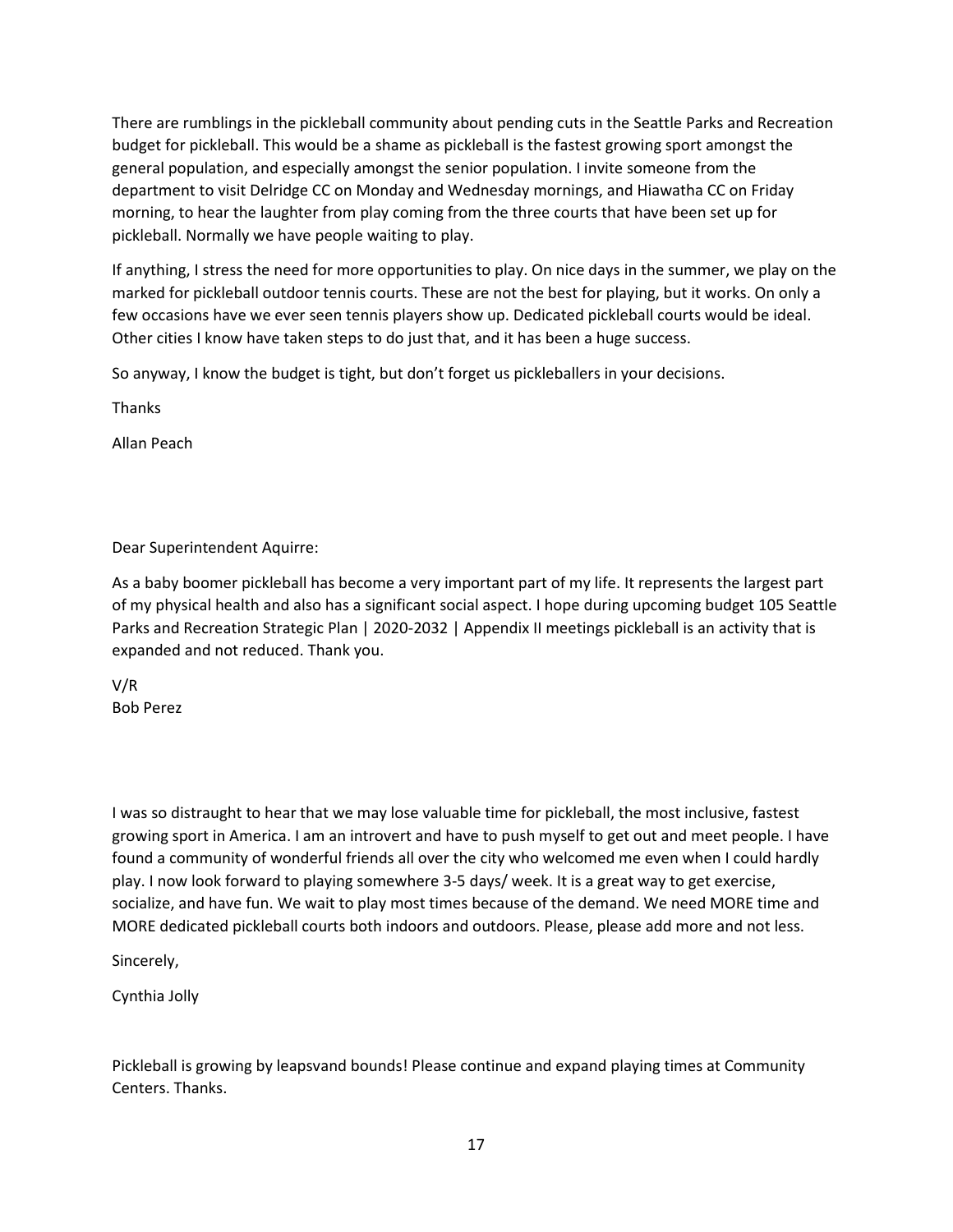There are rumblings in the pickleball community about pending cuts in the Seattle Parks and Recreation budget for pickleball. This would be a shame as pickleball is the fastest growing sport amongst the general population, and especially amongst the senior population. I invite someone from the department to visit Delridge CC on Monday and Wednesday mornings, and Hiawatha CC on Friday morning, to hear the laughter from play coming from the three courts that have been set up for pickleball. Normally we have people waiting to play.

If anything, I stress the need for more opportunities to play. On nice days in the summer, we play on the marked for pickleball outdoor tennis courts. These are not the best for playing, but it works. On only a few occasions have we ever seen tennis players show up. Dedicated pickleball courts would be ideal. Other cities I know have taken steps to do just that, and it has been a huge success.

So anyway, I know the budget is tight, but don't forget us pickleballers in your decisions.

Thanks

Allan Peach

Dear Superintendent Aquirre:

As a baby boomer pickleball has become a very important part of my life. It represents the largest part of my physical health and also has a significant social aspect. I hope during upcoming budget 105 Seattle Parks and Recreation Strategic Plan | 2020-2032 | Appendix II meetings pickleball is an activity that is expanded and not reduced. Thank you.

V/R
Bob Perez

I was so distraught to hear that we may lose valuable time for pickleball, the most inclusive, fastest growing sport in America. I am an introvert and have to push myself to get out and meet people. I have found a community of wonderful friends all over the city who welcomed me even when I could hardly play. I now look forward to playing somewhere 3-5 days/ week. It is a great way to get exercise, socialize, and have fun. We wait to play most times because of the demand. We need MORE time and MORE dedicated pickleball courts both indoors and outdoors. Please, please add more and not less.

Sincerely,

Cynthia Jolly

Pickleball is growing by leapsvand bounds! Please continue and expand playing times at Community Centers. Thanks.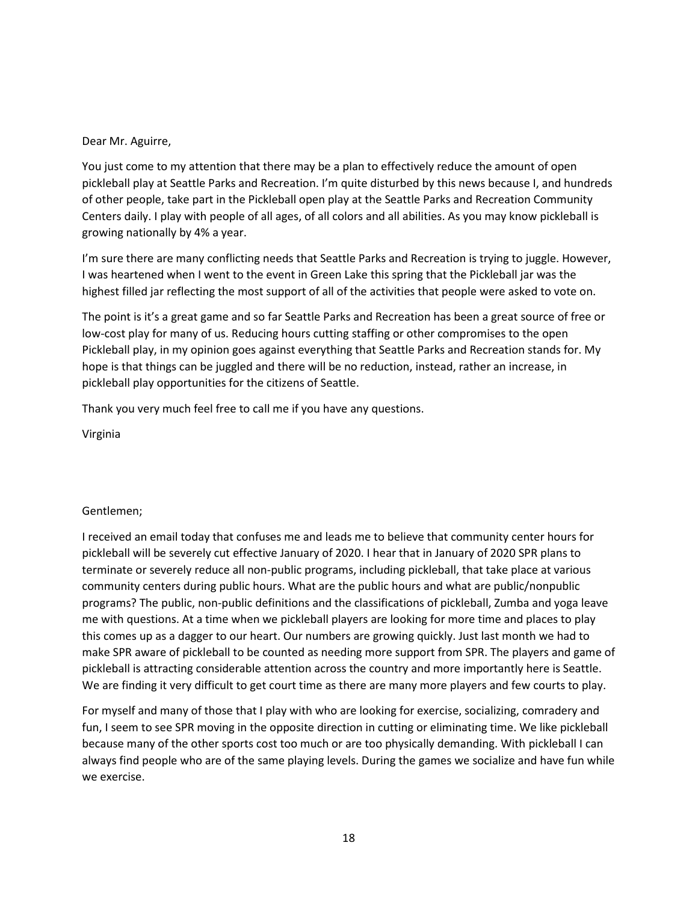Dear Mr. Aguirre,

You just come to my attention that there may be a plan to effectively reduce the amount of open pickleball play at Seattle Parks and Recreation. I'm quite disturbed by this news because I, and hundreds of other people, take part in the Pickleball open play at the Seattle Parks and Recreation Community Centers daily. I play with people of all ages, of all colors and all abilities. As you may know pickleball is growing nationally by 4% a year.

I'm sure there are many conflicting needs that Seattle Parks and Recreation is trying to juggle. However, I was heartened when I went to the event in Green Lake this spring that the Pickleball jar was the highest filled jar reflecting the most support of all of the activities that people were asked to vote on.

The point is it's a great game and so far Seattle Parks and Recreation has been a great source of free or low-cost play for many of us. Reducing hours cutting staffing or other compromises to the open Pickleball play, in my opinion goes against everything that Seattle Parks and Recreation stands for. My hope is that things can be juggled and there will be no reduction, instead, rather an increase, in pickleball play opportunities for the citizens of Seattle.

Thank you very much feel free to call me if you have any questions.

Virginia

Gentlemen;

I received an email today that confuses me and leads me to believe that community center hours for pickleball will be severely cut effective January of 2020. I hear that in January of 2020 SPR plans to terminate or severely reduce all non-public programs, including pickleball, that take place at various community centers during public hours. What are the public hours and what are public/nonpublic programs? The public, non-public definitions and the classifications of pickleball, Zumba and yoga leave me with questions. At a time when we pickleball players are looking for more time and places to play this comes up as a dagger to our heart. Our numbers are growing quickly. Just last month we had to make SPR aware of pickleball to be counted as needing more support from SPR. The players and game of pickleball is attracting considerable attention across the country and more importantly here is Seattle. We are finding it very difficult to get court time as there are many more players and few courts to play.

For myself and many of those that I play with who are looking for exercise, socializing, comradery and fun, I seem to see SPR moving in the opposite direction in cutting or eliminating time. We like pickleball because many of the other sports cost too much or are too physically demanding. With pickleball I can always find people who are of the same playing levels. During the games we socialize and have fun while we exercise.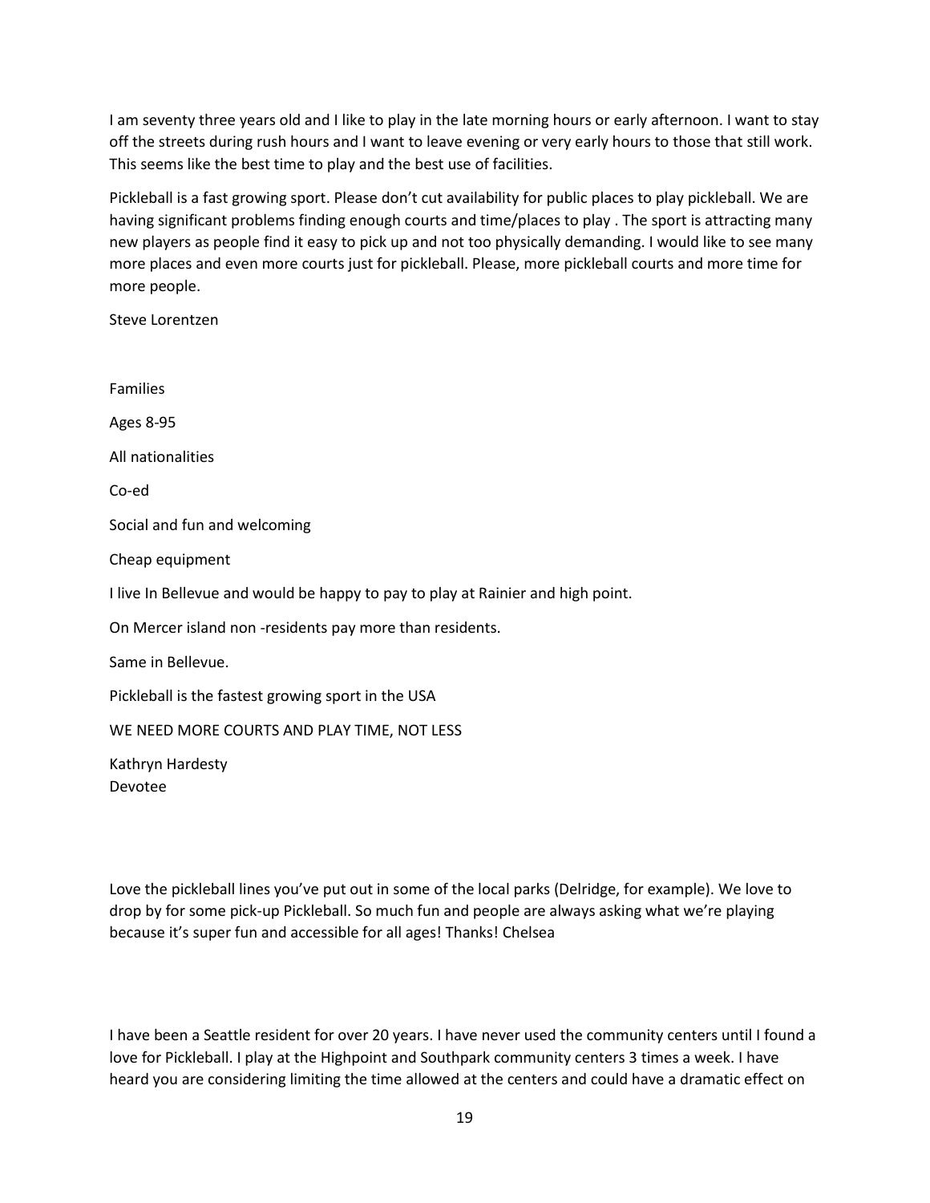I am seventy three years old and I like to play in the late morning hours or early afternoon. I want to stay off the streets during rush hours and I want to leave evening or very early hours to those that still work. This seems like the best time to play and the best use of facilities.

Pickleball is a fast growing sport. Please don't cut availability for public places to play pickleball. We are having significant problems finding enough courts and time/places to play . The sport is attracting many new players as people find it easy to pick up and not too physically demanding. I would like to see many more places and even more courts just for pickleball. Please, more pickleball courts and more time for more people.

Steve Lorentzen

Families

Ages 8-95

All nationalities

Co-ed

Social and fun and welcoming

Cheap equipment

I live In Bellevue and would be happy to pay to play at Rainier and high point.

On Mercer island non -residents pay more than residents.

Same in Bellevue.

Pickleball is the fastest growing sport in the USA

WE NEED MORE COURTS AND PLAY TIME, NOT LESS

Kathryn Hardesty
Devotee

Love the pickleball lines you've put out in some of the local parks (Delridge, for example). We love to drop by for some pick-up Pickleball. So much fun and people are always asking what we're playing because it's super fun and accessible for all ages! Thanks! Chelsea

I have been a Seattle resident for over 20 years. I have never used the community centers until I found a love for Pickleball. I play at the Highpoint and Southpark community centers 3 times a week. I have heard you are considering limiting the time allowed at the centers and could have a dramatic effect on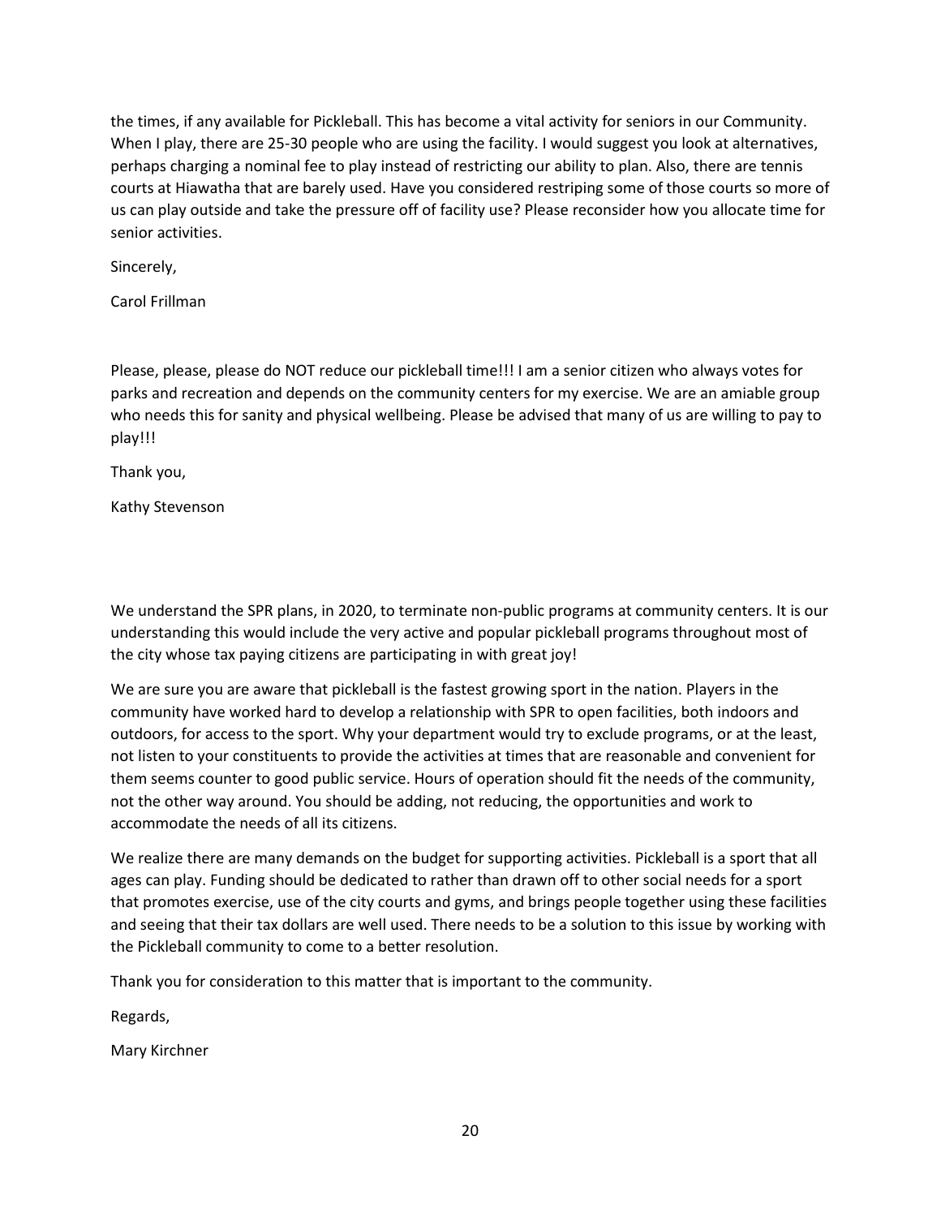the times, if any available for Pickleball. This has become a vital activity for seniors in our Community. When I play, there are 25-30 people who are using the facility. I would suggest you look at alternatives, perhaps charging a nominal fee to play instead of restricting our ability to plan. Also, there are tennis courts at Hiawatha that are barely used. Have you considered restriping some of those courts so more of us can play outside and take the pressure off of facility use? Please reconsider how you allocate time for senior activities.

Sincerely,

Carol Frillman

Please, please, please do NOT reduce our pickleball time!!! I am a senior citizen who always votes for parks and recreation and depends on the community centers for my exercise. We are an amiable group who needs this for sanity and physical wellbeing. Please be advised that many of us are willing to pay to play!!!

Thank you,

Kathy Stevenson

We understand the SPR plans, in 2020, to terminate non-public programs at community centers. It is our understanding this would include the very active and popular pickleball programs throughout most of the city whose tax paying citizens are participating in with great joy!

We are sure you are aware that pickleball is the fastest growing sport in the nation. Players in the community have worked hard to develop a relationship with SPR to open facilities, both indoors and outdoors, for access to the sport. Why your department would try to exclude programs, or at the least, not listen to your constituents to provide the activities at times that are reasonable and convenient for them seems counter to good public service. Hours of operation should fit the needs of the community, not the other way around. You should be adding, not reducing, the opportunities and work to accommodate the needs of all its citizens.

We realize there are many demands on the budget for supporting activities. Pickleball is a sport that all ages can play. Funding should be dedicated to rather than drawn off to other social needs for a sport that promotes exercise, use of the city courts and gyms, and brings people together using these facilities and seeing that their tax dollars are well used. There needs to be a solution to this issue by working with the Pickleball community to come to a better resolution.

Thank you for consideration to this matter that is important to the community.

Regards,

Mary Kirchner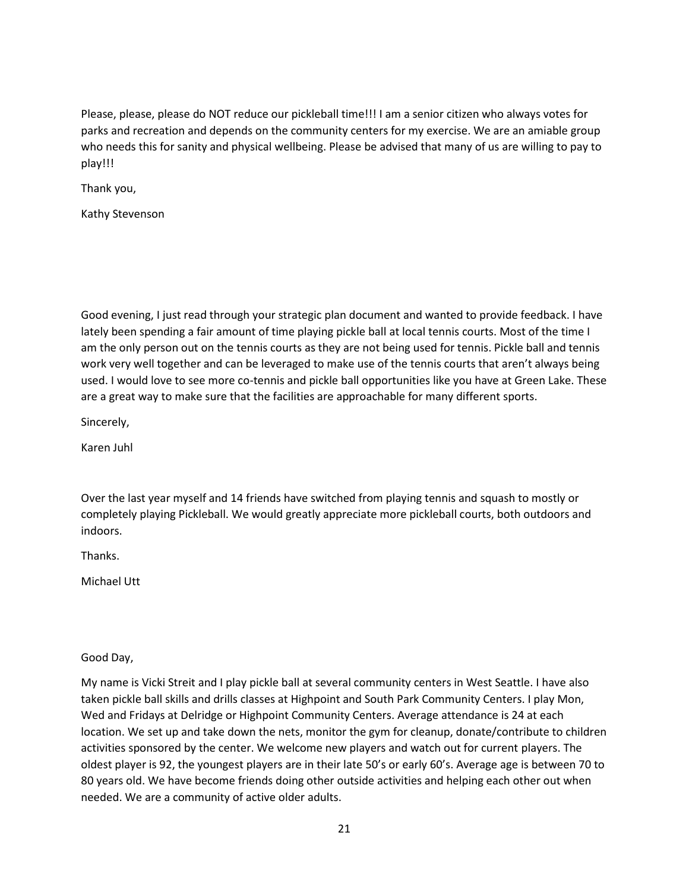Please, please, please do NOT reduce our pickleball time!!! I am a senior citizen who always votes for parks and recreation and depends on the community centers for my exercise. We are an amiable group who needs this for sanity and physical wellbeing. Please be advised that many of us are willing to pay to play!!!

Thank you,

Kathy Stevenson

Good evening, I just read through your strategic plan document and wanted to provide feedback. I have lately been spending a fair amount of time playing pickle ball at local tennis courts. Most of the time I am the only person out on the tennis courts as they are not being used for tennis. Pickle ball and tennis work very well together and can be leveraged to make use of the tennis courts that aren't always being used. I would love to see more co-tennis and pickle ball opportunities like you have at Green Lake. These are a great way to make sure that the facilities are approachable for many different sports.

Sincerely,

Karen Juhl

Over the last year myself and 14 friends have switched from playing tennis and squash to mostly or completely playing Pickleball. We would greatly appreciate more pickleball courts, both outdoors and indoors.

Thanks.

Michael Utt

Good Day,

My name is Vicki Streit and I play pickle ball at several community centers in West Seattle. I have also taken pickle ball skills and drills classes at Highpoint and South Park Community Centers. I play Mon, Wed and Fridays at Delridge or Highpoint Community Centers. Average attendance is 24 at each location. We set up and take down the nets, monitor the gym for cleanup, donate/contribute to children activities sponsored by the center. We welcome new players and watch out for current players. The oldest player is 92, the youngest players are in their late 50's or early 60's. Average age is between 70 to 80 years old. We have become friends doing other outside activities and helping each other out when needed. We are a community of active older adults.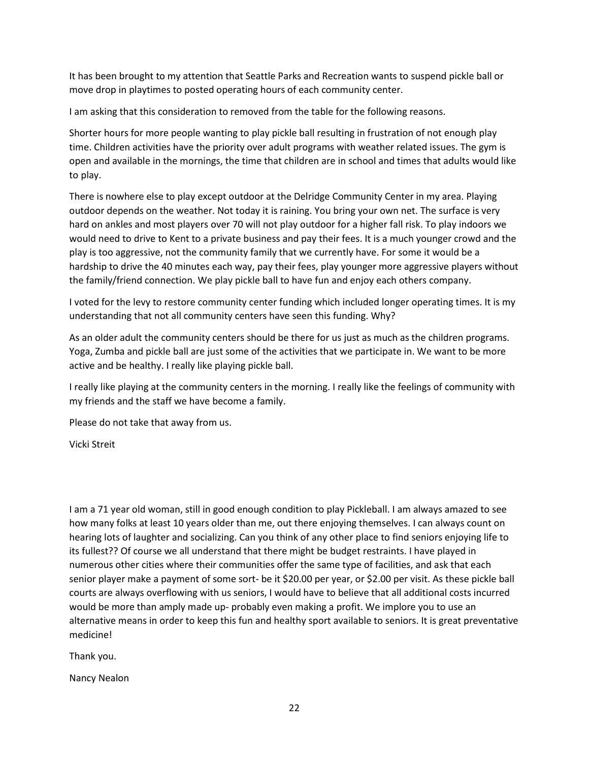It has been brought to my attention that Seattle Parks and Recreation wants to suspend pickle ball or move drop in playtimes to posted operating hours of each community center.

I am asking that this consideration to removed from the table for the following reasons.

Shorter hours for more people wanting to play pickle ball resulting in frustration of not enough play time. Children activities have the priority over adult programs with weather related issues. The gym is open and available in the mornings, the time that children are in school and times that adults would like to play.

There is nowhere else to play except outdoor at the Delridge Community Center in my area. Playing outdoor depends on the weather. Not today it is raining. You bring your own net. The surface is very hard on ankles and most players over 70 will not play outdoor for a higher fall risk. To play indoors we would need to drive to Kent to a private business and pay their fees. It is a much younger crowd and the play is too aggressive, not the community family that we currently have. For some it would be a hardship to drive the 40 minutes each way, pay their fees, play younger more aggressive players without the family/friend connection. We play pickle ball to have fun and enjoy each others company.

I voted for the levy to restore community center funding which included longer operating times. It is my understanding that not all community centers have seen this funding. Why?

As an older adult the community centers should be there for us just as much as the children programs. Yoga, Zumba and pickle ball are just some of the activities that we participate in. We want to be more active and be healthy. I really like playing pickle ball.

I really like playing at the community centers in the morning. I really like the feelings of community with my friends and the staff we have become a family.

Please do not take that away from us.

Vicki Streit

I am a 71 year old woman, still in good enough condition to play Pickleball. I am always amazed to see how many folks at least 10 years older than me, out there enjoying themselves. I can always count on hearing lots of laughter and socializing. Can you think of any other place to find seniors enjoying life to its fullest?? Of course we all understand that there might be budget restraints. I have played in numerous other cities where their communities offer the same type of facilities, and ask that each senior player make a payment of some sort- be it $20.00 per year, or $2.00 per visit. As these pickle ball courts are always overflowing with us seniors, I would have to believe that all additional costs incurred would be more than amply made up- probably even making a profit. We implore you to use an alternative means in order to keep this fun and healthy sport available to seniors. It is great preventative medicine!

Thank you.

Nancy Nealon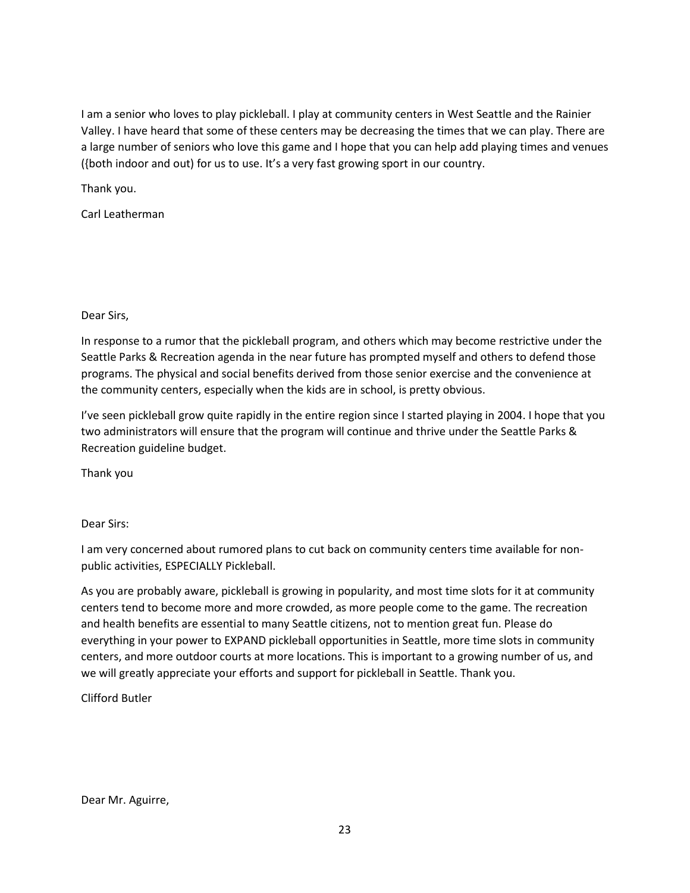I am a senior who loves to play pickleball. I play at community centers in West Seattle and the Rainier Valley. I have heard that some of these centers may be decreasing the times that we can play. There are a large number of seniors who love this game and I hope that you can help add playing times and venues ({both indoor and out) for us to use. It's a very fast growing sport in our country.

Thank you.

Carl Leatherman

Dear Sirs,

In response to a rumor that the pickleball program, and others which may become restrictive under the Seattle Parks & Recreation agenda in the near future has prompted myself and others to defend those programs. The physical and social benefits derived from those senior exercise and the convenience at the community centers, especially when the kids are in school, is pretty obvious.

I've seen pickleball grow quite rapidly in the entire region since I started playing in 2004. I hope that you two administrators will ensure that the program will continue and thrive under the Seattle Parks & Recreation guideline budget.

Thank you

Dear Sirs:

I am very concerned about rumored plans to cut back on community centers time available for non-public activities, ESPECIALLY Pickleball.

As you are probably aware, pickleball is growing in popularity, and most time slots for it at community centers tend to become more and more crowded, as more people come to the game. The recreation and health benefits are essential to many Seattle citizens, not to mention great fun. Please do everything in your power to EXPAND pickleball opportunities in Seattle, more time slots in community centers, and more outdoor courts at more locations. This is important to a growing number of us, and we will greatly appreciate your efforts and support for pickleball in Seattle. Thank you.

Clifford Butler

Dear Mr. Aguirre,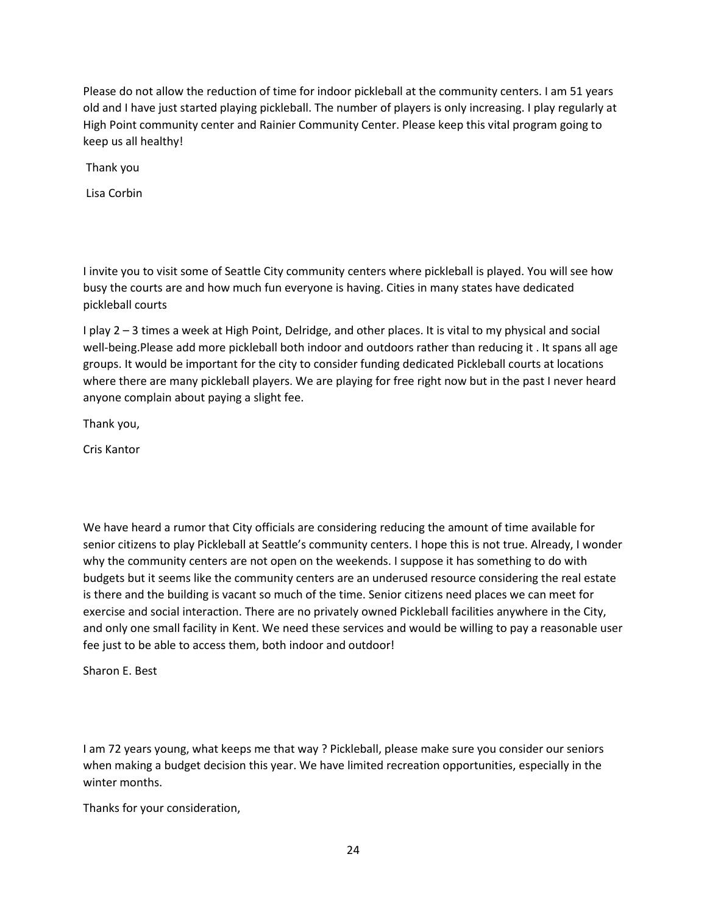Please do not allow the reduction of time for indoor pickleball at the community centers. I am 51 years old and I have just started playing pickleball. The number of players is only increasing. I play regularly at High Point community center and Rainier Community Center. Please keep this vital program going to keep us all healthy!

Thank you

Lisa Corbin

I invite you to visit some of Seattle City community centers where pickleball is played. You will see how busy the courts are and how much fun everyone is having. Cities in many states have dedicated pickleball courts

I play 2 – 3 times a week at High Point, Delridge, and other places. It is vital to my physical and social well-being.Please add more pickleball both indoor and outdoors rather than reducing it . It spans all age groups. It would be important for the city to consider funding dedicated Pickleball courts at locations where there are many pickleball players. We are playing for free right now but in the past I never heard anyone complain about paying a slight fee.

Thank you,

Cris Kantor

We have heard a rumor that City officials are considering reducing the amount of time available for senior citizens to play Pickleball at Seattle's community centers. I hope this is not true. Already, I wonder why the community centers are not open on the weekends. I suppose it has something to do with budgets but it seems like the community centers are an underused resource considering the real estate is there and the building is vacant so much of the time. Senior citizens need places we can meet for exercise and social interaction. There are no privately owned Pickleball facilities anywhere in the City, and only one small facility in Kent. We need these services and would be willing to pay a reasonable user fee just to be able to access them, both indoor and outdoor!

Sharon E. Best

I am 72 years young, what keeps me that way ? Pickleball, please make sure you consider our seniors when making a budget decision this year. We have limited recreation opportunities, especially in the winter months.

Thanks for your consideration,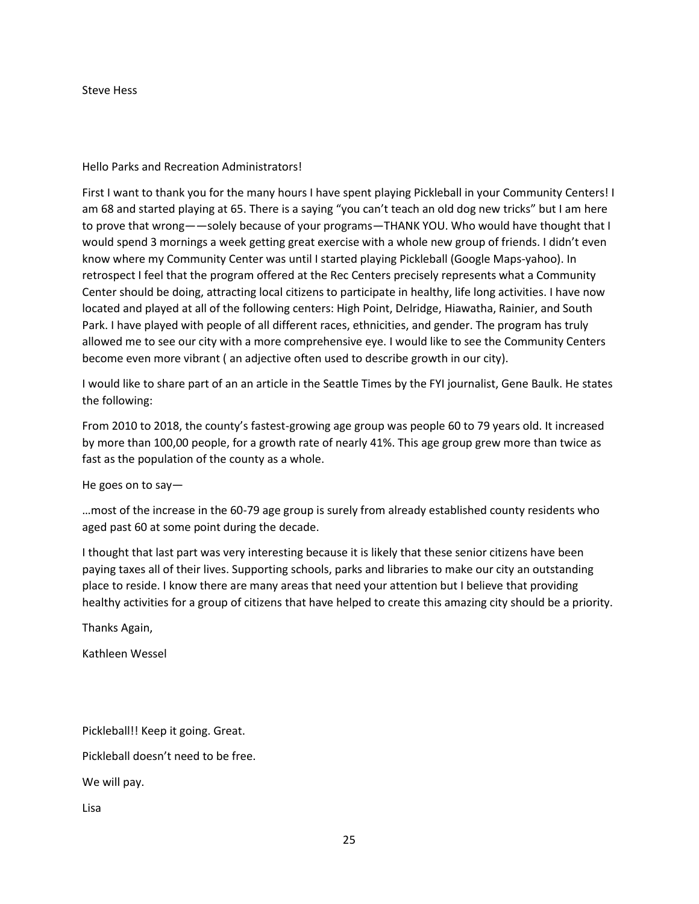Steve Hess

Hello Parks and Recreation Administrators!

First I want to thank you for the many hours I have spent playing Pickleball in your Community Centers! I am 68 and started playing at 65. There is a saying "you can't teach an old dog new tricks" but I am here to prove that wrong——solely because of your programs—THANK YOU. Who would have thought that I would spend 3 mornings a week getting great exercise with a whole new group of friends. I didn't even know where my Community Center was until I started playing Pickleball (Google Maps-yahoo). In retrospect I feel that the program offered at the Rec Centers precisely represents what a Community Center should be doing, attracting local citizens to participate in healthy, life long activities. I have now located and played at all of the following centers: High Point, Delridge, Hiawatha, Rainier, and South Park. I have played with people of all different races, ethnicities, and gender. The program has truly allowed me to see our city with a more comprehensive eye. I would like to see the Community Centers become even more vibrant ( an adjective often used to describe growth in our city).

I would like to share part of an an article in the Seattle Times by the FYI journalist, Gene Baulk. He states the following:

From 2010 to 2018, the county's fastest-growing age group was people 60 to 79 years old. It increased by more than 100,00 people, for a growth rate of nearly 41%. This age group grew more than twice as fast as the population of the county as a whole.

He goes on to say—

…most of the increase in the 60-79 age group is surely from already established county residents who aged past 60 at some point during the decade.

I thought that last part was very interesting because it is likely that these senior citizens have been paying taxes all of their lives. Supporting schools, parks and libraries to make our city an outstanding place to reside. I know there are many areas that need your attention but I believe that providing healthy activities for a group of citizens that have helped to create this amazing city should be a priority.

Thanks Again,

Kathleen Wessel

Pickleball!! Keep it going. Great.

Pickleball doesn't need to be free.

We will pay.

Lisa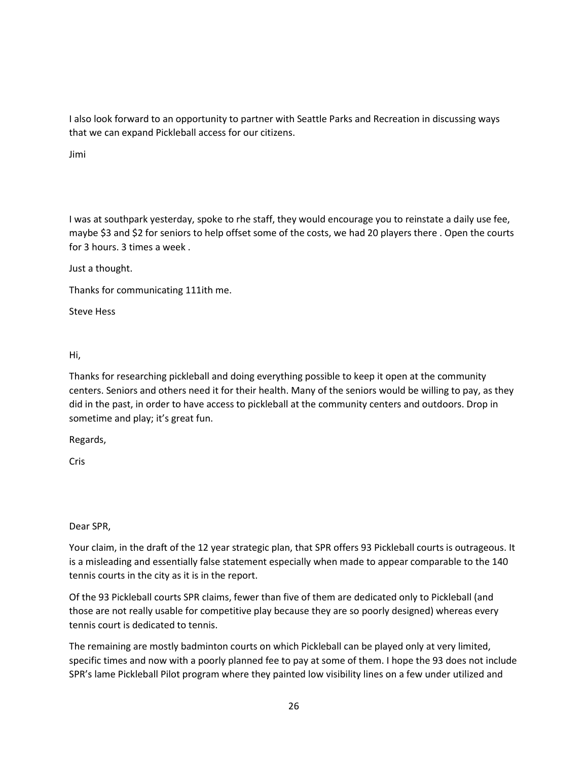I also look forward to an opportunity to partner with Seattle Parks and Recreation in discussing ways that we can expand Pickleball access for our citizens.

Jimi

I was at southpark yesterday, spoke to rhe staff, they would encourage you to reinstate a daily use fee, maybe $3 and $2 for seniors to help offset some of the costs, we had 20 players there . Open the courts for 3 hours. 3 times a week .

Just a thought.

Thanks for communicating 111ith me.

Steve Hess

Hi,

Thanks for researching pickleball and doing everything possible to keep it open at the community centers. Seniors and others need it for their health. Many of the seniors would be willing to pay, as they did in the past, in order to have access to pickleball at the community centers and outdoors. Drop in sometime and play; it's great fun.

Regards,

Cris

Dear SPR,

Your claim, in the draft of the 12 year strategic plan, that SPR offers 93 Pickleball courts is outrageous. It is a misleading and essentially false statement especially when made to appear comparable to the 140 tennis courts in the city as it is in the report.

Of the 93 Pickleball courts SPR claims, fewer than five of them are dedicated only to Pickleball (and those are not really usable for competitive play because they are so poorly designed) whereas every tennis court is dedicated to tennis.

The remaining are mostly badminton courts on which Pickleball can be played only at very limited, specific times and now with a poorly planned fee to pay at some of them. I hope the 93 does not include SPR's lame Pickleball Pilot program where they painted low visibility lines on a few under utilized and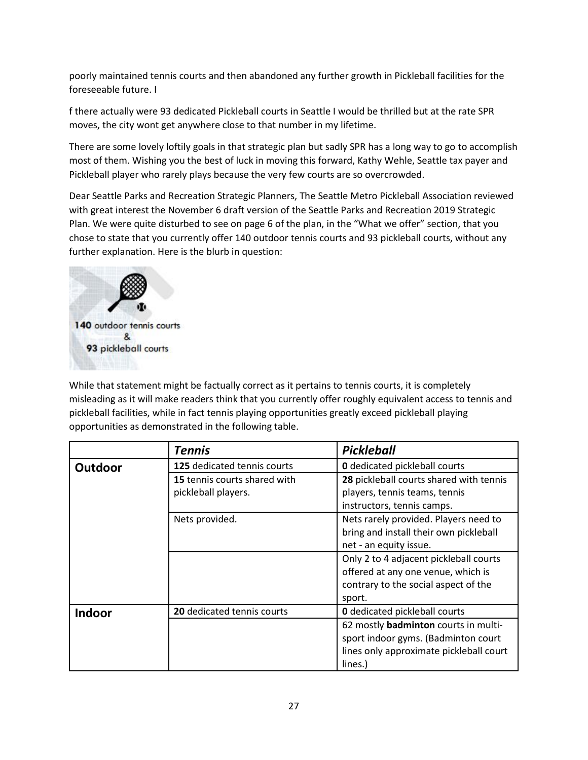poorly maintained tennis courts and then abandoned any further growth in Pickleball facilities for the foreseeable future. I

f there actually were 93 dedicated Pickleball courts in Seattle I would be thrilled but at the rate SPR moves, the city wont get anywhere close to that number in my lifetime.

There are some lovely loftily goals in that strategic plan but sadly SPR has a long way to go to accomplish most of them. Wishing you the best of luck in moving this forward, Kathy Wehle, Seattle tax payer and Pickleball player who rarely plays because the very few courts are so overcrowded.

Dear Seattle Parks and Recreation Strategic Planners, The Seattle Metro Pickleball Association reviewed with great interest the November 6 draft version of the Seattle Parks and Recreation 2019 Strategic Plan. We were quite disturbed to see on page 6 of the plan, in the "What we offer" section, that you chose to state that you currently offer 140 outdoor tennis courts and 93 pickleball courts, without any further explanation. Here is the blurb in question:

**140** outdoor tennis courts
&
**93** pickleball courts

While that statement might be factually correct as it pertains to tennis courts, it is completely misleading as it will make readers think that you currently offer roughly equivalent access to tennis and pickleball facilities, while in fact tennis playing opportunities greatly exceed pickleball playing opportunities as demonstrated in the following table.

| | ***Tennis*** | ***Pickleball*** |
|---|---|---|
| **Outdoor** | **125** dedicated tennis courts | **0** dedicated pickleball courts |
| | **15** tennis courts shared with pickleball players. | **28** pickleball courts shared with tennis players, tennis teams, tennis instructors, tennis camps. |
| | Nets provided. | Nets rarely provided. Players need to bring and install their own pickleball net - an equity issue. |
| | | Only 2 to 4 adjacent pickleball courts offered at any one venue, which is contrary to the social aspect of the sport. |
| **Indoor** | **20** dedicated tennis courts | **0** dedicated pickleball courts |
| | | 62 mostly **badminton** courts in multi-sport indoor gyms. (Badminton court lines only approximate pickleball court lines.) |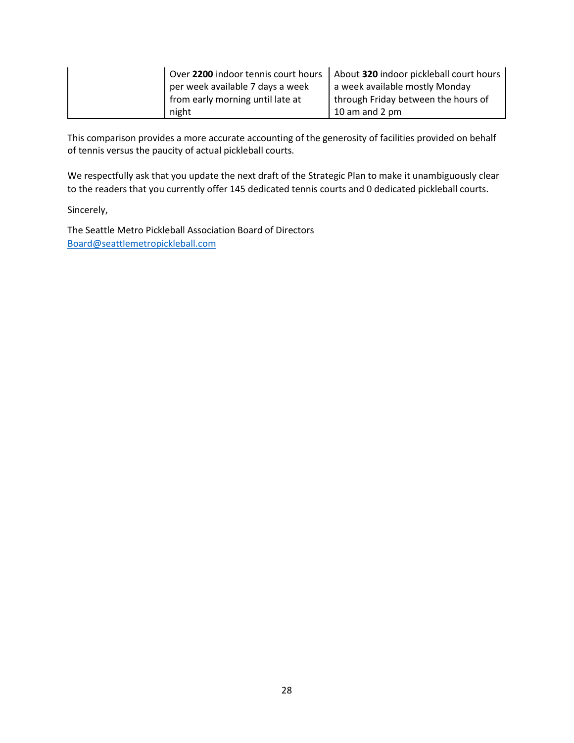| | | |
|---|---|---|
| | Over **2200** indoor tennis court hours per week available 7 days a week from early morning until late at night | About **320** indoor pickleball court hours a week available mostly Monday through Friday between the hours of 10 am and 2 pm |

This comparison provides a more accurate accounting of the generosity of facilities provided on behalf of tennis versus the paucity of actual pickleball courts.

We respectfully ask that you update the next draft of the Strategic Plan to make it unambiguously clear to the readers that you currently offer 145 dedicated tennis courts and 0 dedicated pickleball courts.

Sincerely,

The Seattle Metro Pickleball Association Board of Directors
Board@seattlemetropickleball.com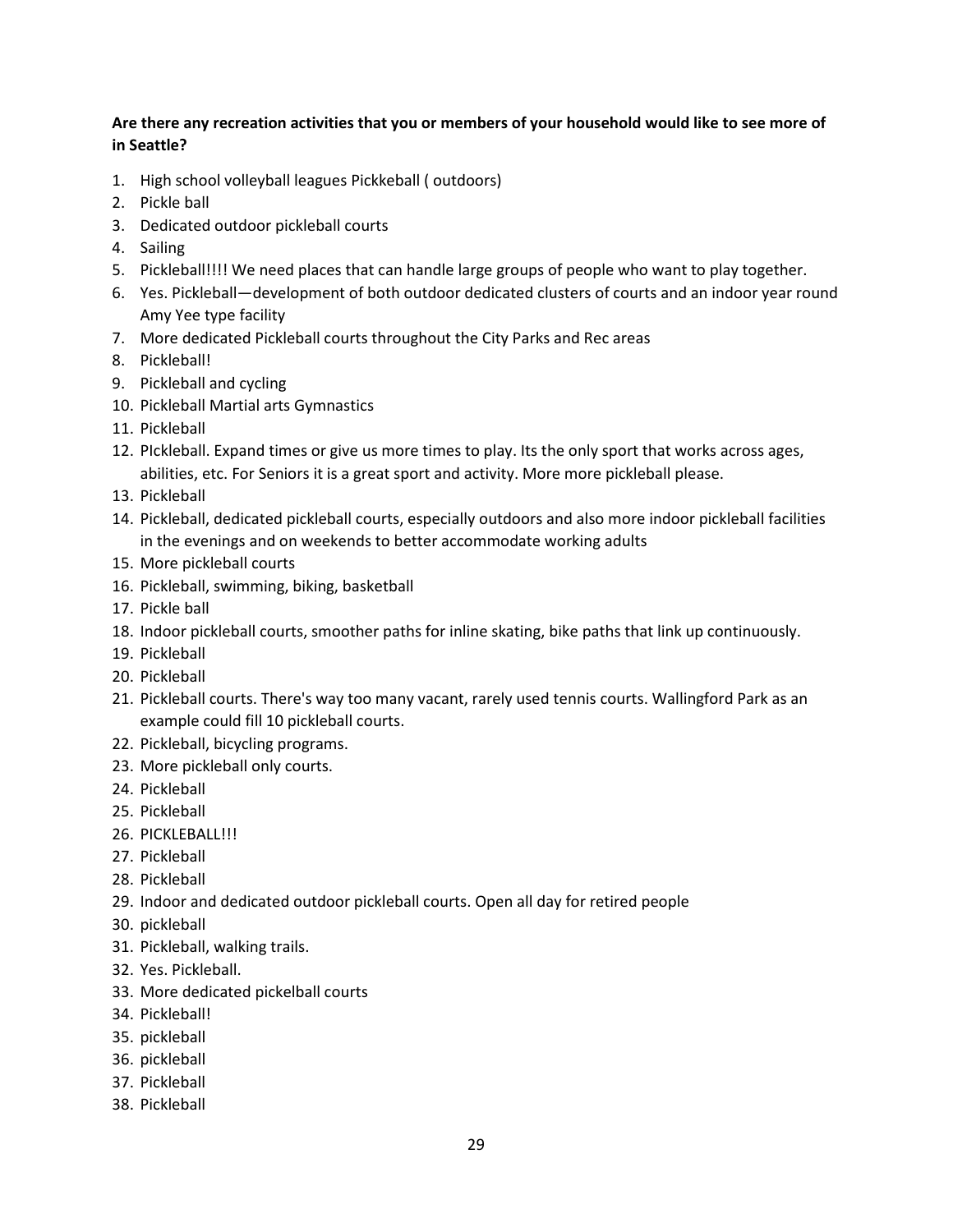**Are there any recreation activities that you or members of your household would like to see more of in Seattle?**

1. High school volleyball leagues Pickkeball ( outdoors)
2. Pickle ball
3. Dedicated outdoor pickleball courts
4. Sailing
5. Pickleball!!!! We need places that can handle large groups of people who want to play together.
6. Yes. Pickleball—development of both outdoor dedicated clusters of courts and an indoor year round Amy Yee type facility
7. More dedicated Pickleball courts throughout the City Parks and Rec areas
8. Pickleball!
9. Pickleball and cycling
10. Pickleball Martial arts Gymnastics
11. Pickleball
12. PIckleball. Expand times or give us more times to play. Its the only sport that works across ages, abilities, etc. For Seniors it is a great sport and activity. More more pickleball please.
13. Pickleball
14. Pickleball, dedicated pickleball courts, especially outdoors and also more indoor pickleball facilities in the evenings and on weekends to better accommodate working adults
15. More pickleball courts
16. Pickleball, swimming, biking, basketball
17. Pickle ball
18. Indoor pickleball courts, smoother paths for inline skating, bike paths that link up continuously.
19. Pickleball
20. Pickleball
21. Pickleball courts. There's way too many vacant, rarely used tennis courts. Wallingford Park as an example could fill 10 pickleball courts.
22. Pickleball, bicycling programs.
23. More pickleball only courts.
24. Pickleball
25. Pickleball
26. PICKLEBALL!!!
27. Pickleball
28. Pickleball
29. Indoor and dedicated outdoor pickleball courts. Open all day for retired people
30. pickleball
31. Pickleball, walking trails.
32. Yes. Pickleball.
33. More dedicated pickelball courts
34. Pickleball!
35. pickleball
36. pickleball
37. Pickleball
38. Pickleball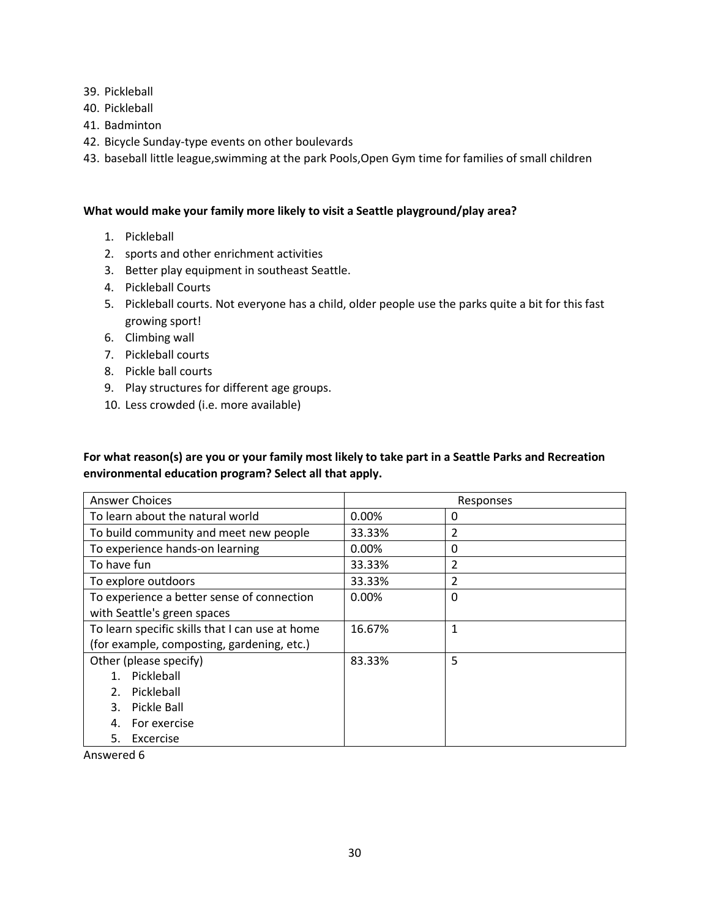39. Pickleball
40. Pickleball
41. Badminton
42. Bicycle Sunday-type events on other boulevards
43. baseball little league,swimming at the park Pools,Open Gym time for families of small children

**What would make your family more likely to visit a Seattle playground/play area?**

1. Pickleball
2. sports and other enrichment activities
3. Better play equipment in southeast Seattle.
4. Pickleball Courts
5. Pickleball courts. Not everyone has a child, older people use the parks quite a bit for this fast growing sport!
6. Climbing wall
7. Pickleball courts
8. Pickle ball courts
9. Play structures for different age groups.
10. Less crowded (i.e. more available)

**For what reason(s) are you or your family most likely to take part in a Seattle Parks and Recreation environmental education program? Select all that apply.**

| Answer Choices | Responses | |
|---|---|---|
| To learn about the natural world | 0.00% | 0 |
| To build community and meet new people | 33.33% | 2 |
| To experience hands-on learning | 0.00% | 0 |
| To have fun | 33.33% | 2 |
| To explore outdoors | 33.33% | 2 |
| To experience a better sense of connection with Seattle's green spaces | 0.00% | 0 |
| To learn specific skills that I can use at home (for example, composting, gardening, etc.) | 16.67% | 1 |
| Other (please specify)<br>1. Pickleball<br>2. Pickleball<br>3. Pickle Ball<br>4. For exercise<br>5. Excercise | 83.33% | 5 |

Answered 6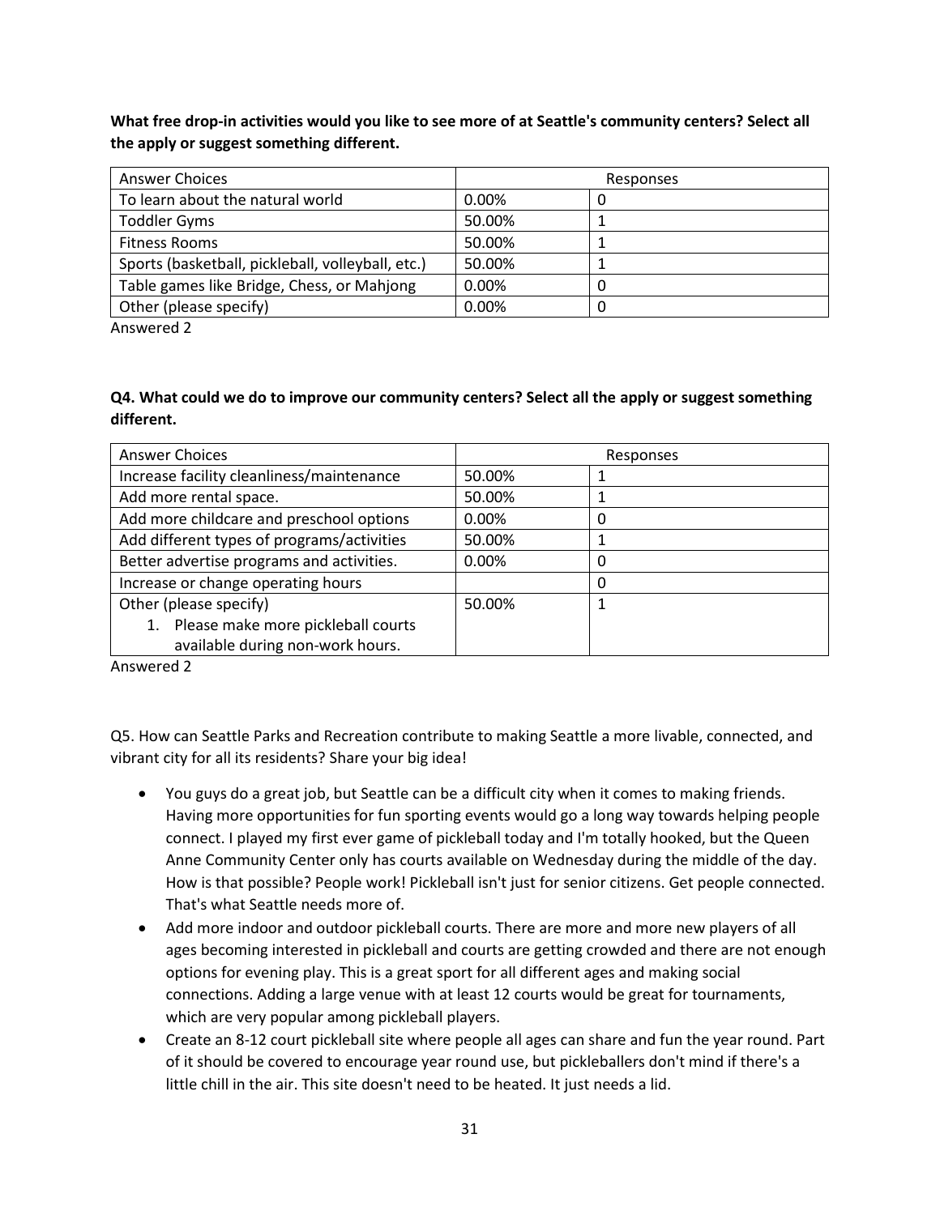**What free drop-in activities would you like to see more of at Seattle's community centers? Select all the apply or suggest something different.**

| Answer Choices | Responses | |
|---|---|---|
| To learn about the natural world | 0.00% | 0 |
| Toddler Gyms | 50.00% | 1 |
| Fitness Rooms | 50.00% | 1 |
| Sports (basketball, pickleball, volleyball, etc.) | 50.00% | 1 |
| Table games like Bridge, Chess, or Mahjong | 0.00% | 0 |
| Other (please specify) | 0.00% | 0 |

Answered 2

**Q4. What could we do to improve our community centers? Select all the apply or suggest something different.**

| Answer Choices | Responses | |
|---|---|---|
| Increase facility cleanliness/maintenance | 50.00% | 1 |
| Add more rental space. | 50.00% | 1 |
| Add more childcare and preschool options | 0.00% | 0 |
| Add different types of programs/activities | 50.00% | 1 |
| Better advertise programs and activities. | 0.00% | 0 |
| Increase or change operating hours | | 0 |
| Other (please specify)<br>1. Please make more pickleball courts available during non-work hours. | 50.00% | 1 |

Answered 2

Q5. How can Seattle Parks and Recreation contribute to making Seattle a more livable, connected, and vibrant city for all its residents? Share your big idea!

- You guys do a great job, but Seattle can be a difficult city when it comes to making friends. Having more opportunities for fun sporting events would go a long way towards helping people connect. I played my first ever game of pickleball today and I'm totally hooked, but the Queen Anne Community Center only has courts available on Wednesday during the middle of the day. How is that possible? People work! Pickleball isn't just for senior citizens. Get people connected. That's what Seattle needs more of.
- Add more indoor and outdoor pickleball courts. There are more and more new players of all ages becoming interested in pickleball and courts are getting crowded and there are not enough options for evening play. This is a great sport for all different ages and making social connections. Adding a large venue with at least 12 courts would be great for tournaments, which are very popular among pickleball players.
- Create an 8-12 court pickleball site where people all ages can share and fun the year round. Part of it should be covered to encourage year round use, but pickleballers don't mind if there's a little chill in the air. This site doesn't need to be heated. It just needs a lid.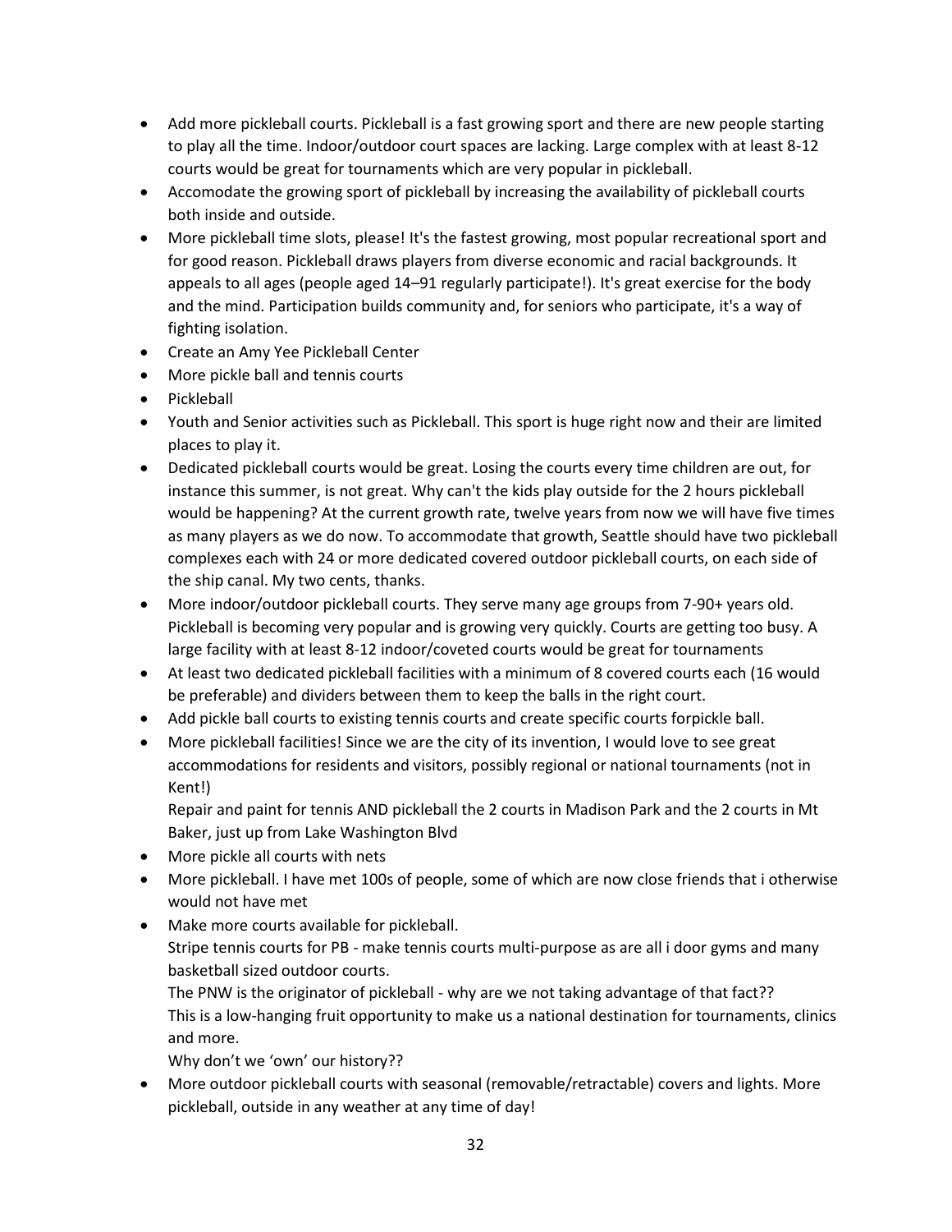- Add more pickleball courts. Pickleball is a fast growing sport and there are new people starting to play all the time. Indoor/outdoor court spaces are lacking. Large complex with at least 8-12 courts would be great for tournaments which are very popular in pickleball.
- Accomodate the growing sport of pickleball by increasing the availability of pickleball courts both inside and outside.
- More pickleball time slots, please! It's the fastest growing, most popular recreational sport and for good reason. Pickleball draws players from diverse economic and racial backgrounds. It appeals to all ages (people aged 14–91 regularly participate!). It's great exercise for the body and the mind. Participation builds community and, for seniors who participate, it's a way of fighting isolation.
- Create an Amy Yee Pickleball Center
- More pickle ball and tennis courts
- Pickleball
- Youth and Senior activities such as Pickleball. This sport is huge right now and their are limited places to play it.
- Dedicated pickleball courts would be great. Losing the courts every time children are out, for instance this summer, is not great. Why can't the kids play outside for the 2 hours pickleball would be happening? At the current growth rate, twelve years from now we will have five times as many players as we do now. To accommodate that growth, Seattle should have two pickleball complexes each with 24 or more dedicated covered outdoor pickleball courts, on each side of the ship canal. My two cents, thanks.
- More indoor/outdoor pickleball courts. They serve many age groups from 7-90+ years old. Pickleball is becoming very popular and is growing very quickly. Courts are getting too busy. A large facility with at least 8-12 indoor/coveted courts would be great for tournaments
- At least two dedicated pickleball facilities with a minimum of 8 covered courts each (16 would be preferable) and dividers between them to keep the balls in the right court.
- Add pickle ball courts to existing tennis courts and create specific courts forpickle ball.
- More pickleball facilities! Since we are the city of its invention, I would love to see great accommodations for residents and visitors, possibly regional or national tournaments (not in Kent!)

  Repair and paint for tennis AND pickleball the 2 courts in Madison Park and the 2 courts in Mt Baker, just up from Lake Washington Blvd
- More pickle all courts with nets
- More pickleball. I have met 100s of people, some of which are now close friends that i otherwise would not have met
- Make more courts available for pickleball.

  Stripe tennis courts for PB - make tennis courts multi-purpose as are all i door gyms and many basketball sized outdoor courts.

  The PNW is the originator of pickleball - why are we not taking advantage of that fact??

  This is a low-hanging fruit opportunity to make us a national destination for tournaments, clinics and more.

  Why don't we 'own' our history??
- More outdoor pickleball courts with seasonal (removable/retractable) covers and lights. More pickleball, outside in any weather at any time of day!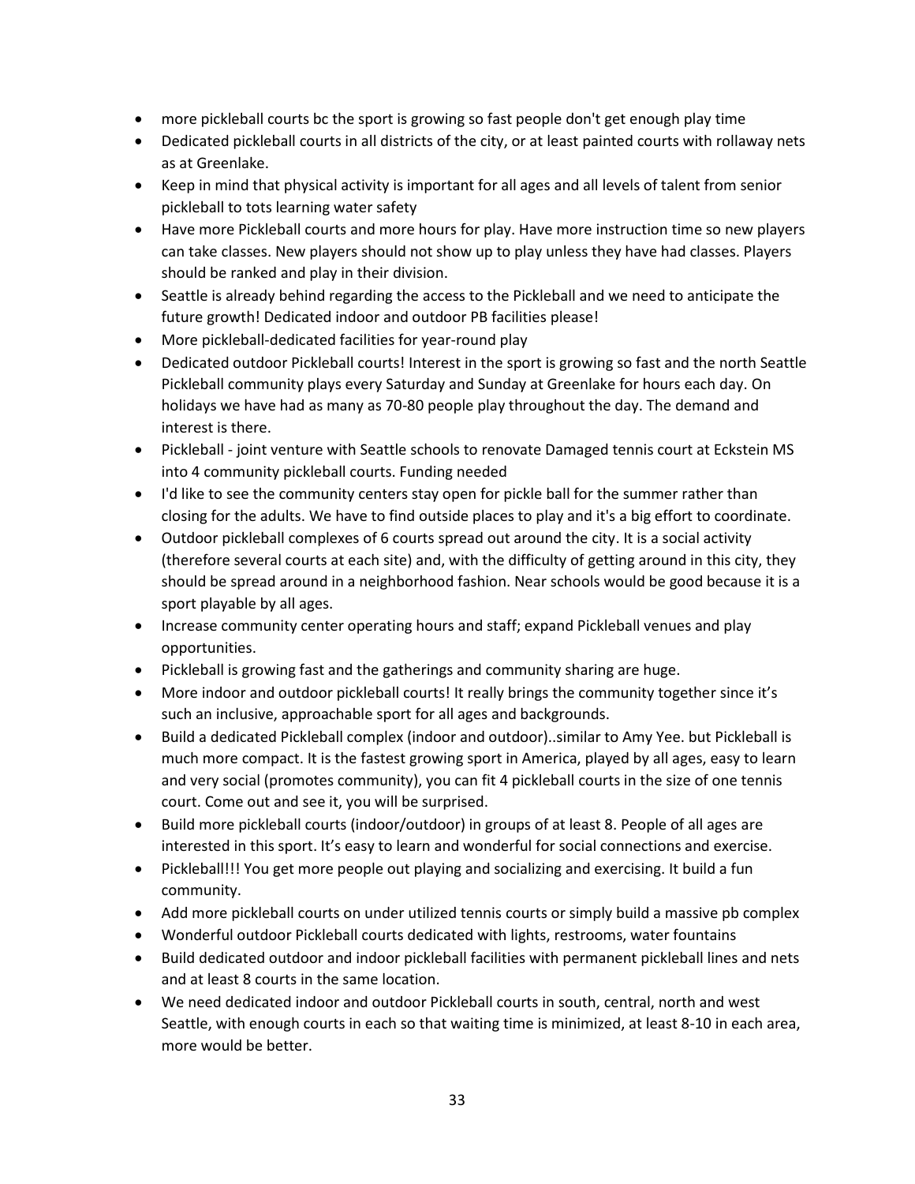- more pickleball courts bc the sport is growing so fast people don't get enough play time
- Dedicated pickleball courts in all districts of the city, or at least painted courts with rollaway nets as at Greenlake.
- Keep in mind that physical activity is important for all ages and all levels of talent from senior pickleball to tots learning water safety
- Have more Pickleball courts and more hours for play. Have more instruction time so new players can take classes. New players should not show up to play unless they have had classes. Players should be ranked and play in their division.
- Seattle is already behind regarding the access to the Pickleball and we need to anticipate the future growth! Dedicated indoor and outdoor PB facilities please!
- More pickleball-dedicated facilities for year-round play
- Dedicated outdoor Pickleball courts! Interest in the sport is growing so fast and the north Seattle Pickleball community plays every Saturday and Sunday at Greenlake for hours each day. On holidays we have had as many as 70-80 people play throughout the day. The demand and interest is there.
- Pickleball - joint venture with Seattle schools to renovate Damaged tennis court at Eckstein MS into 4 community pickleball courts. Funding needed
- I'd like to see the community centers stay open for pickle ball for the summer rather than closing for the adults. We have to find outside places to play and it's a big effort to coordinate.
- Outdoor pickleball complexes of 6 courts spread out around the city. It is a social activity (therefore several courts at each site) and, with the difficulty of getting around in this city, they should be spread around in a neighborhood fashion. Near schools would be good because it is a sport playable by all ages.
- Increase community center operating hours and staff; expand Pickleball venues and play opportunities.
- Pickleball is growing fast and the gatherings and community sharing are huge.
- More indoor and outdoor pickleball courts! It really brings the community together since it's such an inclusive, approachable sport for all ages and backgrounds.
- Build a dedicated Pickleball complex (indoor and outdoor)..similar to Amy Yee. but Pickleball is much more compact. It is the fastest growing sport in America, played by all ages, easy to learn and very social (promotes community), you can fit 4 pickleball courts in the size of one tennis court. Come out and see it, you will be surprised.
- Build more pickleball courts (indoor/outdoor) in groups of at least 8. People of all ages are interested in this sport. It's easy to learn and wonderful for social connections and exercise.
- Pickleball!!! You get more people out playing and socializing and exercising. It build a fun community.
- Add more pickleball courts on under utilized tennis courts or simply build a massive pb complex
- Wonderful outdoor Pickleball courts dedicated with lights, restrooms, water fountains
- Build dedicated outdoor and indoor pickleball facilities with permanent pickleball lines and nets and at least 8 courts in the same location.
- We need dedicated indoor and outdoor Pickleball courts in south, central, north and west Seattle, with enough courts in each so that waiting time is minimized, at least 8-10 in each area, more would be better.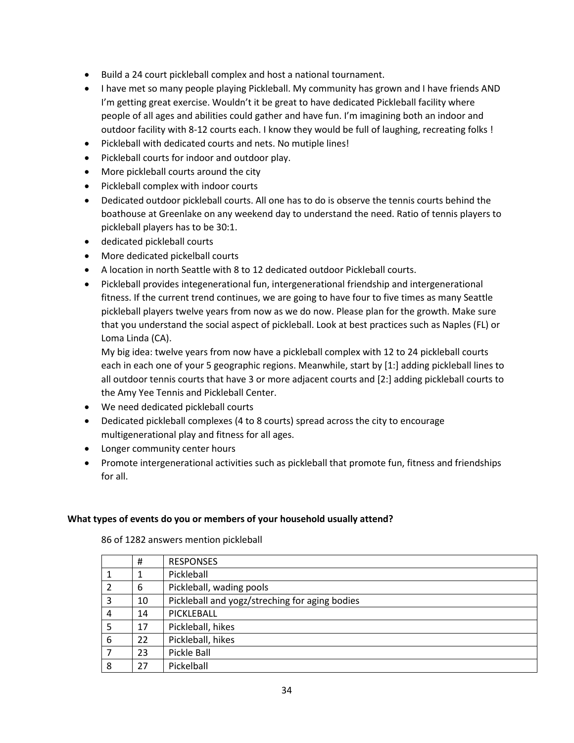- Build a 24 court pickleball complex and host a national tournament.
- I have met so many people playing Pickleball. My community has grown and I have friends AND I'm getting great exercise. Wouldn't it be great to have dedicated Pickleball facility where people of all ages and abilities could gather and have fun. I'm imagining both an indoor and outdoor facility with 8-12 courts each. I know they would be full of laughing, recreating folks !
- Pickleball with dedicated courts and nets. No mutiple lines!
- Pickleball courts for indoor and outdoor play.
- More pickleball courts around the city
- Pickleball complex with indoor courts
- Dedicated outdoor pickleball courts. All one has to do is observe the tennis courts behind the boathouse at Greenlake on any weekend day to understand the need. Ratio of tennis players to pickleball players has to be 30:1.
- dedicated pickleball courts
- More dedicated pickelball courts
- A location in north Seattle with 8 to 12 dedicated outdoor Pickleball courts.
- Pickleball provides integenerational fun, intergenerational friendship and intergenerational fitness. If the current trend continues, we are going to have four to five times as many Seattle pickleball players twelve years from now as we do now. Please plan for the growth. Make sure that you understand the social aspect of pickleball. Look at best practices such as Naples (FL) or Loma Linda (CA).

  My big idea: twelve years from now have a pickleball complex with 12 to 24 pickleball courts each in each one of your 5 geographic regions. Meanwhile, start by [1:] adding pickleball lines to all outdoor tennis courts that have 3 or more adjacent courts and [2:] adding pickleball courts to the Amy Yee Tennis and Pickleball Center.
- We need dedicated pickleball courts
- Dedicated pickleball complexes (4 to 8 courts) spread across the city to encourage multigenerational play and fitness for all ages.
- Longer community center hours
- Promote intergenerational activities such as pickleball that promote fun, fitness and friendships for all.

**What types of events do you or members of your household usually attend?**

86 of 1282 answers mention pickleball

| | # | RESPONSES |
|---|---|---|
| 1 | 1 | Pickleball |
| 2 | 6 | Pickleball, wading pools |
| 3 | 10 | Pickleball and yogz/streching for aging bodies |
| 4 | 14 | PICKLEBALL |
| 5 | 17 | Pickleball, hikes |
| 6 | 22 | Pickleball, hikes |
| 7 | 23 | Pickle Ball |
| 8 | 27 | Pickelball |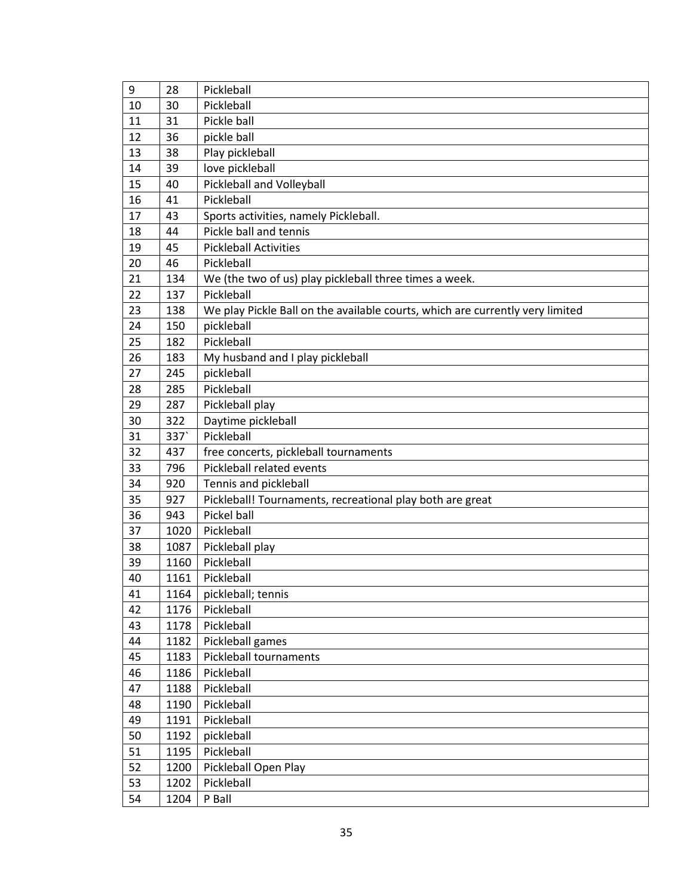| 9 | 28 | Pickleball |
|---|---|---|
| 10 | 30 | Pickleball |
| 11 | 31 | Pickle ball |
| 12 | 36 | pickle ball |
| 13 | 38 | Play pickleball |
| 14 | 39 | love pickleball |
| 15 | 40 | Pickleball and Volleyball |
| 16 | 41 | Pickleball |
| 17 | 43 | Sports activities, namely Pickleball. |
| 18 | 44 | Pickle ball and tennis |
| 19 | 45 | Pickleball Activities |
| 20 | 46 | Pickleball |
| 21 | 134 | We (the two of us) play pickleball three times a week. |
| 22 | 137 | Pickleball |
| 23 | 138 | We play Pickle Ball on the available courts, which are currently very limited |
| 24 | 150 | pickleball |
| 25 | 182 | Pickleball |
| 26 | 183 | My husband and I play pickleball |
| 27 | 245 | pickleball |
| 28 | 285 | Pickleball |
| 29 | 287 | Pickleball play |
| 30 | 322 | Daytime pickleball |
| 31 | 337` | Pickleball |
| 32 | 437 | free concerts, pickleball tournaments |
| 33 | 796 | Pickleball related events |
| 34 | 920 | Tennis and pickleball |
| 35 | 927 | Pickleball! Tournaments, recreational play both are great |
| 36 | 943 | Pickel ball |
| 37 | 1020 | Pickleball |
| 38 | 1087 | Pickleball play |
| 39 | 1160 | Pickleball |
| 40 | 1161 | Pickleball |
| 41 | 1164 | pickleball; tennis |
| 42 | 1176 | Pickleball |
| 43 | 1178 | Pickleball |
| 44 | 1182 | Pickleball games |
| 45 | 1183 | Pickleball tournaments |
| 46 | 1186 | Pickleball |
| 47 | 1188 | Pickleball |
| 48 | 1190 | Pickleball |
| 49 | 1191 | Pickleball |
| 50 | 1192 | pickleball |
| 51 | 1195 | Pickleball |
| 52 | 1200 | Pickleball Open Play |
| 53 | 1202 | Pickleball |
| 54 | 1204 | P Ball |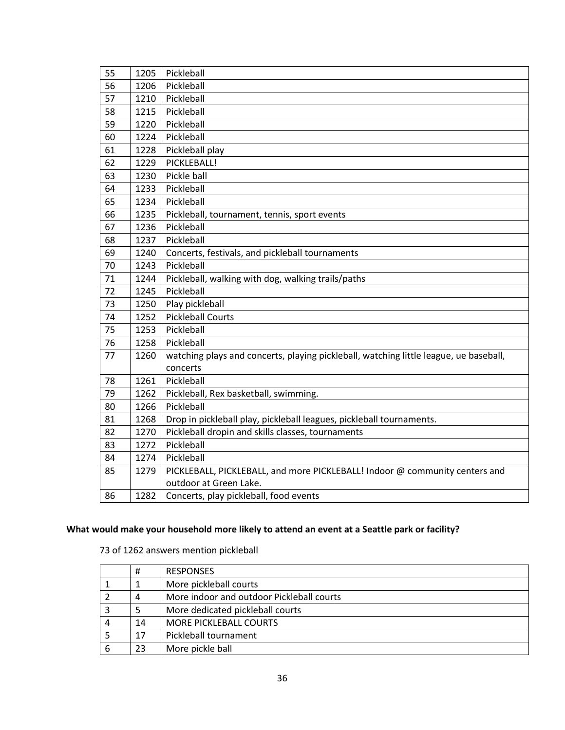| | | |
|---|---|---|
| 55 | 1205 | Pickleball |
| 56 | 1206 | Pickleball |
| 57 | 1210 | Pickleball |
| 58 | 1215 | Pickleball |
| 59 | 1220 | Pickleball |
| 60 | 1224 | Pickleball |
| 61 | 1228 | Pickleball play |
| 62 | 1229 | PICKLEBALL! |
| 63 | 1230 | Pickle ball |
| 64 | 1233 | Pickleball |
| 65 | 1234 | Pickleball |
| 66 | 1235 | Pickleball, tournament, tennis, sport events |
| 67 | 1236 | Pickleball |
| 68 | 1237 | Pickleball |
| 69 | 1240 | Concerts, festivals, and pickleball tournaments |
| 70 | 1243 | Pickleball |
| 71 | 1244 | Pickleball, walking with dog, walking trails/paths |
| 72 | 1245 | Pickleball |
| 73 | 1250 | Play pickleball |
| 74 | 1252 | Pickleball Courts |
| 75 | 1253 | Pickleball |
| 76 | 1258 | Pickleball |
| 77 | 1260 | watching plays and concerts, playing pickleball, watching little league, ue baseball, concerts |
| 78 | 1261 | Pickleball |
| 79 | 1262 | Pickleball, Rex basketball, swimming. |
| 80 | 1266 | Pickleball |
| 81 | 1268 | Drop in pickleball play, pickleball leagues, pickleball tournaments. |
| 82 | 1270 | Pickleball dropin and skills classes, tournaments |
| 83 | 1272 | Pickleball |
| 84 | 1274 | Pickleball |
| 85 | 1279 | PICKLEBALL, PICKLEBALL, and more PICKLEBALL! Indoor @ community centers and outdoor at Green Lake. |
| 86 | 1282 | Concerts, play pickleball, food events |

**What would make your household more likely to attend an event at a Seattle park or facility?**

73 of 1262 answers mention pickleball

| | # | RESPONSES |
|---|---|---|
| 1 | 1 | More pickleball courts |
| 2 | 4 | More indoor and outdoor Pickleball courts |
| 3 | 5 | More dedicated pickleball courts |
| 4 | 14 | MORE PICKLEBALL COURTS |
| 5 | 17 | Pickleball tournament |
| 6 | 23 | More pickle ball |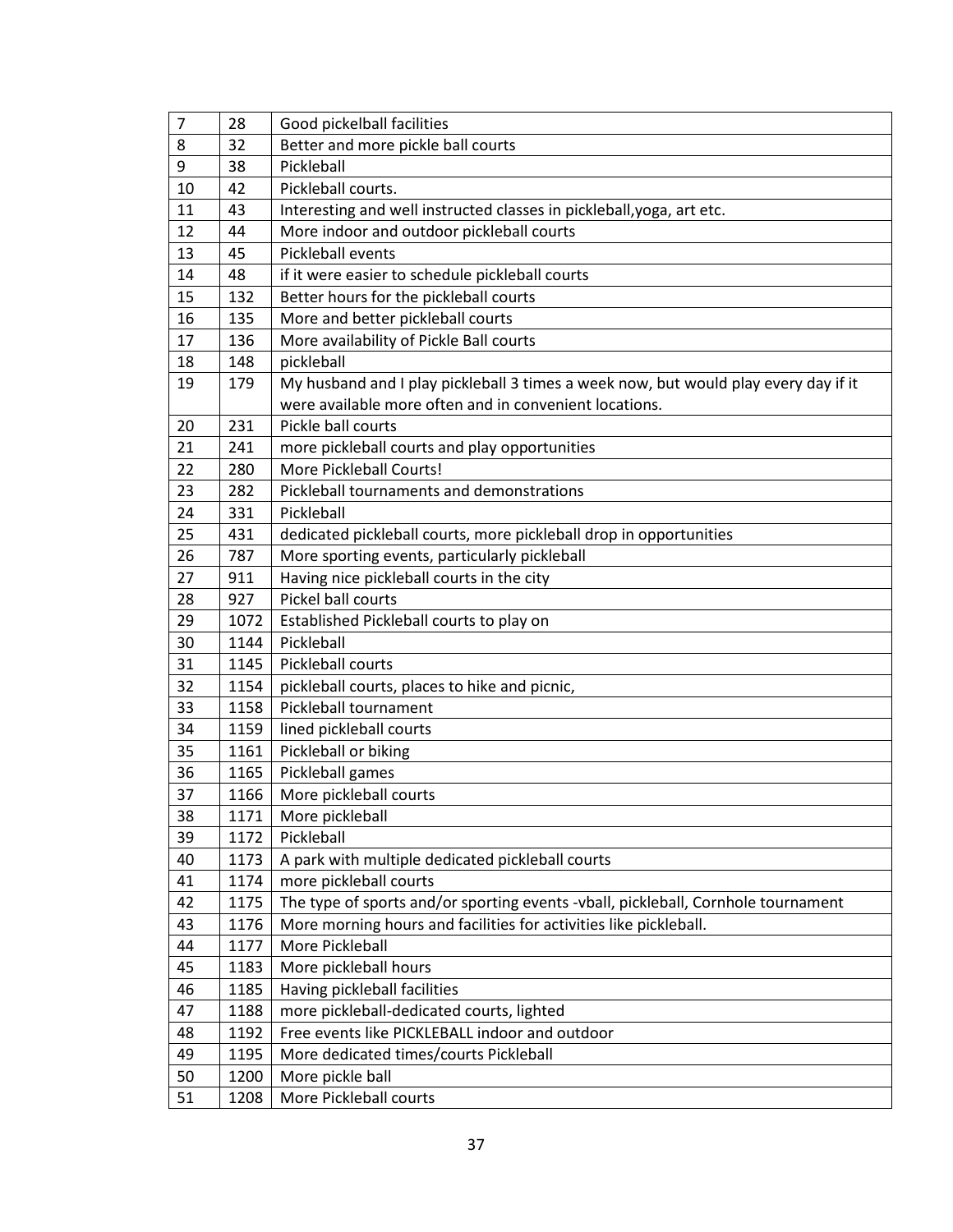| | | |
|---|---|---|
| 7 | 28 | Good pickelball facilities |
| 8 | 32 | Better and more pickle ball courts |
| 9 | 38 | Pickleball |
| 10 | 42 | Pickleball courts. |
| 11 | 43 | Interesting and well instructed classes in pickleball,yoga, art etc. |
| 12 | 44 | More indoor and outdoor pickleball courts |
| 13 | 45 | Pickleball events |
| 14 | 48 | if it were easier to schedule pickleball courts |
| 15 | 132 | Better hours for the pickleball courts |
| 16 | 135 | More and better pickleball courts |
| 17 | 136 | More availability of Pickle Ball courts |
| 18 | 148 | pickleball |
| 19 | 179 | My husband and I play pickleball 3 times a week now, but would play every day if it were available more often and in convenient locations. |
| 20 | 231 | Pickle ball courts |
| 21 | 241 | more pickleball courts and play opportunities |
| 22 | 280 | More Pickleball Courts! |
| 23 | 282 | Pickleball tournaments and demonstrations |
| 24 | 331 | Pickleball |
| 25 | 431 | dedicated pickleball courts, more pickleball drop in opportunities |
| 26 | 787 | More sporting events, particularly pickleball |
| 27 | 911 | Having nice pickleball courts in the city |
| 28 | 927 | Pickel ball courts |
| 29 | 1072 | Established Pickleball courts to play on |
| 30 | 1144 | Pickleball |
| 31 | 1145 | Pickleball courts |
| 32 | 1154 | pickleball courts, places to hike and picnic, |
| 33 | 1158 | Pickleball tournament |
| 34 | 1159 | lined pickleball courts |
| 35 | 1161 | Pickleball or biking |
| 36 | 1165 | Pickleball games |
| 37 | 1166 | More pickleball courts |
| 38 | 1171 | More pickleball |
| 39 | 1172 | Pickleball |
| 40 | 1173 | A park with multiple dedicated pickleball courts |
| 41 | 1174 | more pickleball courts |
| 42 | 1175 | The type of sports and/or sporting events -vball, pickleball, Cornhole tournament |
| 43 | 1176 | More morning hours and facilities for activities like pickleball. |
| 44 | 1177 | More Pickleball |
| 45 | 1183 | More pickleball hours |
| 46 | 1185 | Having pickleball facilities |
| 47 | 1188 | more pickleball-dedicated courts, lighted |
| 48 | 1192 | Free events like PICKLEBALL indoor and outdoor |
| 49 | 1195 | More dedicated times/courts Pickleball |
| 50 | 1200 | More pickle ball |
| 51 | 1208 | More Pickleball courts |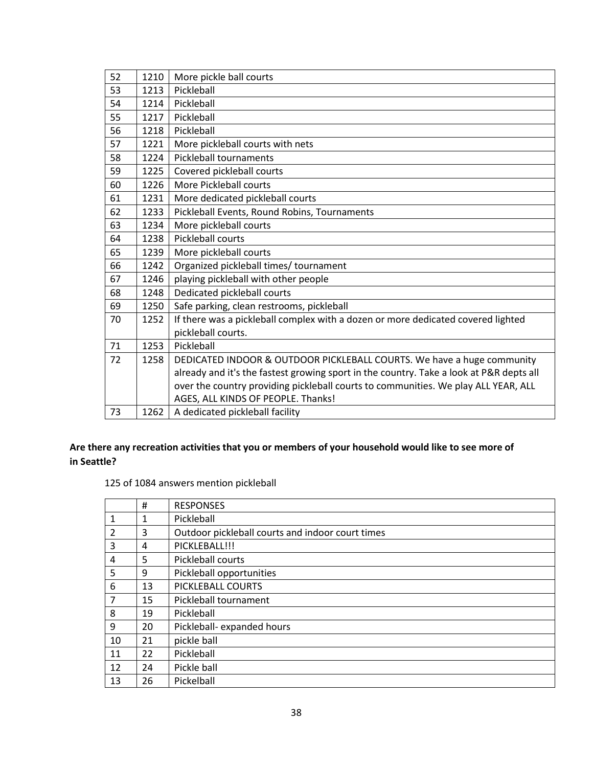| | | |
|---|---|---|
| 52 | 1210 | More pickle ball courts |
| 53 | 1213 | Pickleball |
| 54 | 1214 | Pickleball |
| 55 | 1217 | Pickleball |
| 56 | 1218 | Pickleball |
| 57 | 1221 | More pickleball courts with nets |
| 58 | 1224 | Pickleball tournaments |
| 59 | 1225 | Covered pickleball courts |
| 60 | 1226 | More Pickleball courts |
| 61 | 1231 | More dedicated pickleball courts |
| 62 | 1233 | Pickleball Events, Round Robins, Tournaments |
| 63 | 1234 | More pickleball courts |
| 64 | 1238 | Pickleball courts |
| 65 | 1239 | More pickleball courts |
| 66 | 1242 | Organized pickleball times/ tournament |
| 67 | 1246 | playing pickleball with other people |
| 68 | 1248 | Dedicated pickleball courts |
| 69 | 1250 | Safe parking, clean restrooms, pickleball |
| 70 | 1252 | If there was a pickleball complex with a dozen or more dedicated covered lighted pickleball courts. |
| 71 | 1253 | Pickleball |
| 72 | 1258 | DEDICATED INDOOR & OUTDOOR PICKLEBALL COURTS. We have a huge community already and it's the fastest growing sport in the country. Take a look at P&R depts all over the country providing pickleball courts to communities. We play ALL YEAR, ALL AGES, ALL KINDS OF PEOPLE. Thanks! |
| 73 | 1262 | A dedicated pickleball facility |

**Are there any recreation activities that you or members of your household would like to see more of in Seattle?**

125 of 1084 answers mention pickleball

| | # | RESPONSES |
|---|---|---|
| 1 | 1 | Pickleball |
| 2 | 3 | Outdoor pickleball courts and indoor court times |
| 3 | 4 | PICKLEBALL!!! |
| 4 | 5 | Pickleball courts |
| 5 | 9 | Pickleball opportunities |
| 6 | 13 | PICKLEBALL COURTS |
| 7 | 15 | Pickleball tournament |
| 8 | 19 | Pickleball |
| 9 | 20 | Pickleball- expanded hours |
| 10 | 21 | pickle ball |
| 11 | 22 | Pickleball |
| 12 | 24 | Pickle ball |
| 13 | 26 | Pickelball |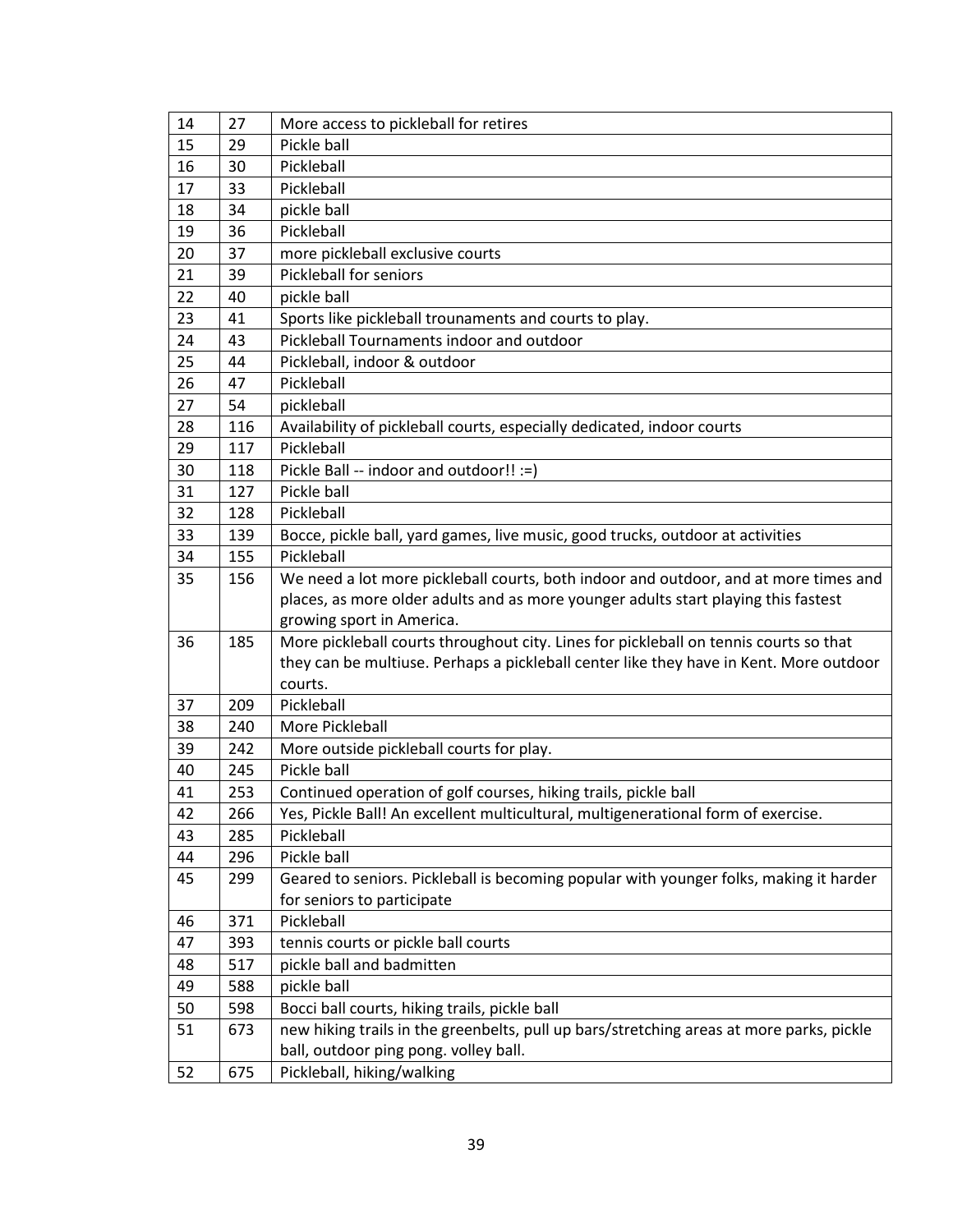| 14 | 27 | More access to pickleball for retires |
|---|---|---|
| 15 | 29 | Pickle ball |
| 16 | 30 | Pickleball |
| 17 | 33 | Pickleball |
| 18 | 34 | pickle ball |
| 19 | 36 | Pickleball |
| 20 | 37 | more pickleball exclusive courts |
| 21 | 39 | Pickleball for seniors |
| 22 | 40 | pickle ball |
| 23 | 41 | Sports like pickleball trounaments and courts to play. |
| 24 | 43 | Pickleball Tournaments indoor and outdoor |
| 25 | 44 | Pickleball, indoor & outdoor |
| 26 | 47 | Pickleball |
| 27 | 54 | pickleball |
| 28 | 116 | Availability of pickleball courts, especially dedicated, indoor courts |
| 29 | 117 | Pickleball |
| 30 | 118 | Pickle Ball -- indoor and outdoor!! :=) |
| 31 | 127 | Pickle ball |
| 32 | 128 | Pickleball |
| 33 | 139 | Bocce, pickle ball, yard games, live music, good trucks, outdoor at activities |
| 34 | 155 | Pickleball |
| 35 | 156 | We need a lot more pickleball courts, both indoor and outdoor, and at more times and places, as more older adults and as more younger adults start playing this fastest growing sport in America. |
| 36 | 185 | More pickleball courts throughout city. Lines for pickleball on tennis courts so that they can be multiuse. Perhaps a pickleball center like they have in Kent. More outdoor courts. |
| 37 | 209 | Pickleball |
| 38 | 240 | More Pickleball |
| 39 | 242 | More outside pickleball courts for play. |
| 40 | 245 | Pickle ball |
| 41 | 253 | Continued operation of golf courses, hiking trails, pickle ball |
| 42 | 266 | Yes, Pickle Ball! An excellent multicultural, multigenerational form of exercise. |
| 43 | 285 | Pickleball |
| 44 | 296 | Pickle ball |
| 45 | 299 | Geared to seniors. Pickleball is becoming popular with younger folks, making it harder for seniors to participate |
| 46 | 371 | Pickleball |
| 47 | 393 | tennis courts or pickle ball courts |
| 48 | 517 | pickle ball and badmitten |
| 49 | 588 | pickle ball |
| 50 | 598 | Bocci ball courts, hiking trails, pickle ball |
| 51 | 673 | new hiking trails in the greenbelts, pull up bars/stretching areas at more parks, pickle ball, outdoor ping pong. volley ball. |
| 52 | 675 | Pickleball, hiking/walking |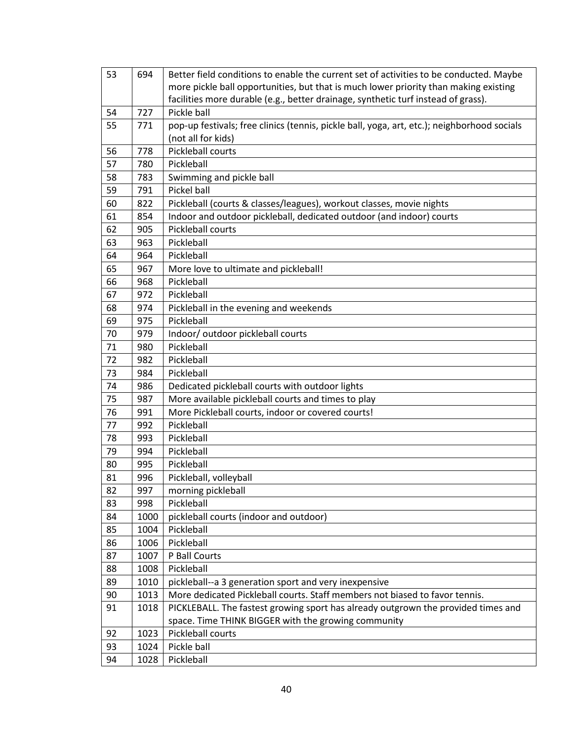| 53 | 694 | Better field conditions to enable the current set of activities to be conducted. Maybe more pickle ball opportunities, but that is much lower priority than making existing facilities more durable (e.g., better drainage, synthetic turf instead of grass). |
|---|---|---|
| 54 | 727 | Pickle ball |
| 55 | 771 | pop-up festivals; free clinics (tennis, pickle ball, yoga, art, etc.); neighborhood socials (not all for kids) |
| 56 | 778 | Pickleball courts |
| 57 | 780 | Pickleball |
| 58 | 783 | Swimming and pickle ball |
| 59 | 791 | Pickel ball |
| 60 | 822 | Pickleball (courts & classes/leagues), workout classes, movie nights |
| 61 | 854 | Indoor and outdoor pickleball, dedicated outdoor (and indoor) courts |
| 62 | 905 | Pickleball courts |
| 63 | 963 | Pickleball |
| 64 | 964 | Pickleball |
| 65 | 967 | More love to ultimate and pickleball! |
| 66 | 968 | Pickleball |
| 67 | 972 | Pickleball |
| 68 | 974 | Pickleball in the evening and weekends |
| 69 | 975 | Pickleball |
| 70 | 979 | Indoor/ outdoor pickleball courts |
| 71 | 980 | Pickleball |
| 72 | 982 | Pickleball |
| 73 | 984 | Pickleball |
| 74 | 986 | Dedicated pickleball courts with outdoor lights |
| 75 | 987 | More available pickleball courts and times to play |
| 76 | 991 | More Pickleball courts, indoor or covered courts! |
| 77 | 992 | Pickleball |
| 78 | 993 | Pickleball |
| 79 | 994 | Pickleball |
| 80 | 995 | Pickleball |
| 81 | 996 | Pickleball, volleyball |
| 82 | 997 | morning pickleball |
| 83 | 998 | Pickleball |
| 84 | 1000 | pickleball courts (indoor and outdoor) |
| 85 | 1004 | Pickleball |
| 86 | 1006 | Pickleball |
| 87 | 1007 | P Ball Courts |
| 88 | 1008 | Pickleball |
| 89 | 1010 | pickleball--a 3 generation sport and very inexpensive |
| 90 | 1013 | More dedicated Pickleball courts. Staff members not biased to favor tennis. |
| 91 | 1018 | PICKLEBALL. The fastest growing sport has already outgrown the provided times and space. Time THINK BIGGER with the growing community |
| 92 | 1023 | Pickleball courts |
| 93 | 1024 | Pickle ball |
| 94 | 1028 | Pickleball |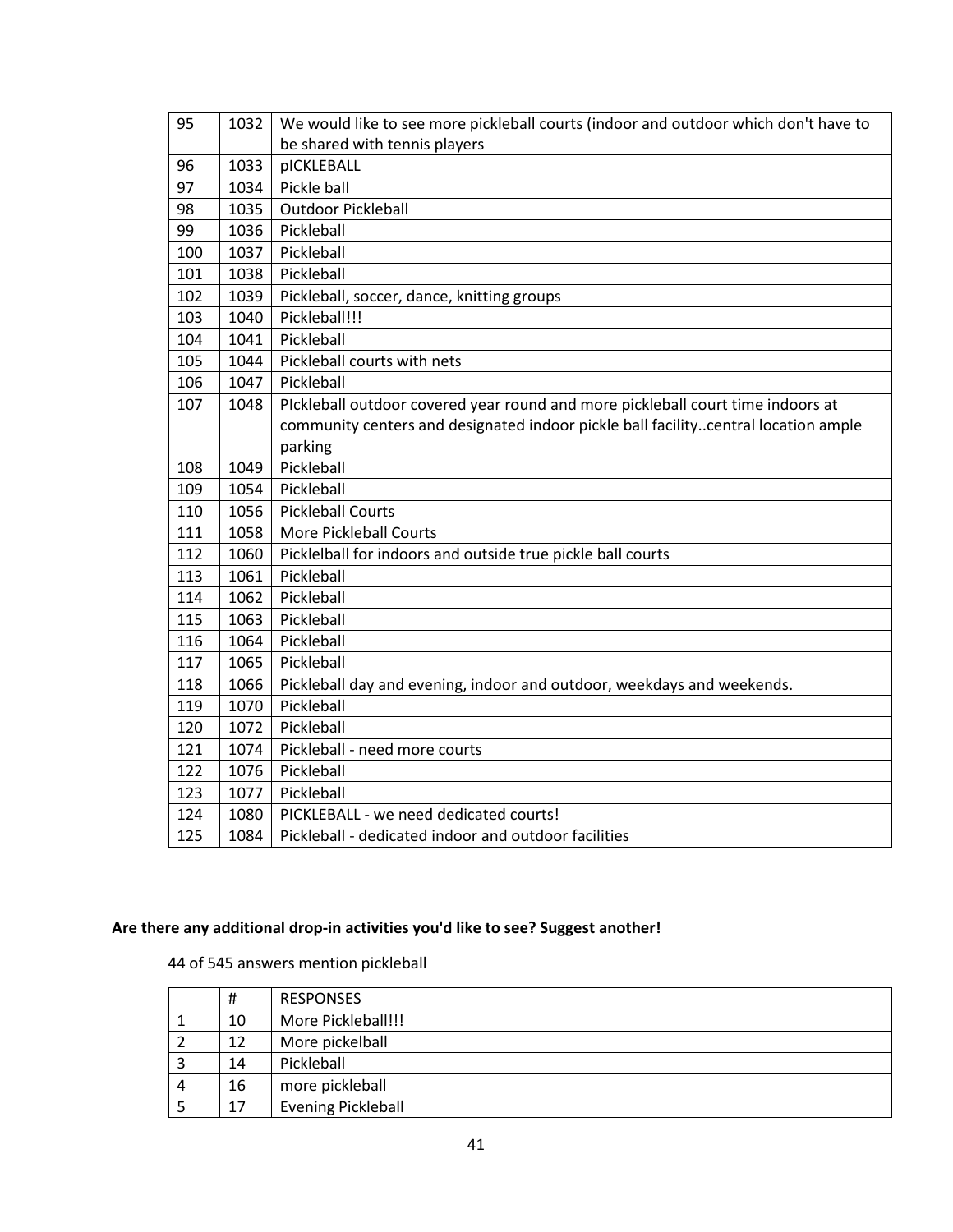| | | |
|---|---|---|
| 95 | 1032 | We would like to see more pickleball courts (indoor and outdoor which don't have to be shared with tennis players |
| 96 | 1033 | pICKLEBALL |
| 97 | 1034 | Pickle ball |
| 98 | 1035 | Outdoor Pickleball |
| 99 | 1036 | Pickleball |
| 100 | 1037 | Pickleball |
| 101 | 1038 | Pickleball |
| 102 | 1039 | Pickleball, soccer, dance, knitting groups |
| 103 | 1040 | Pickleball!!! |
| 104 | 1041 | Pickleball |
| 105 | 1044 | Pickleball courts with nets |
| 106 | 1047 | Pickleball |
| 107 | 1048 | PIckleball outdoor covered year round and more pickleball court time indoors at community centers and designated indoor pickle ball facility..central location ample parking |
| 108 | 1049 | Pickleball |
| 109 | 1054 | Pickleball |
| 110 | 1056 | Pickleball Courts |
| 111 | 1058 | More Pickleball Courts |
| 112 | 1060 | Picklelball for indoors and outside true pickle ball courts |
| 113 | 1061 | Pickleball |
| 114 | 1062 | Pickleball |
| 115 | 1063 | Pickleball |
| 116 | 1064 | Pickleball |
| 117 | 1065 | Pickleball |
| 118 | 1066 | Pickleball day and evening, indoor and outdoor, weekdays and weekends. |
| 119 | 1070 | Pickleball |
| 120 | 1072 | Pickleball |
| 121 | 1074 | Pickleball - need more courts |
| 122 | 1076 | Pickleball |
| 123 | 1077 | Pickleball |
| 124 | 1080 | PICKLEBALL - we need dedicated courts! |
| 125 | 1084 | Pickleball - dedicated indoor and outdoor facilities |

**Are there any additional drop-in activities you'd like to see? Suggest another!**

44 of 545 answers mention pickleball

| | # | RESPONSES |
|---|---|---|
| 1 | 10 | More Pickleball!!! |
| 2 | 12 | More pickelball |
| 3 | 14 | Pickleball |
| 4 | 16 | more pickleball |
| 5 | 17 | Evening Pickleball |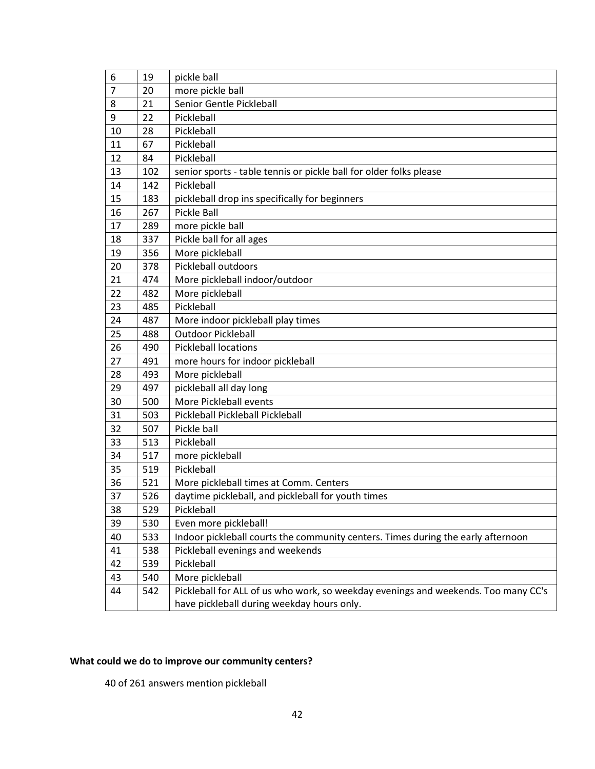| 6 | 19 | pickle ball |
|---|---|---|
| 7 | 20 | more pickle ball |
| 8 | 21 | Senior Gentle Pickleball |
| 9 | 22 | Pickleball |
| 10 | 28 | Pickleball |
| 11 | 67 | Pickleball |
| 12 | 84 | Pickleball |
| 13 | 102 | senior sports - table tennis or pickle ball for older folks please |
| 14 | 142 | Pickleball |
| 15 | 183 | pickleball drop ins specifically for beginners |
| 16 | 267 | Pickle Ball |
| 17 | 289 | more pickle ball |
| 18 | 337 | Pickle ball for all ages |
| 19 | 356 | More pickleball |
| 20 | 378 | Pickleball outdoors |
| 21 | 474 | More pickleball indoor/outdoor |
| 22 | 482 | More pickleball |
| 23 | 485 | Pickleball |
| 24 | 487 | More indoor pickleball play times |
| 25 | 488 | Outdoor Pickleball |
| 26 | 490 | Pickleball locations |
| 27 | 491 | more hours for indoor pickleball |
| 28 | 493 | More pickleball |
| 29 | 497 | pickleball all day long |
| 30 | 500 | More Pickleball events |
| 31 | 503 | Pickleball Pickleball Pickleball |
| 32 | 507 | Pickle ball |
| 33 | 513 | Pickleball |
| 34 | 517 | more pickleball |
| 35 | 519 | Pickleball |
| 36 | 521 | More pickleball times at Comm. Centers |
| 37 | 526 | daytime pickleball, and pickleball for youth times |
| 38 | 529 | Pickleball |
| 39 | 530 | Even more pickleball! |
| 40 | 533 | Indoor pickleball courts the community centers. Times during the early afternoon |
| 41 | 538 | Pickleball evenings and weekends |
| 42 | 539 | Pickleball |
| 43 | 540 | More pickleball |
| 44 | 542 | Pickleball for ALL of us who work, so weekday evenings and weekends. Too many CC's have pickleball during weekday hours only. |

**What could we do to improve our community centers?**

40 of 261 answers mention pickleball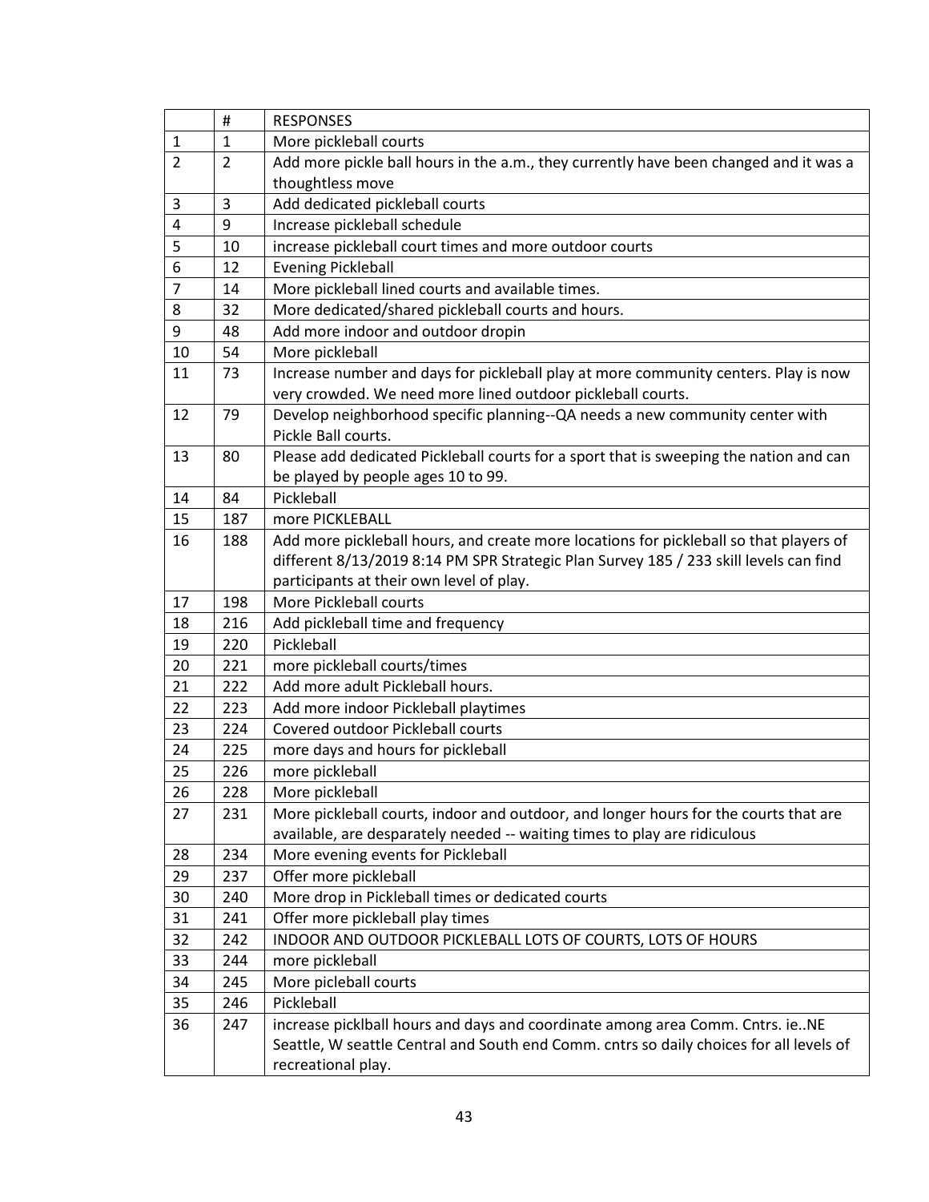|  | # | RESPONSES |
|---|---|---|
| 1 | 1 | More pickleball courts |
| 2 | 2 | Add more pickle ball hours in the a.m., they currently have been changed and it was a thoughtless move |
| 3 | 3 | Add dedicated pickleball courts |
| 4 | 9 | Increase pickleball schedule |
| 5 | 10 | increase pickleball court times and more outdoor courts |
| 6 | 12 | Evening Pickleball |
| 7 | 14 | More pickleball lined courts and available times. |
| 8 | 32 | More dedicated/shared pickleball courts and hours. |
| 9 | 48 | Add more indoor and outdoor dropin |
| 10 | 54 | More pickleball |
| 11 | 73 | Increase number and days for pickleball play at more community centers. Play is now very crowded. We need more lined outdoor pickleball courts. |
| 12 | 79 | Develop neighborhood specific planning--QA needs a new community center with Pickle Ball courts. |
| 13 | 80 | Please add dedicated Pickleball courts for a sport that is sweeping the nation and can be played by people ages 10 to 99. |
| 14 | 84 | Pickleball |
| 15 | 187 | more PICKLEBALL |
| 16 | 188 | Add more pickleball hours, and create more locations for pickleball so that players of different 8/13/2019 8:14 PM SPR Strategic Plan Survey 185 / 233 skill levels can find participants at their own level of play. |
| 17 | 198 | More Pickleball courts |
| 18 | 216 | Add pickleball time and frequency |
| 19 | 220 | Pickleball |
| 20 | 221 | more pickleball courts/times |
| 21 | 222 | Add more adult Pickleball hours. |
| 22 | 223 | Add more indoor Pickleball playtimes |
| 23 | 224 | Covered outdoor Pickleball courts |
| 24 | 225 | more days and hours for pickleball |
| 25 | 226 | more pickleball |
| 26 | 228 | More pickleball |
| 27 | 231 | More pickleball courts, indoor and outdoor, and longer hours for the courts that are available, are desparately needed -- waiting times to play are ridiculous |
| 28 | 234 | More evening events for Pickleball |
| 29 | 237 | Offer more pickleball |
| 30 | 240 | More drop in Pickleball times or dedicated courts |
| 31 | 241 | Offer more pickleball play times |
| 32 | 242 | INDOOR AND OUTDOOR PICKLEBALL LOTS OF COURTS, LOTS OF HOURS |
| 33 | 244 | more pickleball |
| 34 | 245 | More picleball courts |
| 35 | 246 | Pickleball |
| 36 | 247 | increase picklball hours and days and coordinate among area Comm. Cntrs. ie..NE Seattle, W seattle Central and South end Comm. cntrs so daily choices for all levels of recreational play. |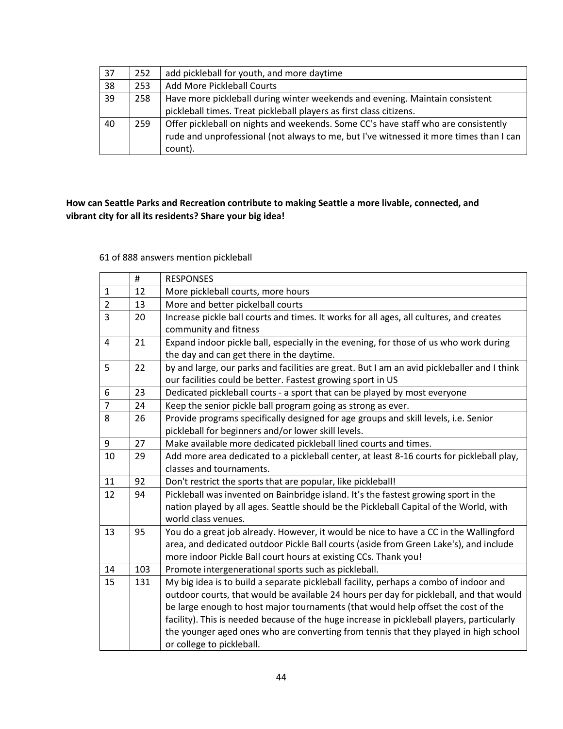| | | |
|---|---|---|
| 37 | 252 | add pickleball for youth, and more daytime |
| 38 | 253 | Add More Pickleball Courts |
| 39 | 258 | Have more pickleball during winter weekends and evening. Maintain consistent pickleball times. Treat pickleball players as first class citizens. |
| 40 | 259 | Offer pickleball on nights and weekends. Some CC's have staff who are consistently rude and unprofessional (not always to me, but I've witnessed it more times than I can count). |

**How can Seattle Parks and Recreation contribute to making Seattle a more livable, connected, and vibrant city for all its residents? Share your big idea!**

61 of 888 answers mention pickleball

| | # | RESPONSES |
|---|---|---|
| 1 | 12 | More pickleball courts, more hours |
| 2 | 13 | More and better pickelball courts |
| 3 | 20 | Increase pickle ball courts and times. It works for all ages, all cultures, and creates community and fitness |
| 4 | 21 | Expand indoor pickle ball, especially in the evening, for those of us who work during the day and can get there in the daytime. |
| 5 | 22 | by and large, our parks and facilities are great. But I am an avid pickleballer and I think our facilities could be better. Fastest growing sport in US |
| 6 | 23 | Dedicated pickleball courts - a sport that can be played by most everyone |
| 7 | 24 | Keep the senior pickle ball program going as strong as ever. |
| 8 | 26 | Provide programs specifically designed for age groups and skill levels, i.e. Senior pickleball for beginners and/or lower skill levels. |
| 9 | 27 | Make available more dedicated pickleball lined courts and times. |
| 10 | 29 | Add more area dedicated to a pickleball center, at least 8-16 courts for pickleball play, classes and tournaments. |
| 11 | 92 | Don't restrict the sports that are popular, like pickleball! |
| 12 | 94 | Pickleball was invented on Bainbridge island. It's the fastest growing sport in the nation played by all ages. Seattle should be the Pickleball Capital of the World, with world class venues. |
| 13 | 95 | You do a great job already. However, it would be nice to have a CC in the Wallingford area, and dedicated outdoor Pickle Ball courts (aside from Green Lake's), and include more indoor Pickle Ball court hours at existing CCs. Thank you! |
| 14 | 103 | Promote intergenerational sports such as pickleball. |
| 15 | 131 | My big idea is to build a separate pickleball facility, perhaps a combo of indoor and outdoor courts, that would be available 24 hours per day for pickleball, and that would be large enough to host major tournaments (that would help offset the cost of the facility). This is needed because of the huge increase in pickleball players, particularly the younger aged ones who are converting from tennis that they played in high school or college to pickleball. |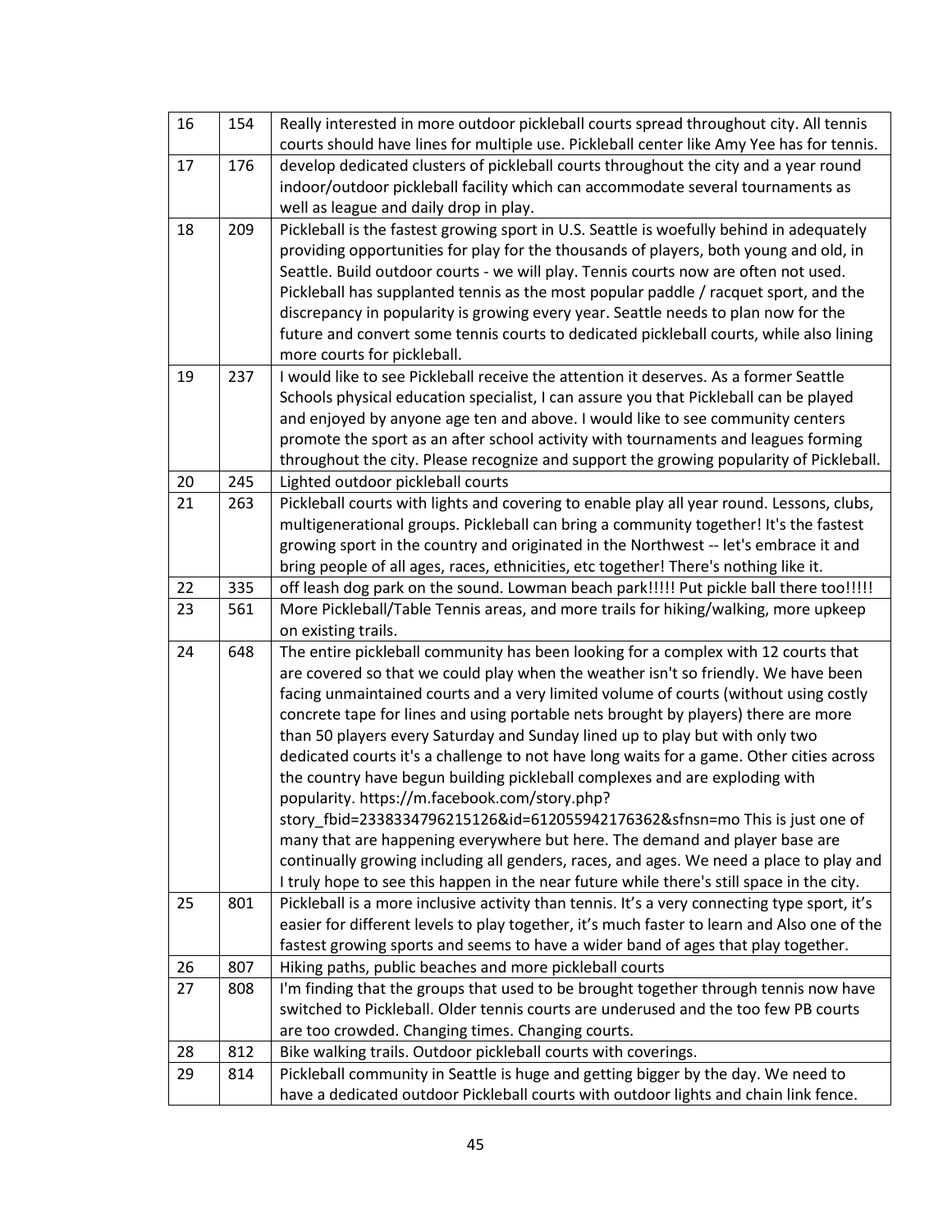| | | |
|---|---|---|
| 16 | 154 | Really interested in more outdoor pickleball courts spread throughout city. All tennis courts should have lines for multiple use. Pickleball center like Amy Yee has for tennis. |
| 17 | 176 | develop dedicated clusters of pickleball courts throughout the city and a year round indoor/outdoor pickleball facility which can accommodate several tournaments as well as league and daily drop in play. |
| 18 | 209 | Pickleball is the fastest growing sport in U.S. Seattle is woefully behind in adequately providing opportunities for play for the thousands of players, both young and old, in Seattle. Build outdoor courts - we will play. Tennis courts now are often not used. Pickleball has supplanted tennis as the most popular paddle / racquet sport, and the discrepancy in popularity is growing every year. Seattle needs to plan now for the future and convert some tennis courts to dedicated pickleball courts, while also lining more courts for pickleball. |
| 19 | 237 | I would like to see Pickleball receive the attention it deserves. As a former Seattle Schools physical education specialist, I can assure you that Pickleball can be played and enjoyed by anyone age ten and above. I would like to see community centers promote the sport as an after school activity with tournaments and leagues forming throughout the city. Please recognize and support the growing popularity of Pickleball. |
| 20 | 245 | Lighted outdoor pickleball courts |
| 21 | 263 | Pickleball courts with lights and covering to enable play all year round. Lessons, clubs, multigenerational groups. Pickleball can bring a community together! It's the fastest growing sport in the country and originated in the Northwest -- let's embrace it and bring people of all ages, races, ethnicities, etc together! There's nothing like it. |
| 22 | 335 | off leash dog park on the sound. Lowman beach park!!!!! Put pickle ball there too!!!!! |
| 23 | 561 | More Pickleball/Table Tennis areas, and more trails for hiking/walking, more upkeep on existing trails. |
| 24 | 648 | The entire pickleball community has been looking for a complex with 12 courts that are covered so that we could play when the weather isn't so friendly. We have been facing unmaintained courts and a very limited volume of courts (without using costly concrete tape for lines and using portable nets brought by players) there are more than 50 players every Saturday and Sunday lined up to play but with only two dedicated courts it's a challenge to not have long waits for a game. Other cities across the country have begun building pickleball complexes and are exploding with popularity. https://m.facebook.com/story.php?story_fbid=2338334796215126&id=612055942176362&sfnsn=mo This is just one of many that are happening everywhere but here. The demand and player base are continually growing including all genders, races, and ages. We need a place to play and I truly hope to see this happen in the near future while there's still space in the city. |
| 25 | 801 | Pickleball is a more inclusive activity than tennis. It's a very connecting type sport, it's easier for different levels to play together, it's much faster to learn and Also one of the fastest growing sports and seems to have a wider band of ages that play together. |
| 26 | 807 | Hiking paths, public beaches and more pickleball courts |
| 27 | 808 | I'm finding that the groups that used to be brought together through tennis now have switched to Pickleball. Older tennis courts are underused and the too few PB courts are too crowded. Changing times. Changing courts. |
| 28 | 812 | Bike walking trails. Outdoor pickleball courts with coverings. |
| 29 | 814 | Pickleball community in Seattle is huge and getting bigger by the day. We need to have a dedicated outdoor Pickleball courts with outdoor lights and chain link fence. |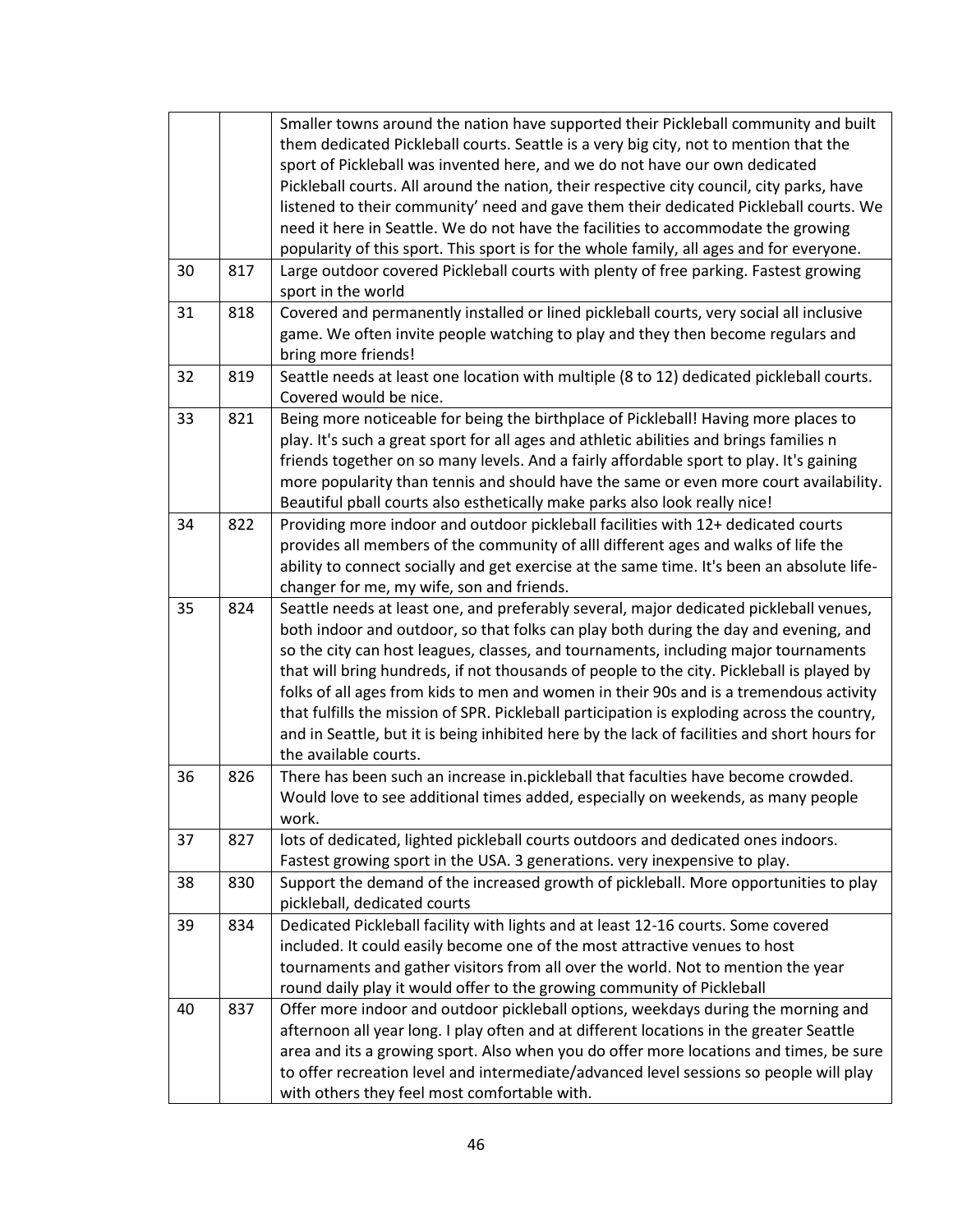| | | |
|---|---|---|
| | | Smaller towns around the nation have supported their Pickleball community and built them dedicated Pickleball courts. Seattle is a very big city, not to mention that the sport of Pickleball was invented here, and we do not have our own dedicated Pickleball courts. All around the nation, their respective city council, city parks, have listened to their community' need and gave them their dedicated Pickleball courts. We need it here in Seattle. We do not have the facilities to accommodate the growing popularity of this sport. This sport is for the whole family, all ages and for everyone. |
| 30 | 817 | Large outdoor covered Pickleball courts with plenty of free parking. Fastest growing sport in the world |
| 31 | 818 | Covered and permanently installed or lined pickleball courts, very social all inclusive game. We often invite people watching to play and they then become regulars and bring more friends! |
| 32 | 819 | Seattle needs at least one location with multiple (8 to 12) dedicated pickleball courts. Covered would be nice. |
| 33 | 821 | Being more noticeable for being the birthplace of Pickleball! Having more places to play. It's such a great sport for all ages and athletic abilities and brings families n friends together on so many levels. And a fairly affordable sport to play. It's gaining more popularity than tennis and should have the same or even more court availability. Beautiful pball courts also esthetically make parks also look really nice! |
| 34 | 822 | Providing more indoor and outdoor pickleball facilities with 12+ dedicated courts provides all members of the community of alll different ages and walks of life the ability to connect socially and get exercise at the same time. It's been an absolute life-changer for me, my wife, son and friends. |
| 35 | 824 | Seattle needs at least one, and preferably several, major dedicated pickleball venues, both indoor and outdoor, so that folks can play both during the day and evening, and so the city can host leagues, classes, and tournaments, including major tournaments that will bring hundreds, if not thousands of people to the city. Pickleball is played by folks of all ages from kids to men and women in their 90s and is a tremendous activity that fulfills the mission of SPR. Pickleball participation is exploding across the country, and in Seattle, but it is being inhibited here by the lack of facilities and short hours for the available courts. |
| 36 | 826 | There has been such an increase in.pickleball that faculties have become crowded. Would love to see additional times added, especially on weekends, as many people work. |
| 37 | 827 | lots of dedicated, lighted pickleball courts outdoors and dedicated ones indoors. Fastest growing sport in the USA. 3 generations. very inexpensive to play. |
| 38 | 830 | Support the demand of the increased growth of pickleball. More opportunities to play pickleball, dedicated courts |
| 39 | 834 | Dedicated Pickleball facility with lights and at least 12-16 courts. Some covered included. It could easily become one of the most attractive venues to host tournaments and gather visitors from all over the world. Not to mention the year round daily play it would offer to the growing community of Pickleball |
| 40 | 837 | Offer more indoor and outdoor pickleball options, weekdays during the morning and afternoon all year long. I play often and at different locations in the greater Seattle area and its a growing sport. Also when you do offer more locations and times, be sure to offer recreation level and intermediate/advanced level sessions so people will play with others they feel most comfortable with. |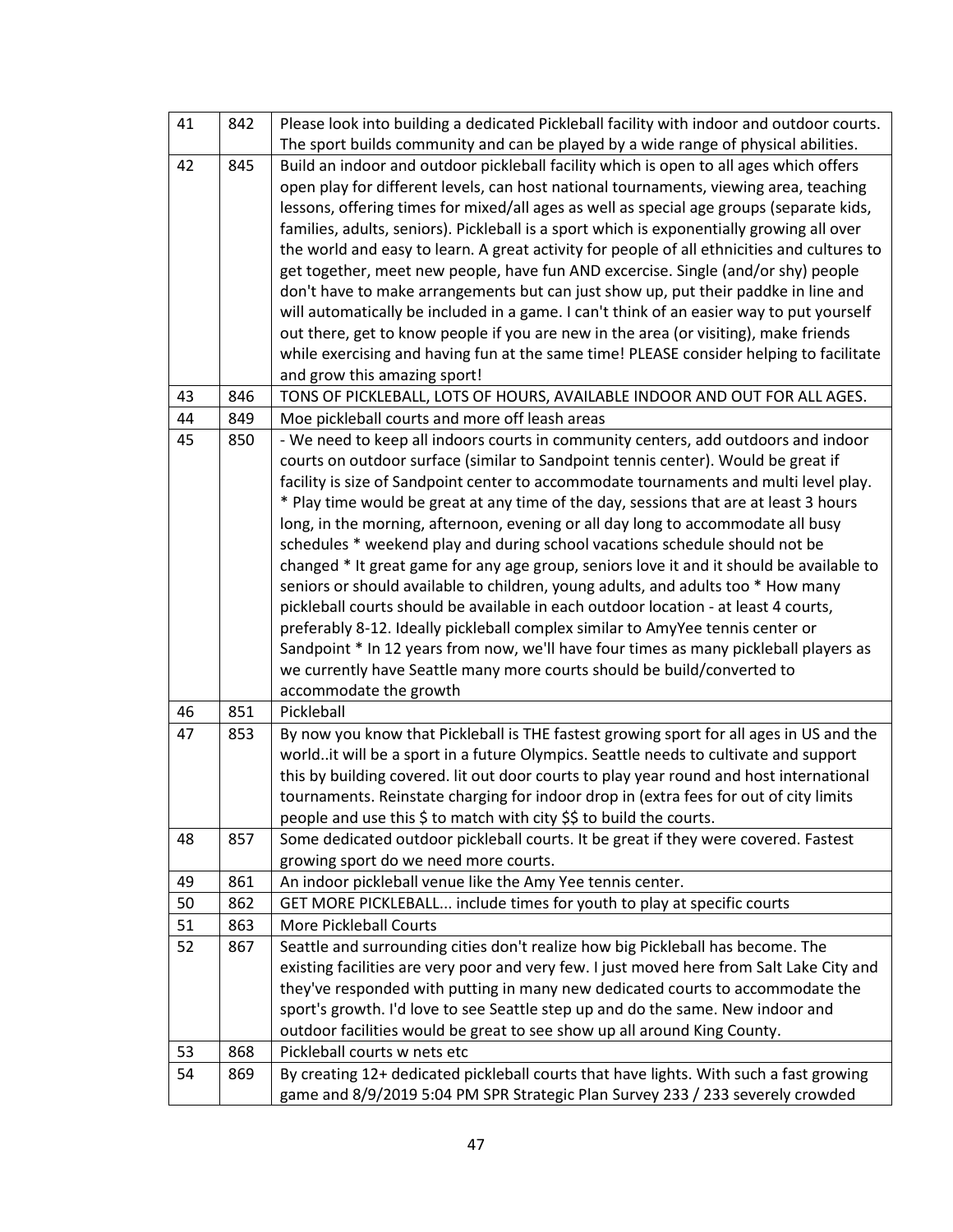| | | |
|---|---|---|
| 41 | 842 | Please look into building a dedicated Pickleball facility with indoor and outdoor courts. The sport builds community and can be played by a wide range of physical abilities. |
| 42 | 845 | Build an indoor and outdoor pickleball facility which is open to all ages which offers open play for different levels, can host national tournaments, viewing area, teaching lessons, offering times for mixed/all ages as well as special age groups (separate kids, families, adults, seniors). Pickleball is a sport which is exponentially growing all over the world and easy to learn. A great activity for people of all ethnicities and cultures to get together, meet new people, have fun AND excercise. Single (and/or shy) people don't have to make arrangements but can just show up, put their paddke in line and will automatically be included in a game. I can't think of an easier way to put yourself out there, get to know people if you are new in the area (or visiting), make friends while exercising and having fun at the same time! PLEASE consider helping to facilitate and grow this amazing sport! |
| 43 | 846 | TONS OF PICKLEBALL, LOTS OF HOURS, AVAILABLE INDOOR AND OUT FOR ALL AGES. |
| 44 | 849 | Moe pickleball courts and more off leash areas |
| 45 | 850 | - We need to keep all indoors courts in community centers, add outdoors and indoor courts on outdoor surface (similar to Sandpoint tennis center). Would be great if facility is size of Sandpoint center to accommodate tournaments and multi level play. * Play time would be great at any time of the day, sessions that are at least 3 hours long, in the morning, afternoon, evening or all day long to accommodate all busy schedules * weekend play and during school vacations schedule should not be changed * It great game for any age group, seniors love it and it should be available to seniors or should available to children, young adults, and adults too * How many pickleball courts should be available in each outdoor location - at least 4 courts, preferably 8-12. Ideally pickleball complex similar to AmyYee tennis center or Sandpoint * In 12 years from now, we'll have four times as many pickleball players as we currently have Seattle many more courts should be build/converted to accommodate the growth |
| 46 | 851 | Pickleball |
| 47 | 853 | By now you know that Pickleball is THE fastest growing sport for all ages in US and the world..it will be a sport in a future Olympics. Seattle needs to cultivate and support this by building covered. lit out door courts to play year round and host international tournaments. Reinstate charging for indoor drop in (extra fees for out of city limits people and use this $ to match with city $$ to build the courts. |
| 48 | 857 | Some dedicated outdoor pickleball courts. It be great if they were covered. Fastest growing sport do we need more courts. |
| 49 | 861 | An indoor pickleball venue like the Amy Yee tennis center. |
| 50 | 862 | GET MORE PICKLEBALL... include times for youth to play at specific courts |
| 51 | 863 | More Pickleball Courts |
| 52 | 867 | Seattle and surrounding cities don't realize how big Pickleball has become. The existing facilities are very poor and very few. I just moved here from Salt Lake City and they've responded with putting in many new dedicated courts to accommodate the sport's growth. I'd love to see Seattle step up and do the same. New indoor and outdoor facilities would be great to see show up all around King County. |
| 53 | 868 | Pickleball courts w nets etc |
| 54 | 869 | By creating 12+ dedicated pickleball courts that have lights. With such a fast growing game and 8/9/2019 5:04 PM SPR Strategic Plan Survey 233 / 233 severely crowded |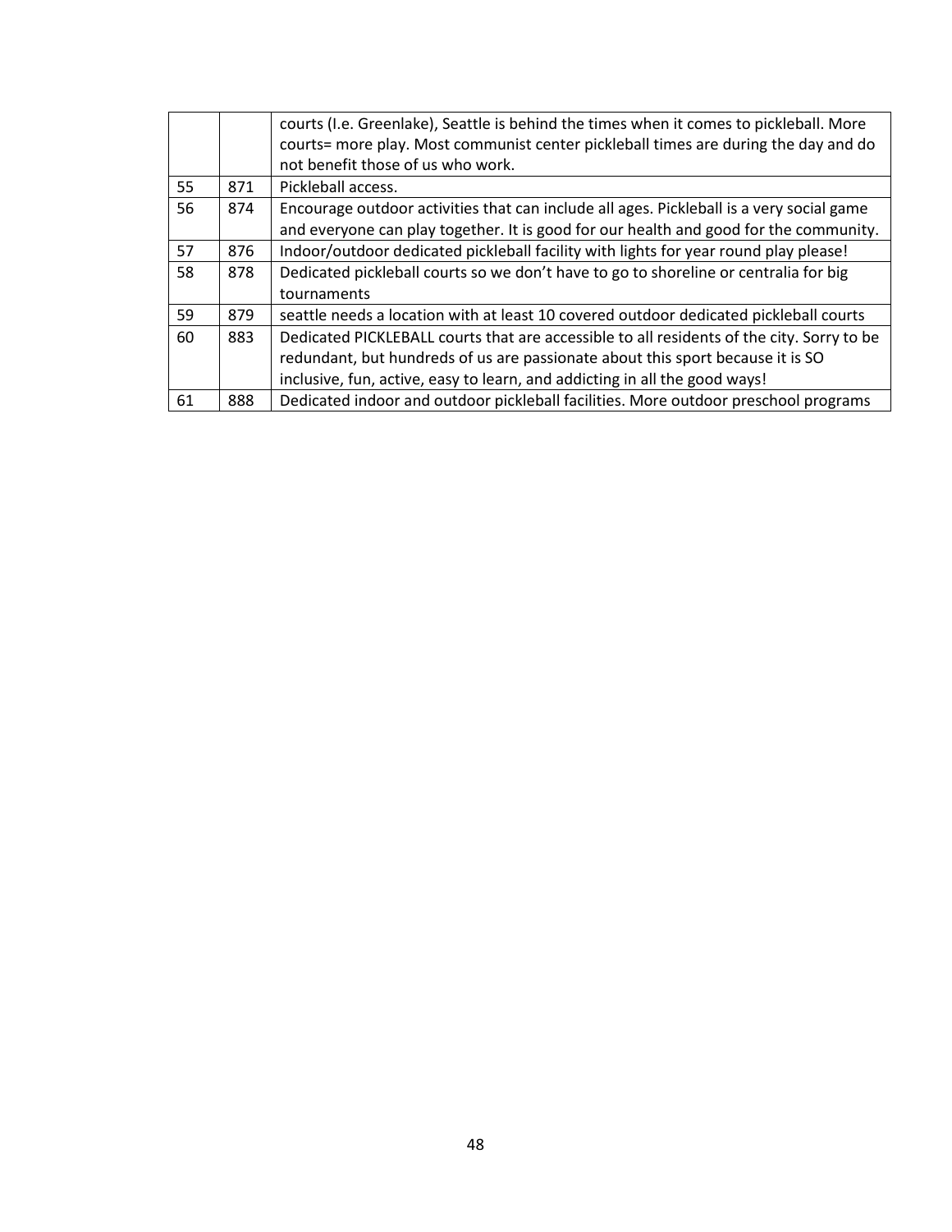| | | |
|---|---|---|
| | | courts (I.e. Greenlake), Seattle is behind the times when it comes to pickleball. More courts= more play. Most communist center pickleball times are during the day and do not benefit those of us who work. |
| 55 | 871 | Pickleball access. |
| 56 | 874 | Encourage outdoor activities that can include all ages. Pickleball is a very social game and everyone can play together. It is good for our health and good for the community. |
| 57 | 876 | Indoor/outdoor dedicated pickleball facility with lights for year round play please! |
| 58 | 878 | Dedicated pickleball courts so we don't have to go to shoreline or centralia for big tournaments |
| 59 | 879 | seattle needs a location with at least 10 covered outdoor dedicated pickleball courts |
| 60 | 883 | Dedicated PICKLEBALL courts that are accessible to all residents of the city. Sorry to be redundant, but hundreds of us are passionate about this sport because it is SO inclusive, fun, active, easy to learn, and addicting in all the good ways! |
| 61 | 888 | Dedicated indoor and outdoor pickleball facilities. More outdoor preschool programs |